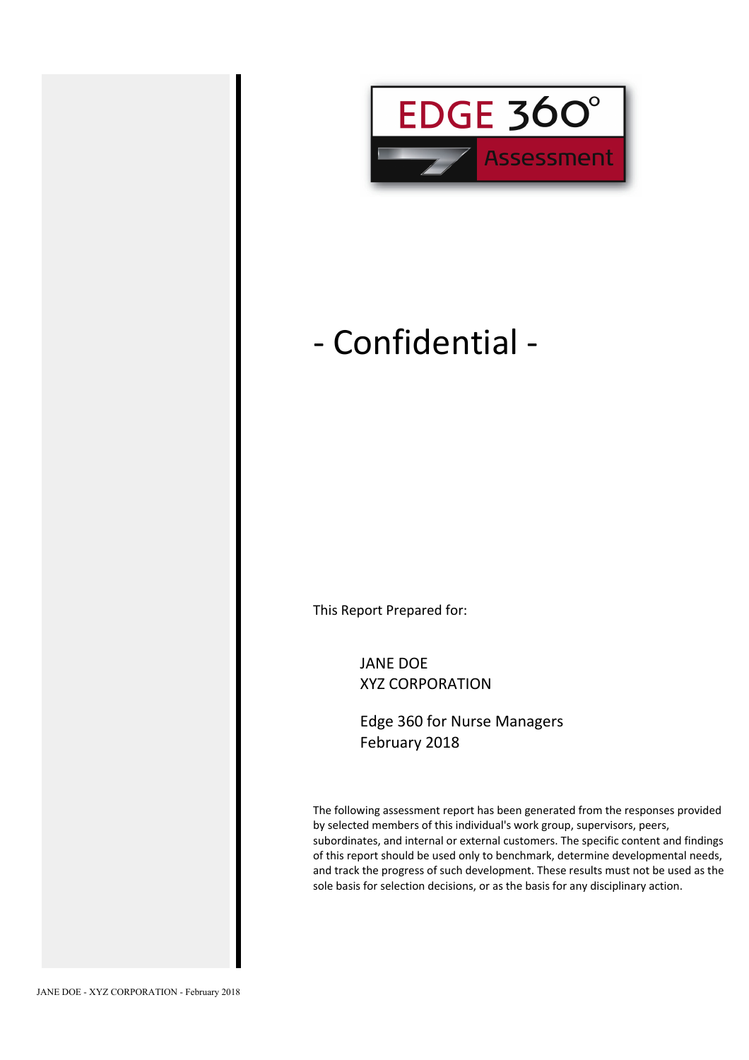EDGE 360°

Assessment

# - Confidential -

This Report Prepared for:

JANE DOE
XYZ CORPORATION

Edge 360 for Nurse Managers
February 2018

The following assessment report has been generated from the responses provided by selected members of this individual's work group, supervisors, peers, subordinates, and internal or external customers. The specific content and findings of this report should be used only to benchmark, determine developmental needs, and track the progress of such development. These results must not be used as the sole basis for selection decisions, or as the basis for any disciplinary action.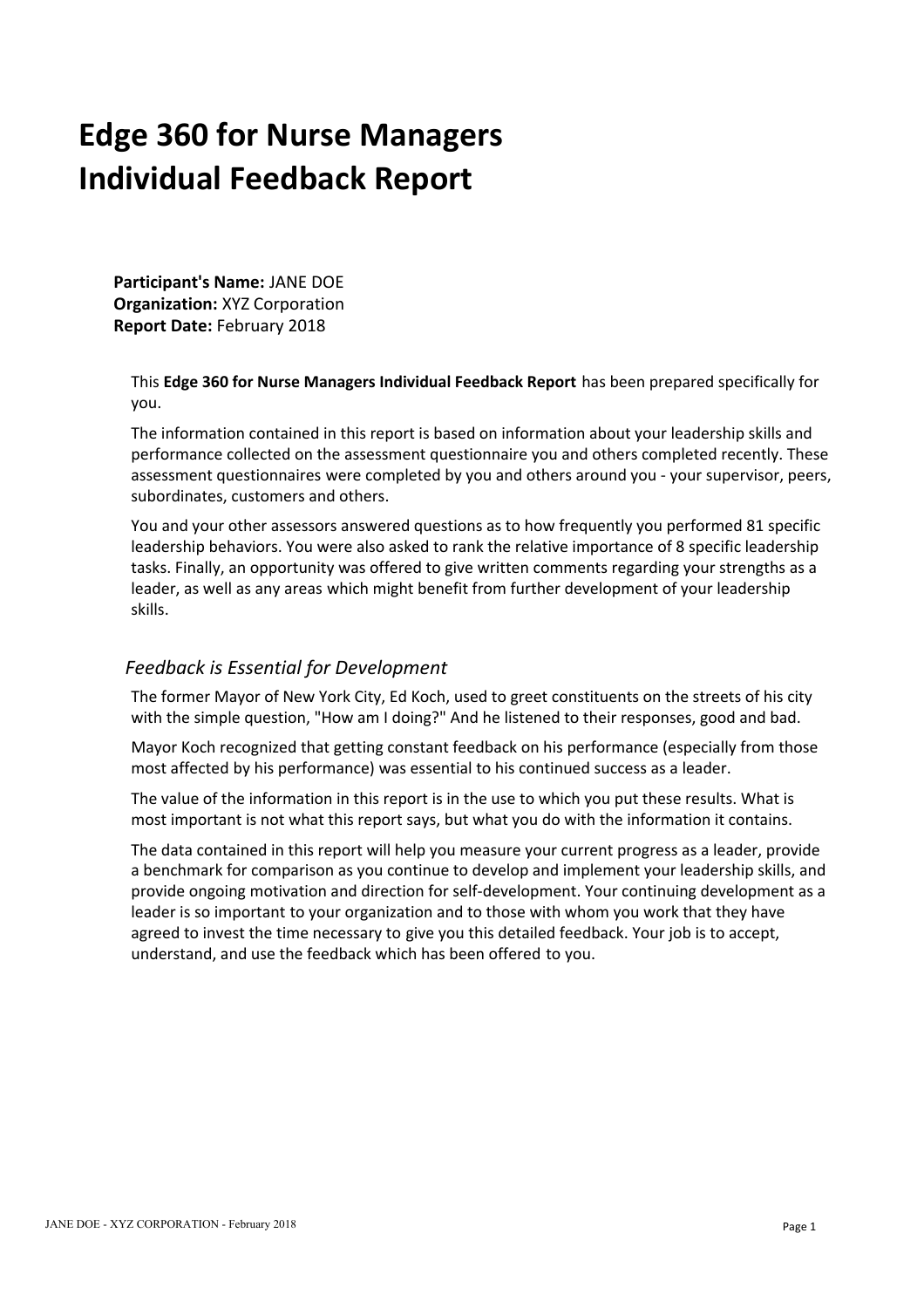# Edge 360 for Nurse Managers Individual Feedback Report

**Participant's Name:** JANE DOE
**Organization:** XYZ Corporation
**Report Date:** February 2018

This **Edge 360 for Nurse Managers Individual Feedback Report** has been prepared specifically for you.

The information contained in this report is based on information about your leadership skills and performance collected on the assessment questionnaire you and others completed recently. These assessment questionnaires were completed by you and others around you - your supervisor, peers, subordinates, customers and others.

You and your other assessors answered questions as to how frequently you performed 81 specific leadership behaviors. You were also asked to rank the relative importance of 8 specific leadership tasks. Finally, an opportunity was offered to give written comments regarding your strengths as a leader, as well as any areas which might benefit from further development of your leadership skills.

## *Feedback is Essential for Development*

The former Mayor of New York City, Ed Koch, used to greet constituents on the streets of his city with the simple question, "How am I doing?" And he listened to their responses, good and bad.

Mayor Koch recognized that getting constant feedback on his performance (especially from those most affected by his performance) was essential to his continued success as a leader.

The value of the information in this report is in the use to which you put these results. What is most important is not what this report says, but what you do with the information it contains.

The data contained in this report will help you measure your current progress as a leader, provide a benchmark for comparison as you continue to develop and implement your leadership skills, and provide ongoing motivation and direction for self-development. Your continuing development as a leader is so important to your organization and to those with whom you work that they have agreed to invest the time necessary to give you this detailed feedback. Your job is to accept, understand, and use the feedback which has been offered to you.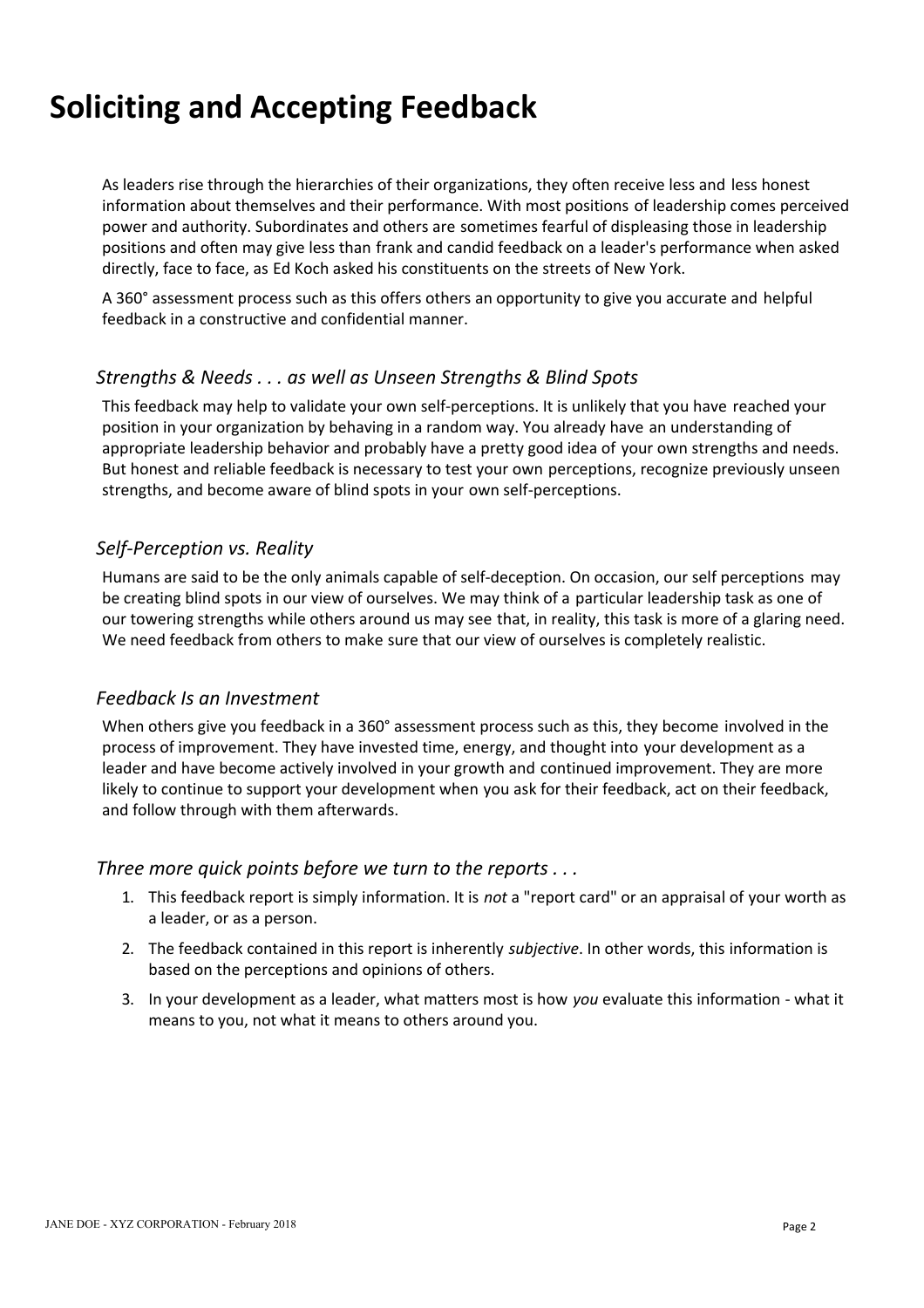# Soliciting and Accepting Feedback

As leaders rise through the hierarchies of their organizations, they often receive less and less honest information about themselves and their performance. With most positions of leadership comes perceived power and authority. Subordinates and others are sometimes fearful of displeasing those in leadership positions and often may give less than frank and candid feedback on a leader's performance when asked directly, face to face, as Ed Koch asked his constituents on the streets of New York.

A 360° assessment process such as this offers others an opportunity to give you accurate and helpful feedback in a constructive and confidential manner.

### *Strengths & Needs . . . as well as Unseen Strengths & Blind Spots*

This feedback may help to validate your own self-perceptions. It is unlikely that you have reached your position in your organization by behaving in a random way. You already have an understanding of appropriate leadership behavior and probably have a pretty good idea of your own strengths and needs. But honest and reliable feedback is necessary to test your own perceptions, recognize previously unseen strengths, and become aware of blind spots in your own self-perceptions.

### *Self-Perception vs. Reality*

Humans are said to be the only animals capable of self-deception. On occasion, our self perceptions may be creating blind spots in our view of ourselves. We may think of a particular leadership task as one of our towering strengths while others around us may see that, in reality, this task is more of a glaring need. We need feedback from others to make sure that our view of ourselves is completely realistic.

### *Feedback Is an Investment*

When others give you feedback in a 360° assessment process such as this, they become involved in the process of improvement. They have invested time, energy, and thought into your development as a leader and have become actively involved in your growth and continued improvement. They are more likely to continue to support your development when you ask for their feedback, act on their feedback, and follow through with them afterwards.

### *Three more quick points before we turn to the reports . . .*

1. This feedback report is simply information. It is *not* a "report card" or an appraisal of your worth as a leader, or as a person.
2. The feedback contained in this report is inherently *subjective*. In other words, this information is based on the perceptions and opinions of others.
3. In your development as a leader, what matters most is how *you* evaluate this information - what it means to you, not what it means to others around you.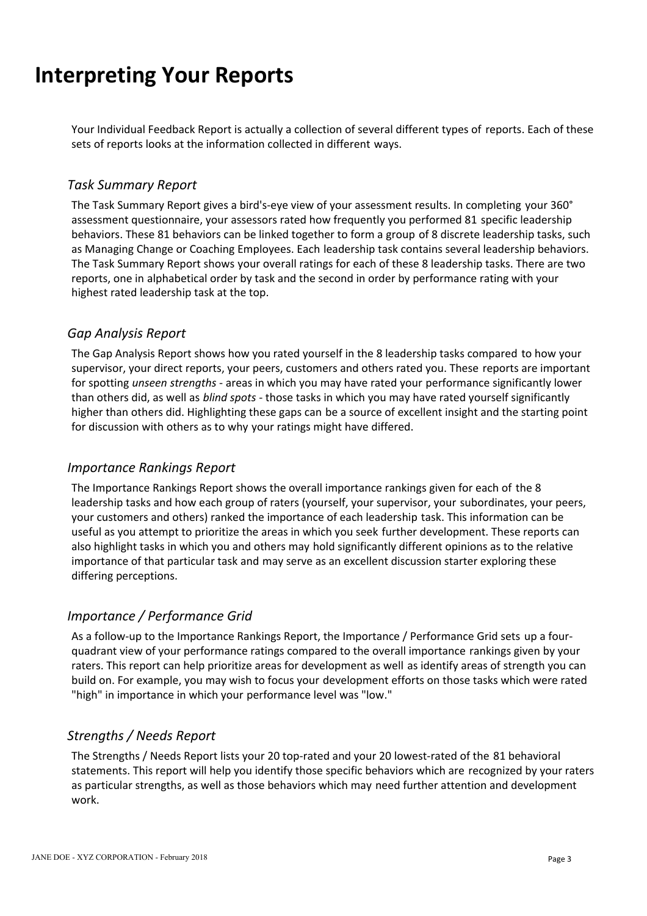# Interpreting Your Reports

Your Individual Feedback Report is actually a collection of several different types of reports. Each of these sets of reports looks at the information collected in different ways.

## *Task Summary Report*

The Task Summary Report gives a bird's-eye view of your assessment results. In completing your 360° assessment questionnaire, your assessors rated how frequently you performed 81 specific leadership behaviors. These 81 behaviors can be linked together to form a group of 8 discrete leadership tasks, such as Managing Change or Coaching Employees. Each leadership task contains several leadership behaviors. The Task Summary Report shows your overall ratings for each of these 8 leadership tasks. There are two reports, one in alphabetical order by task and the second in order by performance rating with your highest rated leadership task at the top.

## *Gap Analysis Report*

The Gap Analysis Report shows how you rated yourself in the 8 leadership tasks compared to how your supervisor, your direct reports, your peers, customers and others rated you. These reports are important for spotting *unseen strengths* - areas in which you may have rated your performance significantly lower than others did, as well as *blind spots* - those tasks in which you may have rated yourself significantly higher than others did. Highlighting these gaps can be a source of excellent insight and the starting point for discussion with others as to why your ratings might have differed.

## *Importance Rankings Report*

The Importance Rankings Report shows the overall importance rankings given for each of the 8 leadership tasks and how each group of raters (yourself, your supervisor, your subordinates, your peers, your customers and others) ranked the importance of each leadership task. This information can be useful as you attempt to prioritize the areas in which you seek further development. These reports can also highlight tasks in which you and others may hold significantly different opinions as to the relative importance of that particular task and may serve as an excellent discussion starter exploring these differing perceptions.

## *Importance / Performance Grid*

As a follow-up to the Importance Rankings Report, the Importance / Performance Grid sets up a four-quadrant view of your performance ratings compared to the overall importance rankings given by your raters. This report can help prioritize areas for development as well as identify areas of strength you can build on. For example, you may wish to focus your development efforts on those tasks which were rated "high" in importance in which your performance level was "low."

## *Strengths / Needs Report*

The Strengths / Needs Report lists your 20 top-rated and your 20 lowest-rated of the 81 behavioral statements. This report will help you identify those specific behaviors which are recognized by your raters as particular strengths, as well as those behaviors which may need further attention and development work.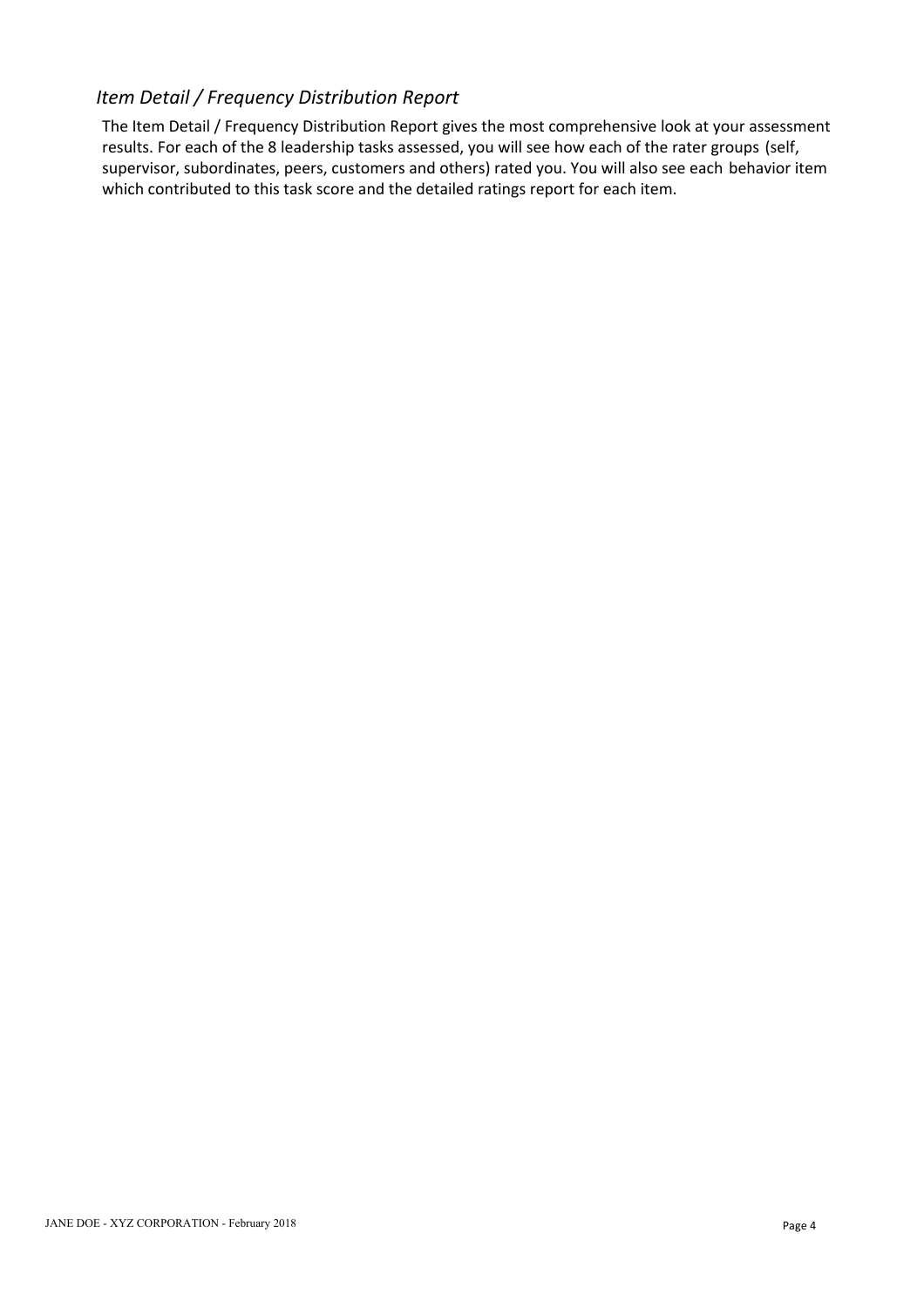## *Item Detail / Frequency Distribution Report*

The Item Detail / Frequency Distribution Report gives the most comprehensive look at your assessment results. For each of the 8 leadership tasks assessed, you will see how each of the rater groups (self, supervisor, subordinates, peers, customers and others) rated you. You will also see each behavior item which contributed to this task score and the detailed ratings report for each item.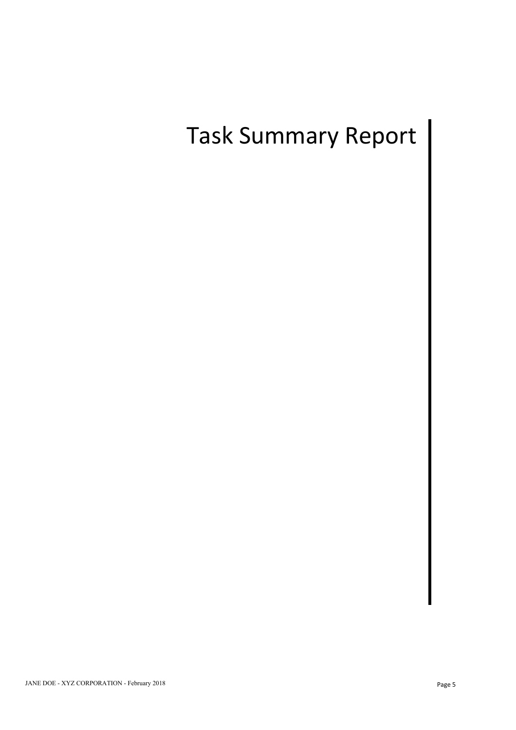# Task Summary Report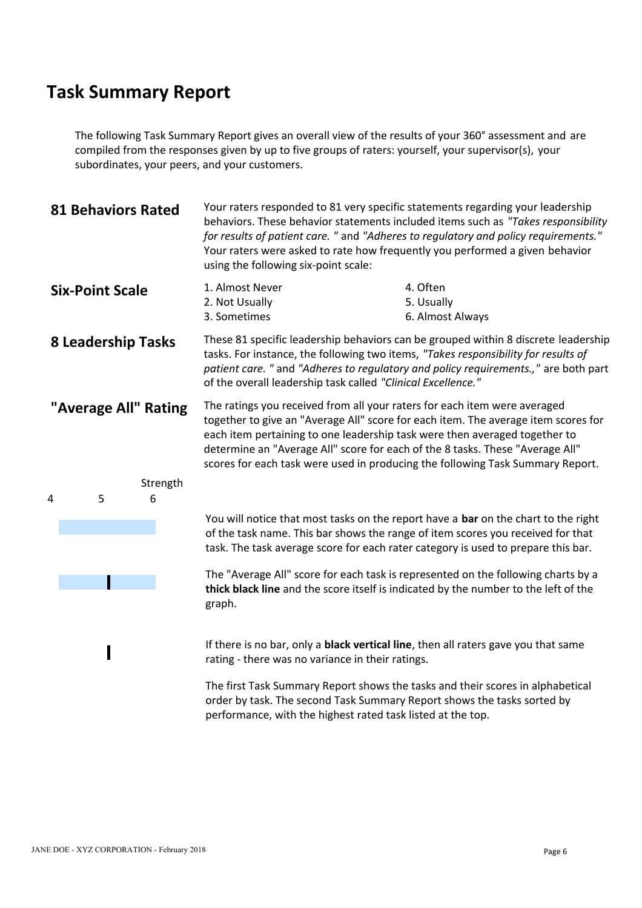# Task Summary Report

The following Task Summary Report gives an overall view of the results of your 360° assessment and are compiled from the responses given by up to five groups of raters: yourself, your supervisor(s), your subordinates, your peers, and your customers.

## 81 Behaviors Rated

Your raters responded to 81 very specific statements regarding your leadership behaviors. These behavior statements included items such as *"Takes responsibility for results of patient care. "* and *"Adheres to regulatory and policy requirements."* Your raters were asked to rate how frequently you performed a given behavior using the following six-point scale:

## Six-Point Scale

1. Almost Never
2. Not Usually
3. Sometimes
4. Often
5. Usually
6. Almost Always

## 8 Leadership Tasks

These 81 specific leadership behaviors can be grouped within 8 discrete leadership tasks. For instance, the following two items, *"Takes responsibility for results of patient care. "* and *"Adheres to regulatory and policy requirements.,"* are both part of the overall leadership task called *"Clinical Excellence."*

## "Average All" Rating

The ratings you received from all your raters for each item were averaged together to give an "Average All" score for each item. The average item scores for each item pertaining to one leadership task were then averaged together to determine an "Average All" score for each of the 8 tasks. These "Average All" scores for each task were used in producing the following Task Summary Report.

Strength

4 5 6

You will notice that most tasks on the report have a **bar** on the chart to the right of the task name. This bar shows the range of item scores you received for that task. The task average score for each rater category is used to prepare this bar.

The "Average All" score for each task is represented on the following charts by a **thick black line** and the score itself is indicated by the number to the left of the graph.

If there is no bar, only a **black vertical line**, then all raters gave you that same rating - there was no variance in their ratings.

The first Task Summary Report shows the tasks and their scores in alphabetical order by task. The second Task Summary Report shows the tasks sorted by performance, with the highest rated task listed at the top.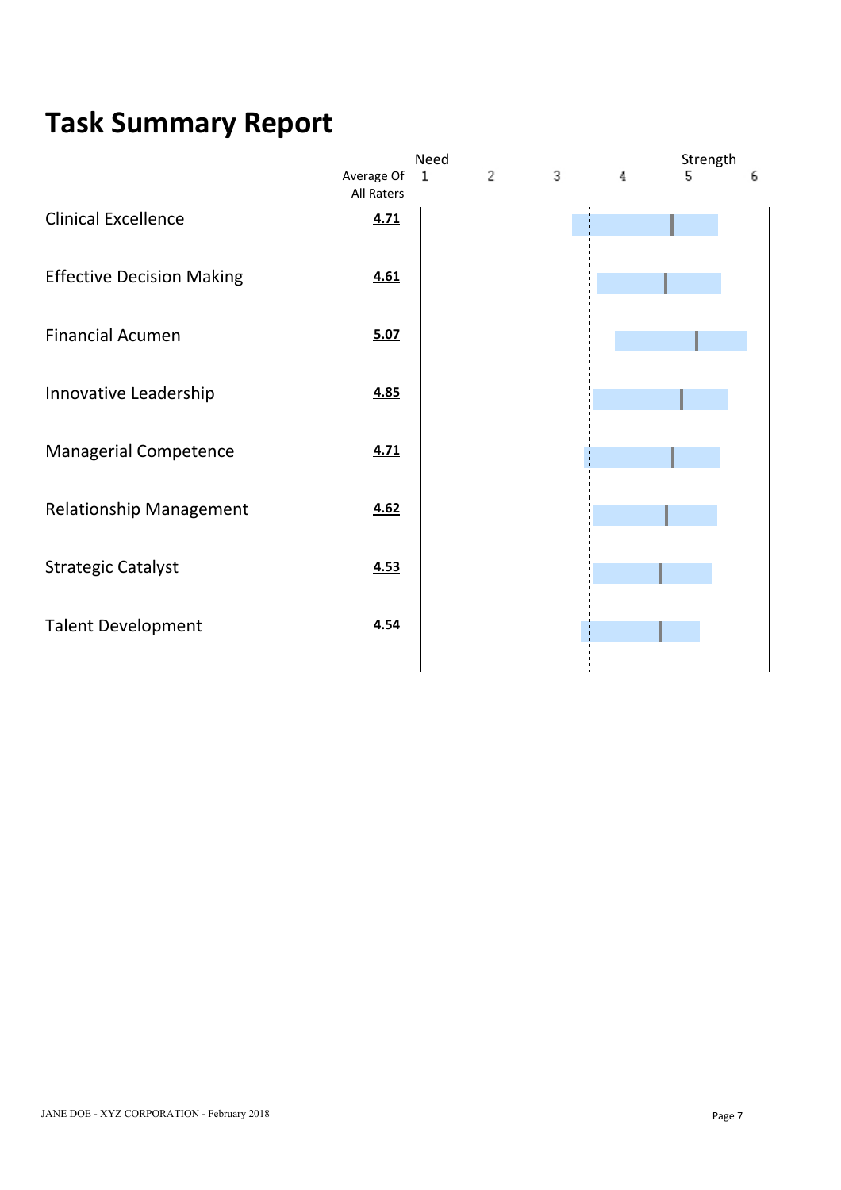# Task Summary Report

| | Average Of All Raters |
|---|---|
| Clinical Excellence | **4.71** |
| Effective Decision Making | **4.61** |
| Financial Acumen | **5.07** |
| Innovative Leadership | **4.85** |
| Managerial Competence | **4.71** |
| Relationship Management | **4.62** |
| Strategic Catalyst | **4.53** |
| Talent Development | **4.54** |

Scale: 1 (Need) – 2 – 3 – 4 – 5 (Strength) – 6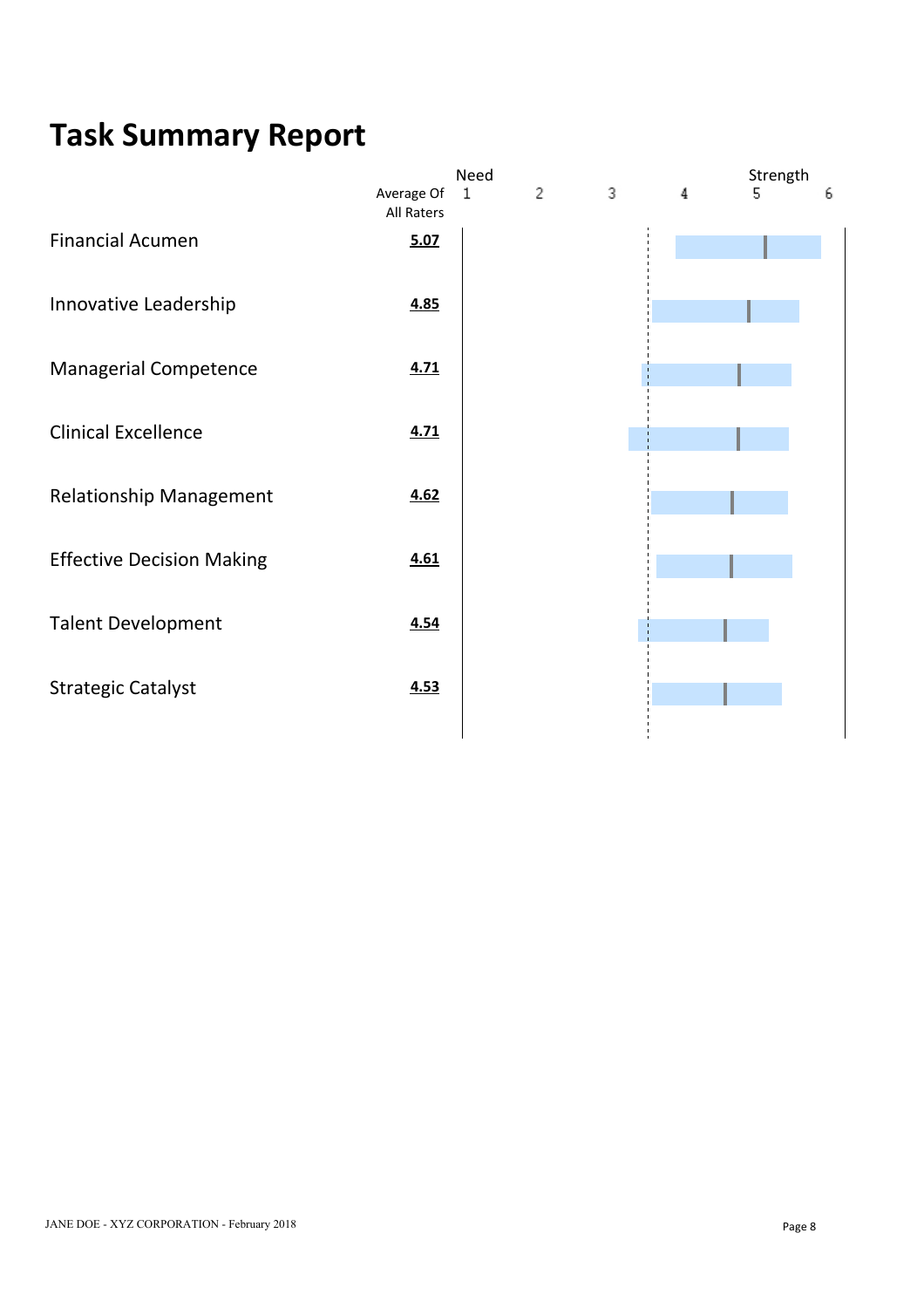# Task Summary Report

| | Average Of All Raters |
|---|---|
| Financial Acumen | **5.07** |
| Innovative Leadership | **4.85** |
| Managerial Competence | **4.71** |
| Clinical Excellence | **4.71** |
| Relationship Management | **4.62** |
| Effective Decision Making | **4.61** |
| Talent Development | **4.54** |
| Strategic Catalyst | **4.53** |

Need 1 2 3 4 5 6 Strength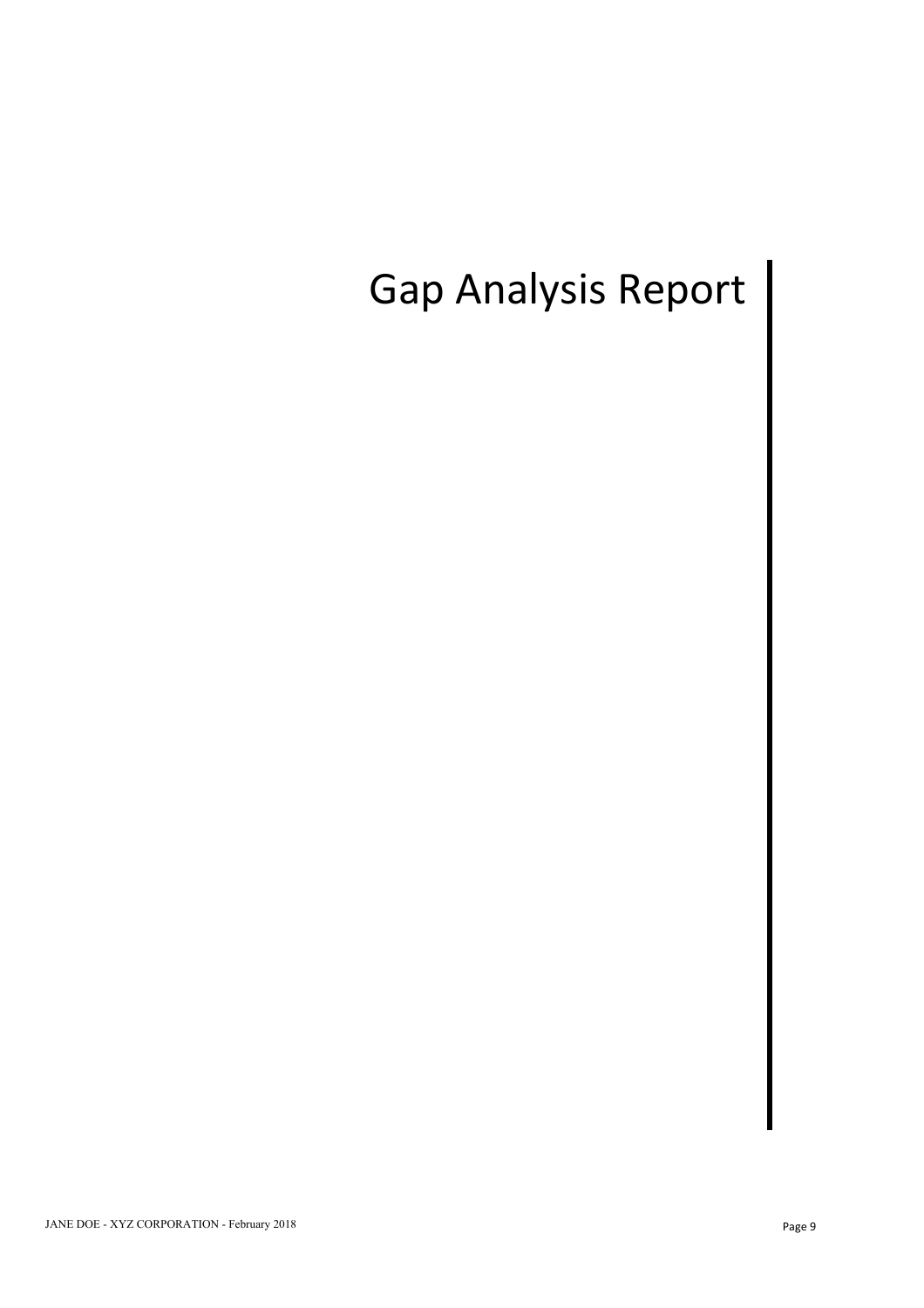# Gap Analysis Report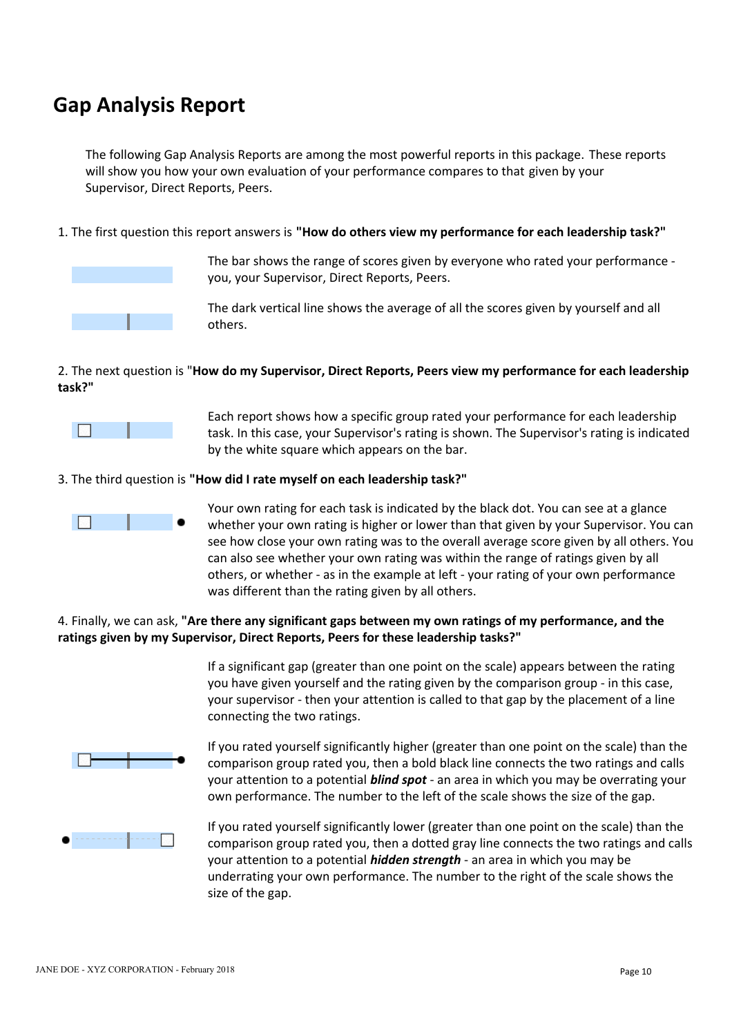# Gap Analysis Report

The following Gap Analysis Reports are among the most powerful reports in this package. These reports will show you how your own evaluation of your performance compares to that given by your Supervisor, Direct Reports, Peers.

1. The first question this report answers is **"How do others view my performance for each leadership task?"**

The bar shows the range of scores given by everyone who rated your performance - you, your Supervisor, Direct Reports, Peers.

The dark vertical line shows the average of all the scores given by yourself and all others.

2. The next question is "**How do my Supervisor, Direct Reports, Peers view my performance for each leadership task?"**

Each report shows how a specific group rated your performance for each leadership task. In this case, your Supervisor's rating is shown. The Supervisor's rating is indicated by the white square which appears on the bar.

3. The third question is **"How did I rate myself on each leadership task?"**

Your own rating for each task is indicated by the black dot. You can see at a glance whether your own rating is higher or lower than that given by your Supervisor. You can see how close your own rating was to the overall average score given by all others. You can also see whether your own rating was within the range of ratings given by all others, or whether - as in the example at left - your rating of your own performance was different than the rating given by all others.

4. Finally, we can ask, **"Are there any significant gaps between my own ratings of my performance, and the ratings given by my Supervisor, Direct Reports, Peers for these leadership tasks?"**

If a significant gap (greater than one point on the scale) appears between the rating you have given yourself and the rating given by the comparison group - in this case, your supervisor - then your attention is called to that gap by the placement of a line connecting the two ratings.

If you rated yourself significantly higher (greater than one point on the scale) than the comparison group rated you, then a bold black line connects the two ratings and calls your attention to a potential ***blind spot*** - an area in which you may be overrating your own performance. The number to the left of the scale shows the size of the gap.

If you rated yourself significantly lower (greater than one point on the scale) than the comparison group rated you, then a dotted gray line connects the two ratings and calls your attention to a potential ***hidden strength*** - an area in which you may be underrating your own performance. The number to the right of the scale shows the size of the gap.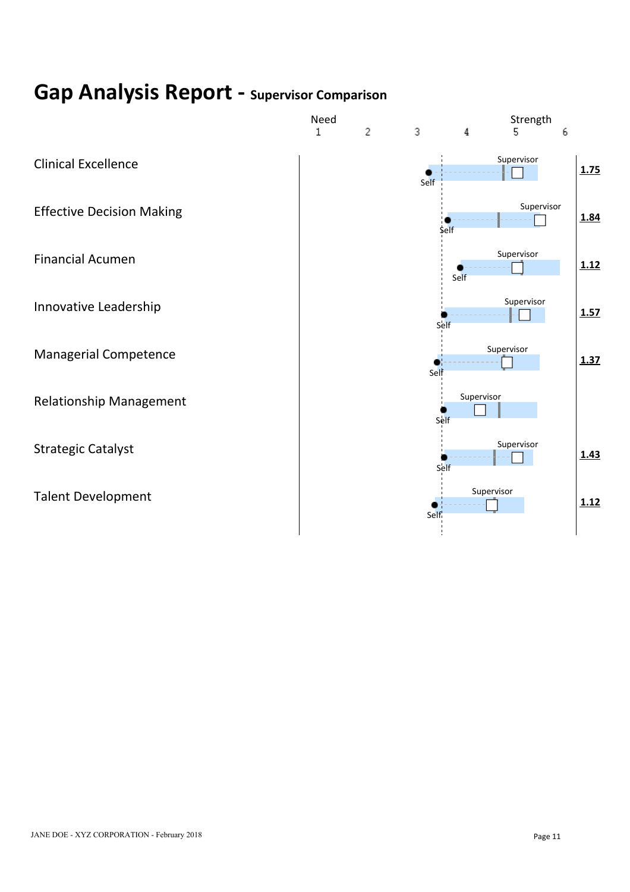# Gap Analysis Report - Supervisor Comparison

| | Need (1–6 scale) → Strength | Gap |
|---|---|---|
| Clinical Excellence | Self / Supervisor | 1.75 |
| Effective Decision Making | Self / Supervisor | 1.84 |
| Financial Acumen | Self / Supervisor | 1.12 |
| Innovative Leadership | Self / Supervisor | 1.57 |
| Managerial Competence | Self / Supervisor | 1.37 |
| Relationship Management | Self / Supervisor | |
| Strategic Catalyst | Self / Supervisor | 1.43 |
| Talent Development | Self / Supervisor | 1.12 |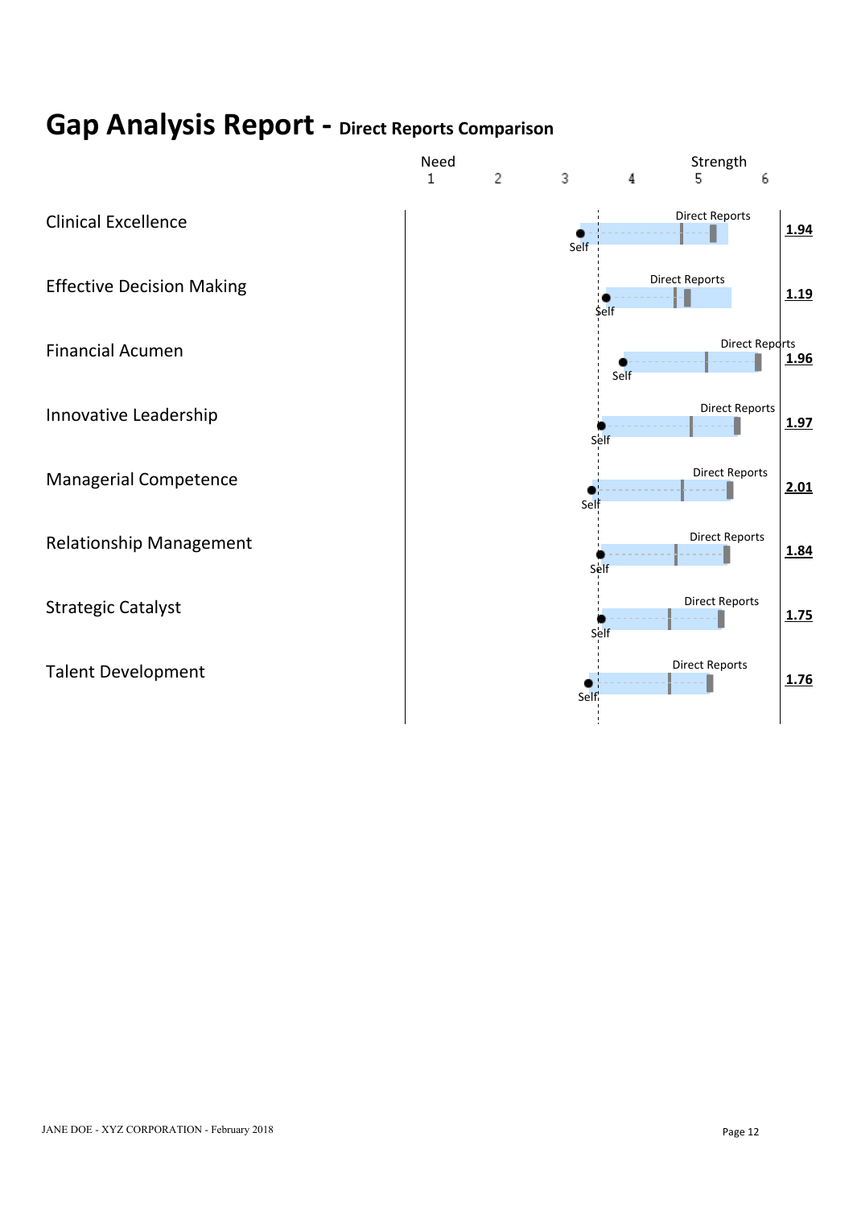# Gap Analysis Report - Direct Reports Comparison

| Competency | Gap |
|---|---|
| Clinical Excellence | 1.94 |
| Effective Decision Making | 1.19 |
| Financial Acumen | 1.96 |
| Innovative Leadership | 1.97 |
| Managerial Competence | 2.01 |
| Relationship Management | 1.84 |
| Strategic Catalyst | 1.75 |
| Talent Development | 1.76 |

Scale: Need 1 – 6 Strength. Markers: Self, Direct Reports.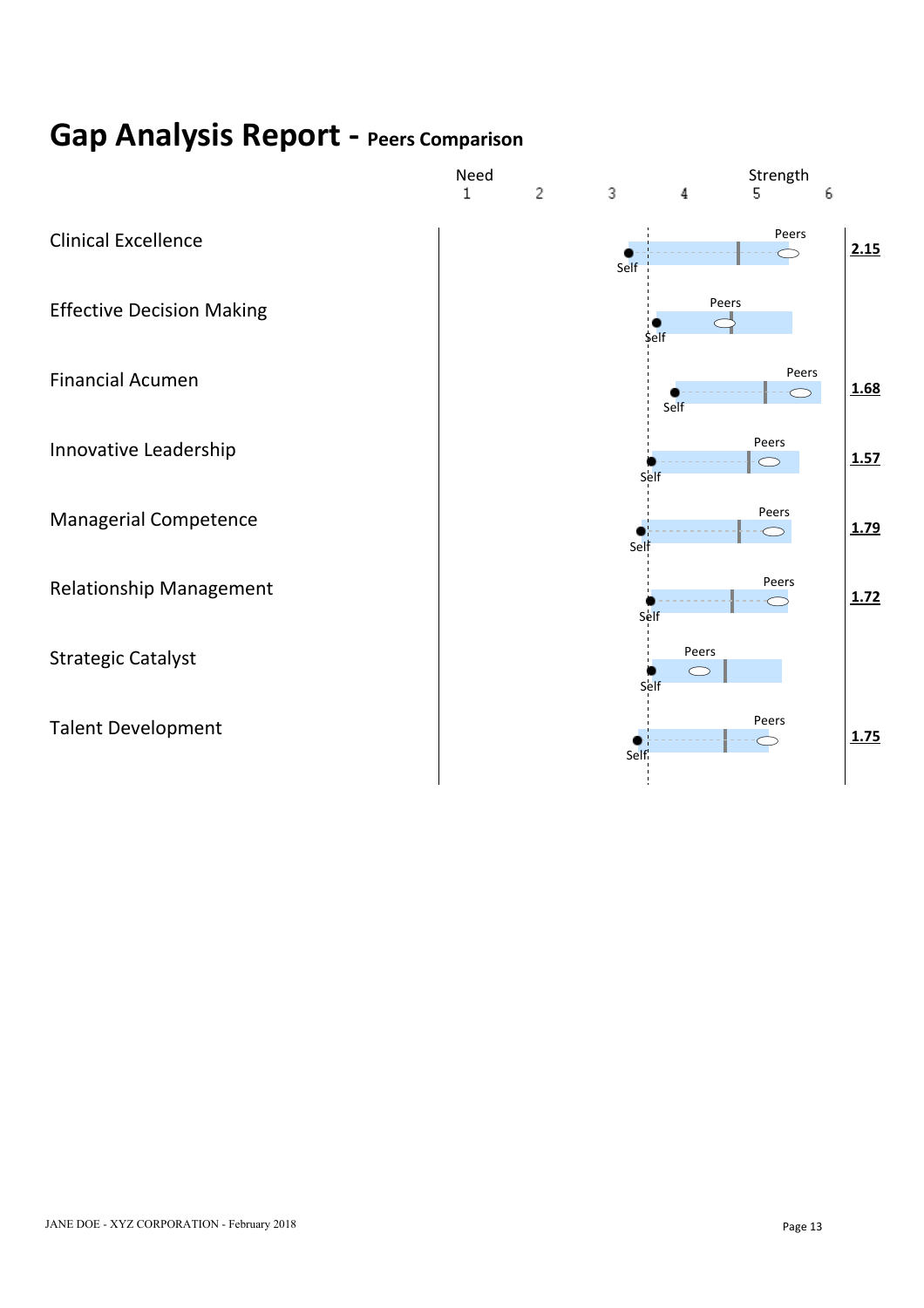# Gap Analysis Report - Peers Comparison

| | Need 1 | 2 | 3 | 4 | Strength 5 | 6 | Gap |
|---|---|---|---|---|---|---|---|
| Clinical Excellence | | | | | | | 2.15 |
| Effective Decision Making | | | | | | | |
| Financial Acumen | | | | | | | 1.68 |
| Innovative Leadership | | | | | | | 1.57 |
| Managerial Competence | | | | | | | 1.79 |
| Relationship Management | | | | | | | 1.72 |
| Strategic Catalyst | | | | | | | |
| Talent Development | | | | | | | 1.75 |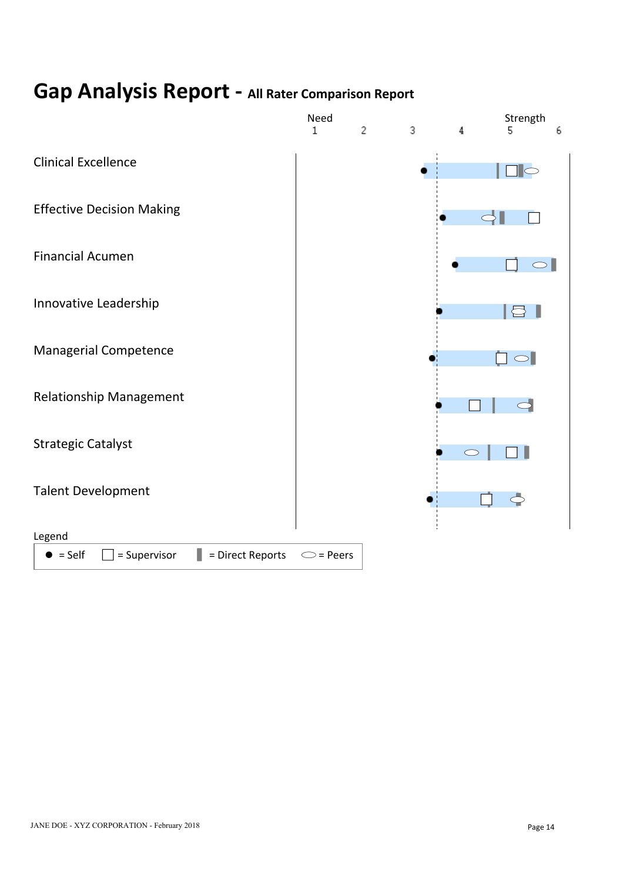# Gap Analysis Report - All Rater Comparison Report

Need 1 2 3 4 5 6 Strength

- Clinical Excellence
- Effective Decision Making
- Financial Acumen
- Innovative Leadership
- Managerial Competence
- Relationship Management
- Strategic Catalyst
- Talent Development

Legend

● = Self ☐ = Supervisor ▌ = Direct Reports ⬭ = Peers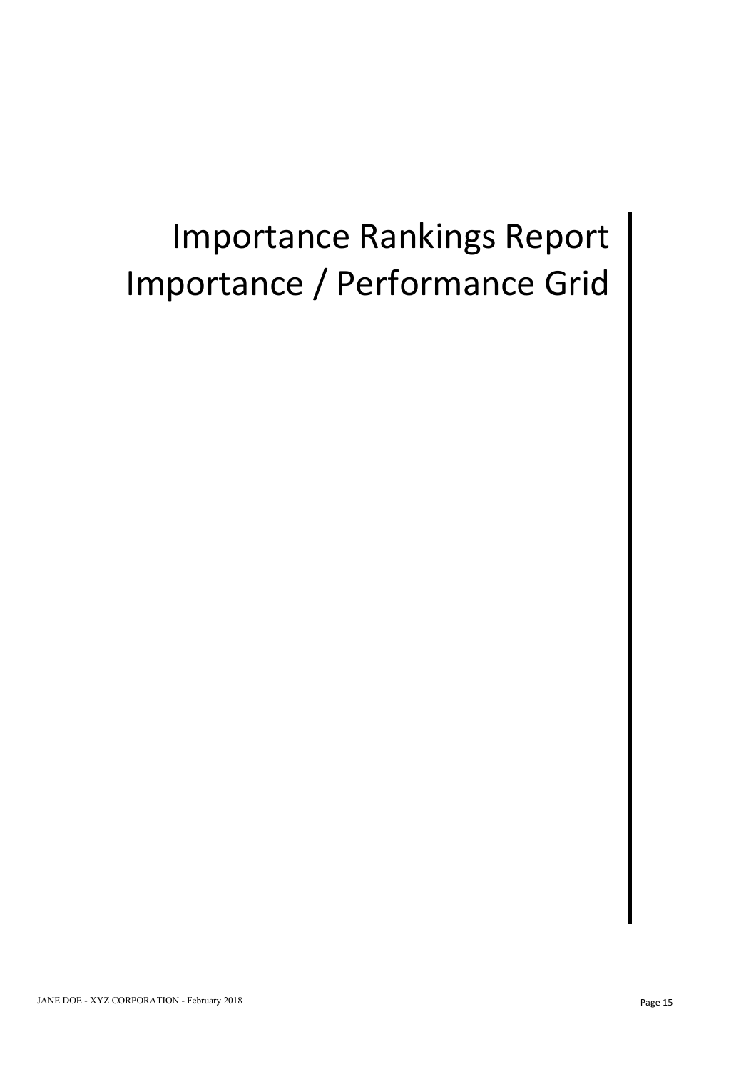# Importance Rankings Report
# Importance / Performance Grid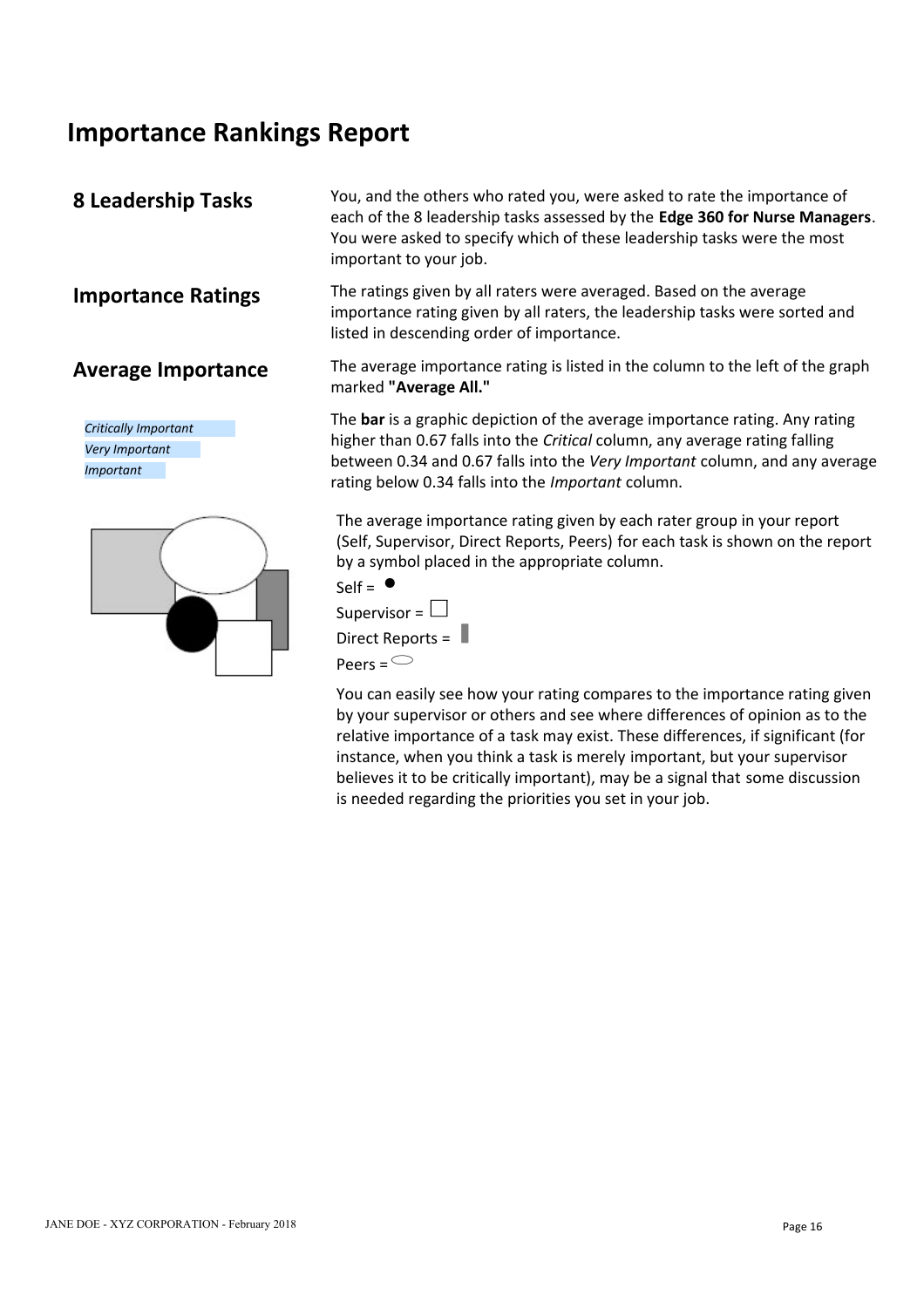# Importance Rankings Report

## 8 Leadership Tasks

You, and the others who rated you, were asked to rate the importance of each of the 8 leadership tasks assessed by the **Edge 360 for Nurse Managers**. You were asked to specify which of these leadership tasks were the most important to your job.

## Importance Ratings

The ratings given by all raters were averaged. Based on the average importance rating given by all raters, the leadership tasks were sorted and listed in descending order of importance.

## Average Importance

The average importance rating is listed in the column to the left of the graph marked **"Average All."**

*Critically Important*
*Very Important*
*Important*

The **bar** is a graphic depiction of the average importance rating. Any rating higher than 0.67 falls into the *Critical* column, any average rating falling between 0.34 and 0.67 falls into the *Very Important* column, and any average rating below 0.34 falls into the *Important* column.

The average importance rating given by each rater group in your report (Self, Supervisor, Direct Reports, Peers) for each task is shown on the report by a symbol placed in the appropriate column.

Self = ●
Supervisor = □
Direct Reports = ▮
Peers = ⬭

You can easily see how your rating compares to the importance rating given by your supervisor or others and see where differences of opinion as to the relative importance of a task may exist. These differences, if significant (for instance, when you think a task is merely important, but your supervisor believes it to be critically important), may be a signal that some discussion is needed regarding the priorities you set in your job.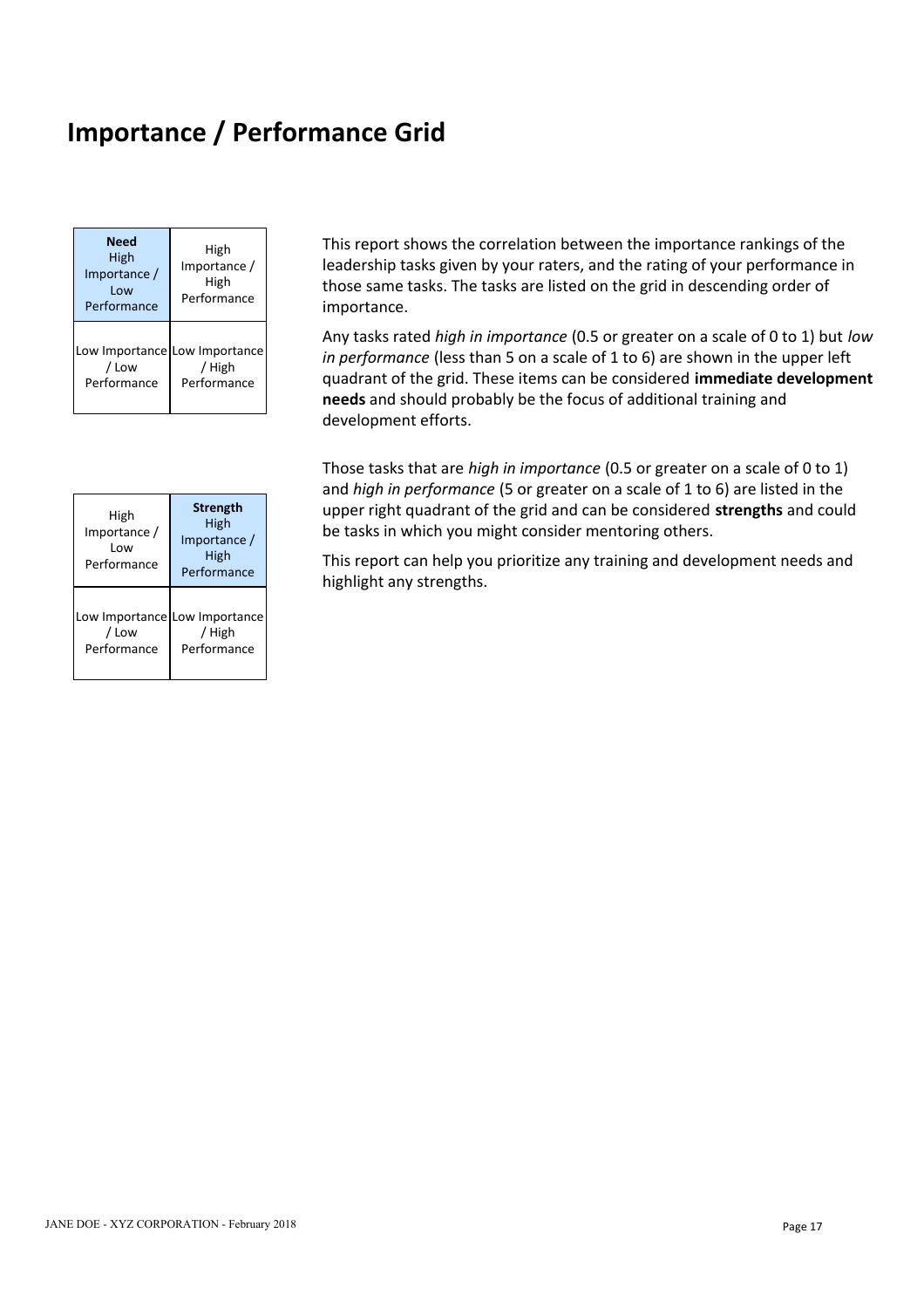# Importance / Performance Grid

| **Need** High Importance / Low Performance | High Importance / High Performance |
|---|---|
| Low Importance / Low Performance | Low Importance / High Performance |

This report shows the correlation between the importance rankings of the leadership tasks given by your raters, and the rating of your performance in those same tasks. The tasks are listed on the grid in descending order of importance.

Any tasks rated *high in importance* (0.5 or greater on a scale of 0 to 1) but *low in performance* (less than 5 on a scale of 1 to 6) are shown in the upper left quadrant of the grid. These items can be considered **immediate development needs** and should probably be the focus of additional training and development efforts.

| High Importance / Low Performance | **Strength** High Importance / High Performance |
|---|---|
| Low Importance / Low Performance | Low Importance / High Performance |

Those tasks that are *high in importance* (0.5 or greater on a scale of 0 to 1) and *high in performance* (5 or greater on a scale of 1 to 6) are listed in the upper right quadrant of the grid and can be considered **strengths** and could be tasks in which you might consider mentoring others.

This report can help you prioritize any training and development needs and highlight any strengths.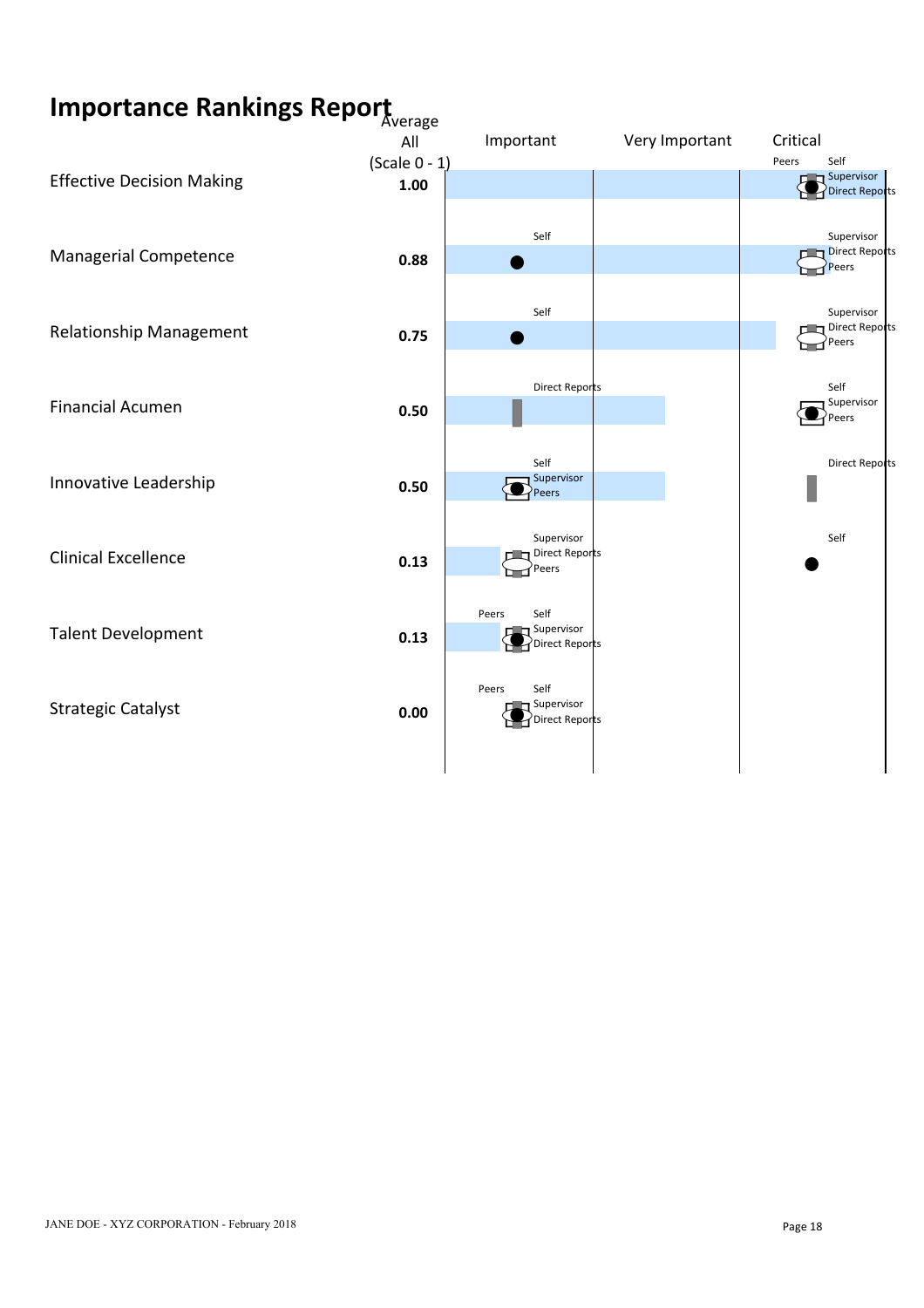# Importance Rankings Report

| | Average All (Scale 0 - 1) | Important | Very Important | Critical |
|---|---|---|---|---|
| Effective Decision Making | **1.00** | | | Peers, Self, Supervisor, Direct Reports |
| Managerial Competence | **0.88** | Self | | Supervisor, Direct Reports, Peers |
| Relationship Management | **0.75** | Self | | Supervisor, Direct Reports, Peers |
| Financial Acumen | **0.50** | Direct Reports | | Self, Supervisor, Peers |
| Innovative Leadership | **0.50** | Self, Supervisor, Peers | | Direct Reports |
| Clinical Excellence | **0.13** | Supervisor, Direct Reports, Peers | | Self |
| Talent Development | **0.13** | Peers, Self, Supervisor, Direct Reports | | |
| Strategic Catalyst | **0.00** | Peers, Self, Supervisor, Direct Reports | | |

JANE DOE - XYZ CORPORATION - February 2018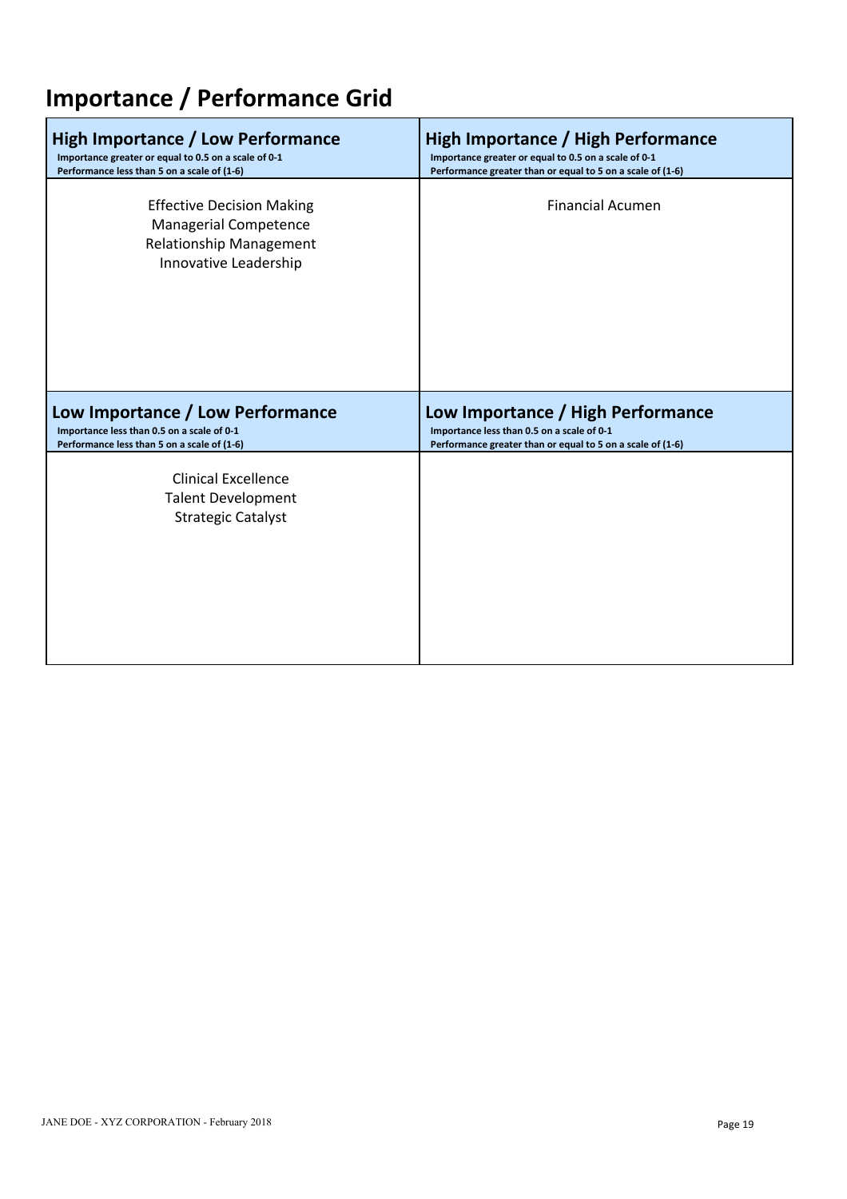# Importance / Performance Grid

| **High Importance / Low Performance**<br>**Importance greater or equal to 0.5 on a scale of 0-1**<br>**Performance less than 5 on a scale of (1-6)** | **High Importance / High Performance**<br>**Importance greater or equal to 0.5 on a scale of 0-1**<br>**Performance greater than or equal to 5 on a scale of (1-6)** |
| --- | --- |
| Effective Decision Making<br>Managerial Competence<br>Relationship Management<br>Innovative Leadership | Financial Acumen |
| **Low Importance / Low Performance**<br>**Importance less than 0.5 on a scale of 0-1**<br>**Performance less than 5 on a scale of (1-6)** | **Low Importance / High Performance**<br>**Importance less than 0.5 on a scale of 0-1**<br>**Performance greater than or equal to 5 on a scale of (1-6)** |
| Clinical Excellence<br>Talent Development<br>Strategic Catalyst | |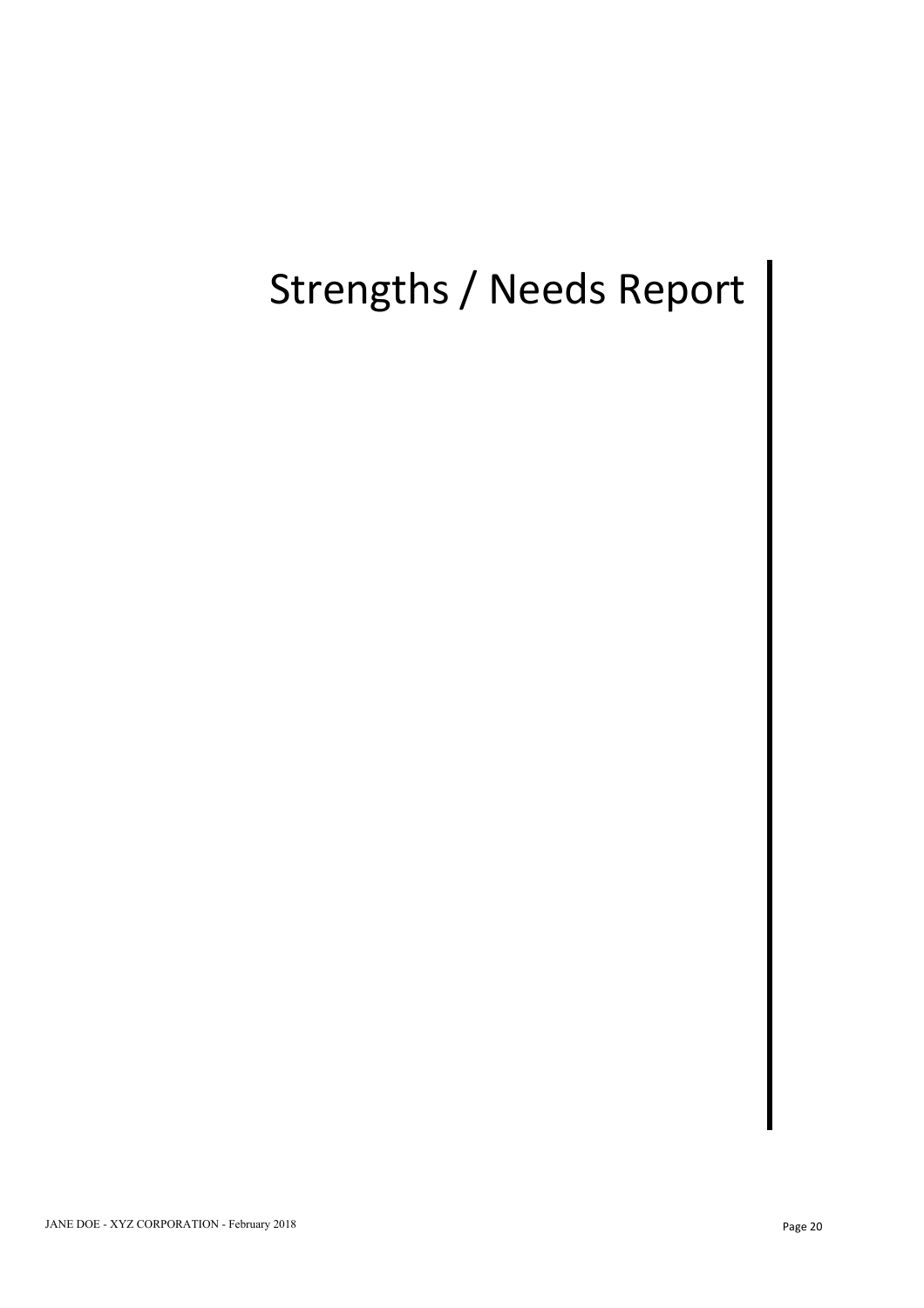# Strengths / Needs Report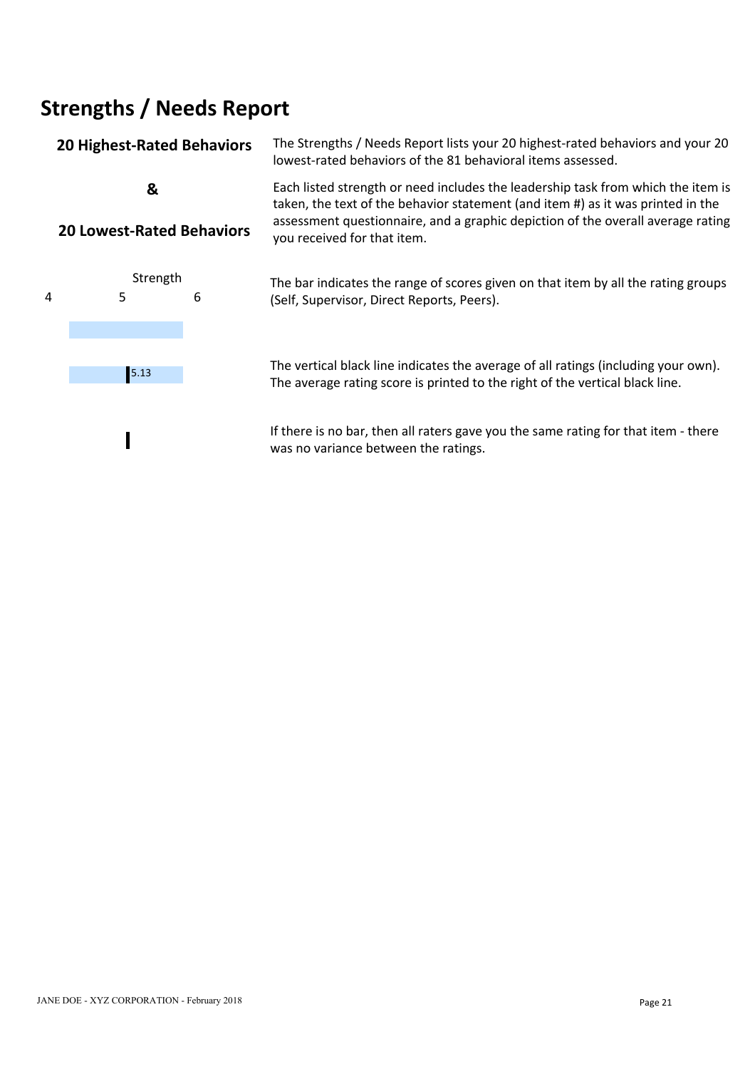# Strengths / Needs Report

**20 Highest-Rated Behaviors**

**&**

**20 Lowest-Rated Behaviors**

The Strengths / Needs Report lists your 20 highest-rated behaviors and your 20 lowest-rated behaviors of the 81 behavioral items assessed.

Each listed strength or need includes the leadership task from which the item is taken, the text of the behavior statement (and item #) as it was printed in the assessment questionnaire, and a graphic depiction of the overall average rating you received for that item.

Strength

4 5 6

The bar indicates the range of scores given on that item by all the rating groups (Self, Supervisor, Direct Reports, Peers).

5.13

The vertical black line indicates the average of all ratings (including your own). The average rating score is printed to the right of the vertical black line.

If there is no bar, then all raters gave you the same rating for that item - there was no variance between the ratings.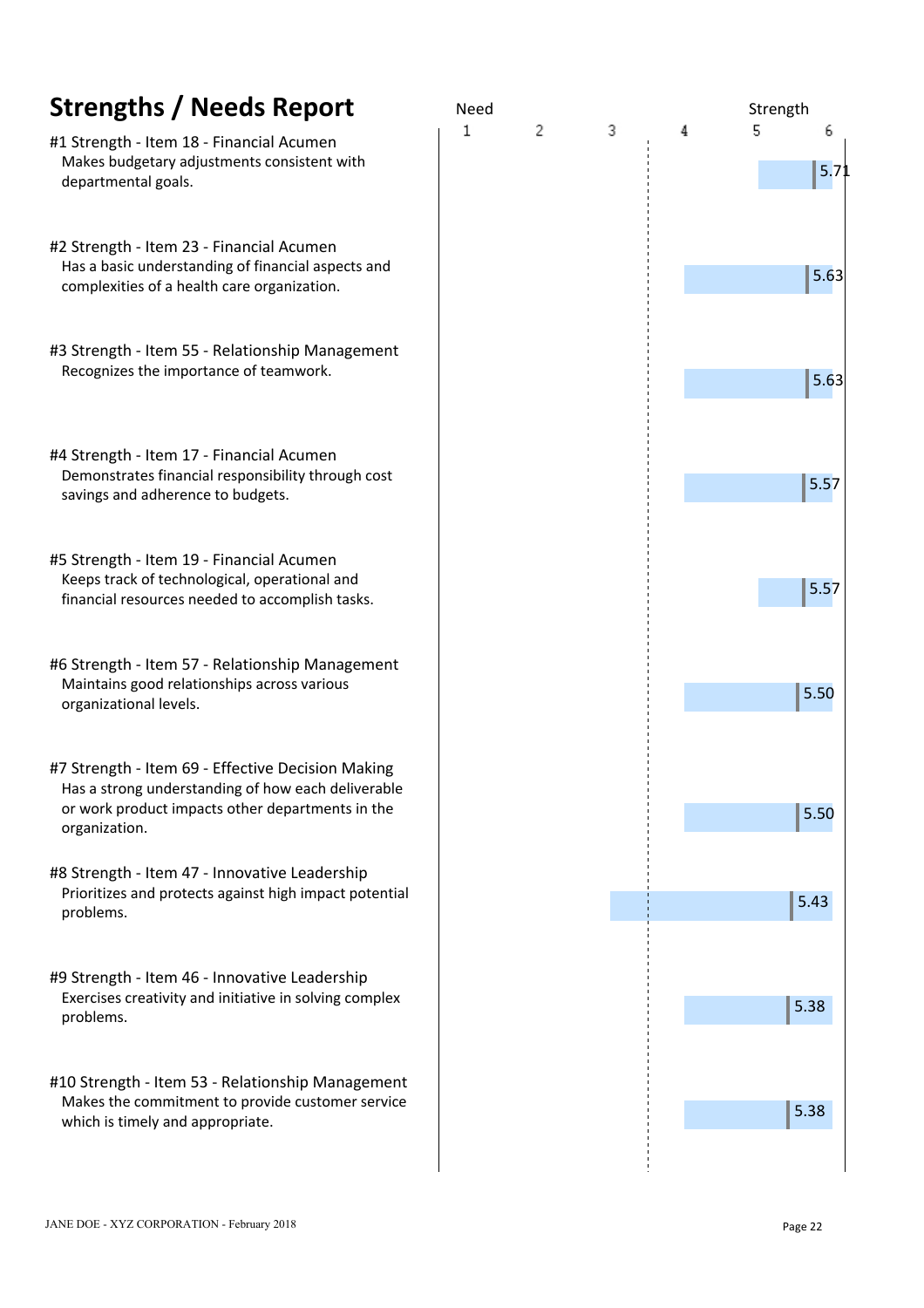# Strengths / Needs Report

| Rank | Item | Score |
|---|---|---|
| #1 Strength - Item 18 - Financial Acumen | Makes budgetary adjustments consistent with departmental goals. | 5.71 |
| #2 Strength - Item 23 - Financial Acumen | Has a basic understanding of financial aspects and complexities of a health care organization. | 5.63 |
| #3 Strength - Item 55 - Relationship Management | Recognizes the importance of teamwork. | 5.63 |
| #4 Strength - Item 17 - Financial Acumen | Demonstrates financial responsibility through cost savings and adherence to budgets. | 5.57 |
| #5 Strength - Item 19 - Financial Acumen | Keeps track of technological, operational and financial resources needed to accomplish tasks. | 5.57 |
| #6 Strength - Item 57 - Relationship Management | Maintains good relationships across various organizational levels. | 5.50 |
| #7 Strength - Item 69 - Effective Decision Making | Has a strong understanding of how each deliverable or work product impacts other departments in the organization. | 5.50 |
| #8 Strength - Item 47 - Innovative Leadership | Prioritizes and protects against high impact potential problems. | 5.43 |
| #9 Strength - Item 46 - Innovative Leadership | Exercises creativity and initiative in solving complex problems. | 5.38 |
| #10 Strength - Item 53 - Relationship Management | Makes the commitment to provide customer service which is timely and appropriate. | 5.38 |

Scale: 1 (Need) – 6 (Strength)

JANE DOE - XYZ CORPORATION - February 2018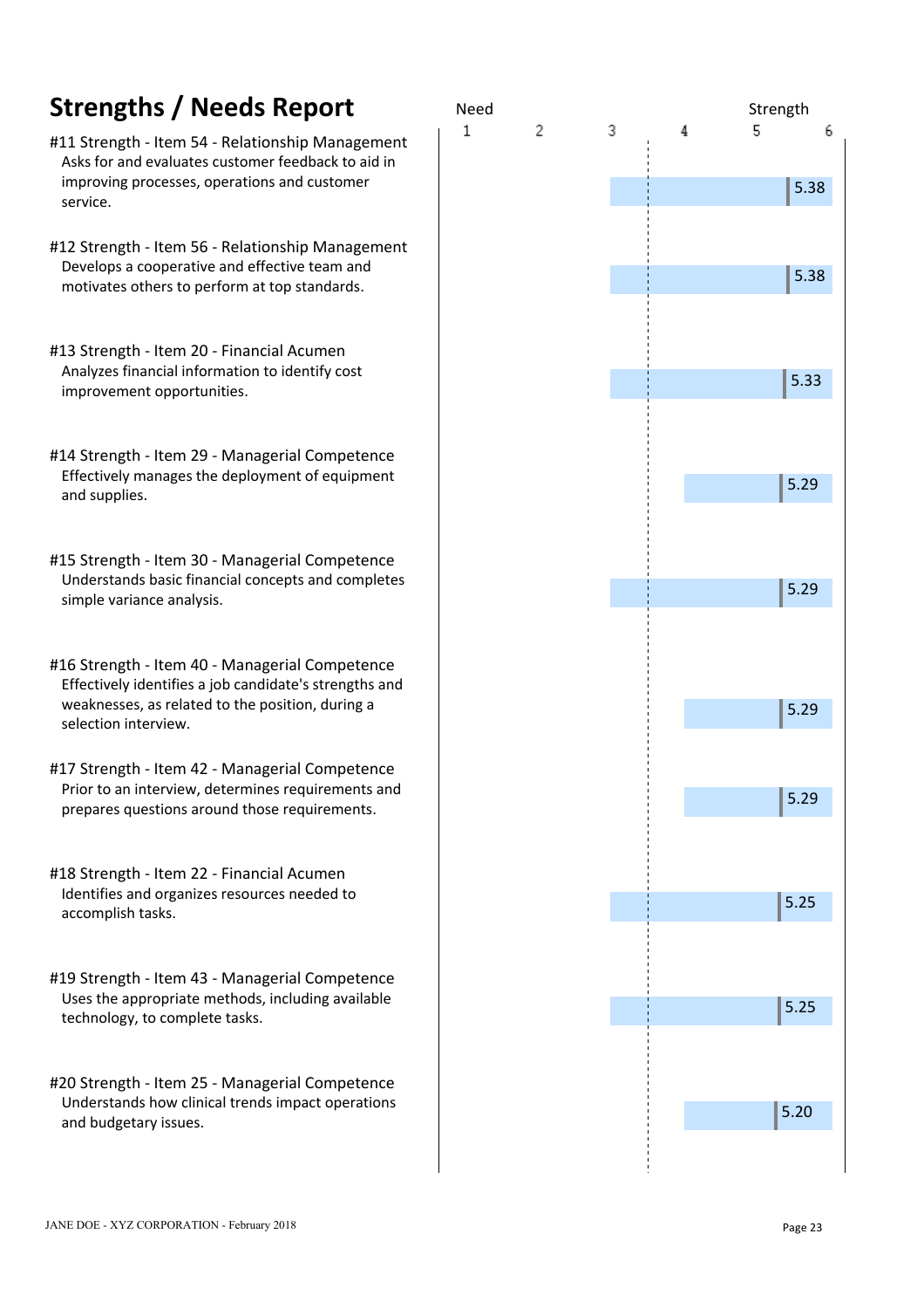# Strengths / Needs Report

Need 1 2 3 4 5 6 Strength

| Item | Score |
|---|---|
| **#11 Strength - Item 54 - Relationship Management**<br>Asks for and evaluates customer feedback to aid in improving processes, operations and customer service. | 5.38 |
| **#12 Strength - Item 56 - Relationship Management**<br>Develops a cooperative and effective team and motivates others to perform at top standards. | 5.38 |
| **#13 Strength - Item 20 - Financial Acumen**<br>Analyzes financial information to identify cost improvement opportunities. | 5.33 |
| **#14 Strength - Item 29 - Managerial Competence**<br>Effectively manages the deployment of equipment and supplies. | 5.29 |
| **#15 Strength - Item 30 - Managerial Competence**<br>Understands basic financial concepts and completes simple variance analysis. | 5.29 |
| **#16 Strength - Item 40 - Managerial Competence**<br>Effectively identifies a job candidate's strengths and weaknesses, as related to the position, during a selection interview. | 5.29 |
| **#17 Strength - Item 42 - Managerial Competence**<br>Prior to an interview, determines requirements and prepares questions around those requirements. | 5.29 |
| **#18 Strength - Item 22 - Financial Acumen**<br>Identifies and organizes resources needed to accomplish tasks. | 5.25 |
| **#19 Strength - Item 43 - Managerial Competence**<br>Uses the appropriate methods, including available technology, to complete tasks. | 5.25 |
| **#20 Strength - Item 25 - Managerial Competence**<br>Understands how clinical trends impact operations and budgetary issues. | 5.20 |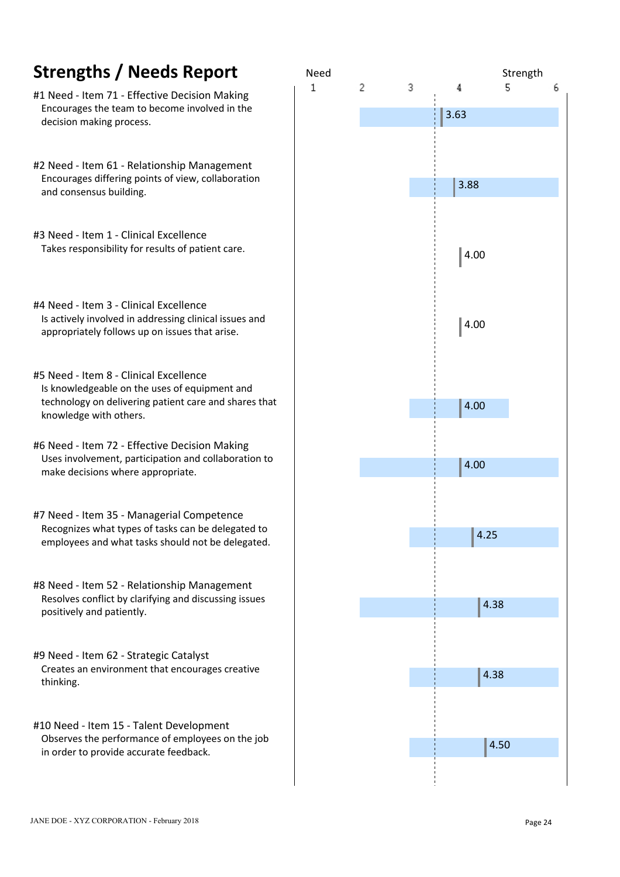# Strengths / Needs Report

| Item | Score |
|---|---|
| **#1 Need - Item 71 - Effective Decision Making**<br>Encourages the team to become involved in the decision making process. | 3.63 |
| **#2 Need - Item 61 - Relationship Management**<br>Encourages differing points of view, collaboration and consensus building. | 3.88 |
| **#3 Need - Item 1 - Clinical Excellence**<br>Takes responsibility for results of patient care. | 4.00 |
| **#4 Need - Item 3 - Clinical Excellence**<br>Is actively involved in addressing clinical issues and appropriately follows up on issues that arise. | 4.00 |
| **#5 Need - Item 8 - Clinical Excellence**<br>Is knowledgeable on the uses of equipment and technology on delivering patient care and shares that knowledge with others. | 4.00 |
| **#6 Need - Item 72 - Effective Decision Making**<br>Uses involvement, participation and collaboration to make decisions where appropriate. | 4.00 |
| **#7 Need - Item 35 - Managerial Competence**<br>Recognizes what types of tasks can be delegated to employees and what tasks should not be delegated. | 4.25 |
| **#8 Need - Item 52 - Relationship Management**<br>Resolves conflict by clarifying and discussing issues positively and patiently. | 4.38 |
| **#9 Need - Item 62 - Strategic Catalyst**<br>Creates an environment that encourages creative thinking. | 4.38 |
| **#10 Need - Item 15 - Talent Development**<br>Observes the performance of employees on the job in order to provide accurate feedback. | 4.50 |

Scale: Need 1 – 2 – 3 – 4 – 5 – 6 Strength

JANE DOE - XYZ CORPORATION - February 2018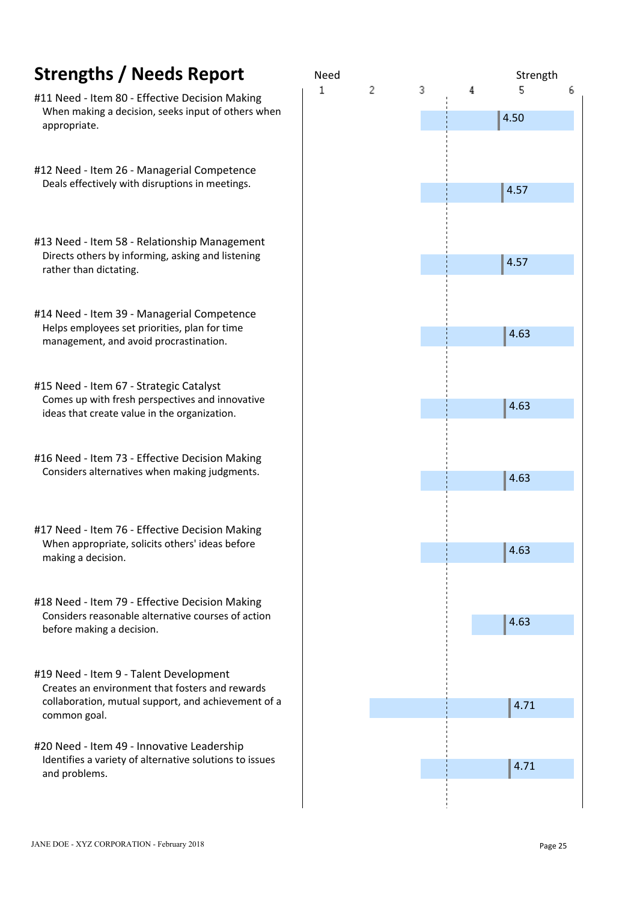# Strengths / Needs Report

| Item | Score |
|---|---|
| #11 Need - Item 80 - Effective Decision Making<br>When making a decision, seeks input of others when appropriate. | 4.50 |
| #12 Need - Item 26 - Managerial Competence<br>Deals effectively with disruptions in meetings. | 4.57 |
| #13 Need - Item 58 - Relationship Management<br>Directs others by informing, asking and listening rather than dictating. | 4.57 |
| #14 Need - Item 39 - Managerial Competence<br>Helps employees set priorities, plan for time management, and avoid procrastination. | 4.63 |
| #15 Need - Item 67 - Strategic Catalyst<br>Comes up with fresh perspectives and innovative ideas that create value in the organization. | 4.63 |
| #16 Need - Item 73 - Effective Decision Making<br>Considers alternatives when making judgments. | 4.63 |
| #17 Need - Item 76 - Effective Decision Making<br>When appropriate, solicits others' ideas before making a decision. | 4.63 |
| #18 Need - Item 79 - Effective Decision Making<br>Considers reasonable alternative courses of action before making a decision. | 4.63 |
| #19 Need - Item 9 - Talent Development<br>Creates an environment that fosters and rewards collaboration, mutual support, and achievement of a common goal. | 4.71 |
| #20 Need - Item 49 - Innovative Leadership<br>Identifies a variety of alternative solutions to issues and problems. | 4.71 |

Scale: 1 (Need) – 6 (Strength)

JANE DOE - XYZ CORPORATION - February 2018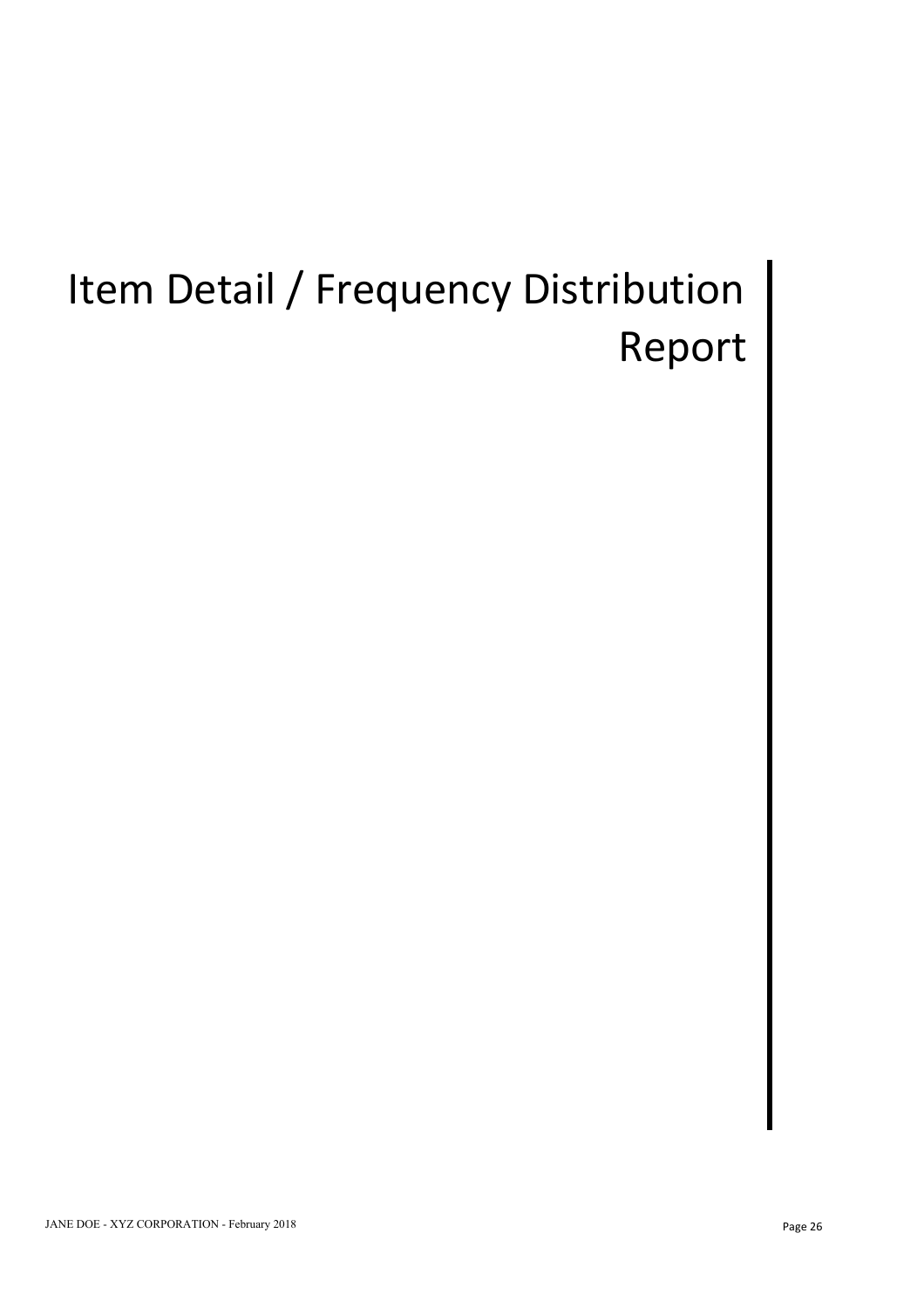# Item Detail / Frequency Distribution Report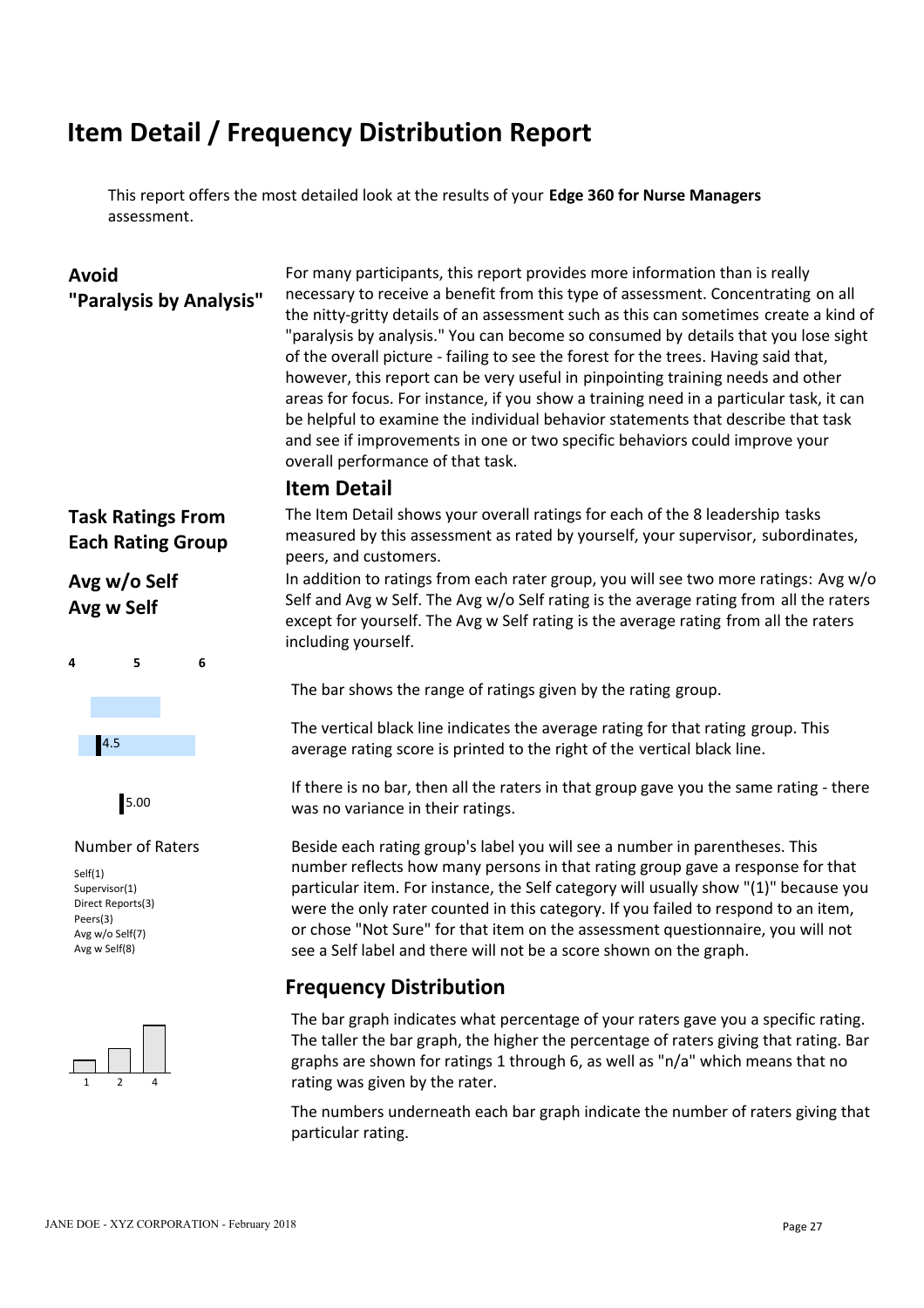# Item Detail / Frequency Distribution Report

This report offers the most detailed look at the results of your **Edge 360 for Nurse Managers** assessment.

## Avoid "Paralysis by Analysis"

For many participants, this report provides more information than is really necessary to receive a benefit from this type of assessment. Concentrating on all the nitty-gritty details of an assessment such as this can sometimes create a kind of "paralysis by analysis." You can become so consumed by details that you lose sight of the overall picture - failing to see the forest for the trees. Having said that, however, this report can be very useful in pinpointing training needs and other areas for focus. For instance, if you show a training need in a particular task, it can be helpful to examine the individual behavior statements that describe that task and see if improvements in one or two specific behaviors could improve your overall performance of that task.

## Item Detail

### Task Ratings From Each Rating Group

The Item Detail shows your overall ratings for each of the 8 leadership tasks measured by this assessment as rated by yourself, your supervisor, subordinates, peers, and customers.

### Avg w/o Self Avg w Self

In addition to ratings from each rater group, you will see two more ratings: Avg w/o Self and Avg w Self. The Avg w/o Self rating is the average rating from all the raters except for yourself. The Avg w Self rating is the average rating from all the raters including yourself.

4 5 6

The bar shows the range of ratings given by the rating group.

4.5

The vertical black line indicates the average rating for that rating group. This average rating score is printed to the right of the vertical black line.

5.00

If there is no bar, then all the raters in that group gave you the same rating - there was no variance in their ratings.

Number of Raters

Self(1)
Supervisor(1)
Direct Reports(3)
Peers(3)
Avg w/o Self(7)
Avg w Self(8)

Beside each rating group's label you will see a number in parentheses. This number reflects how many persons in that rating group gave a response for that particular item. For instance, the Self category will usually show "(1)" because you were the only rater counted in this category. If you failed to respond to an item, or chose "Not Sure" for that item on the assessment questionnaire, you will not see a Self label and there will not be a score shown on the graph.

## Frequency Distribution

1 2 4

The bar graph indicates what percentage of your raters gave you a specific rating. The taller the bar graph, the higher the percentage of raters giving that rating. Bar graphs are shown for ratings 1 through 6, as well as "n/a" which means that no rating was given by the rater.

The numbers underneath each bar graph indicate the number of raters giving that particular rating.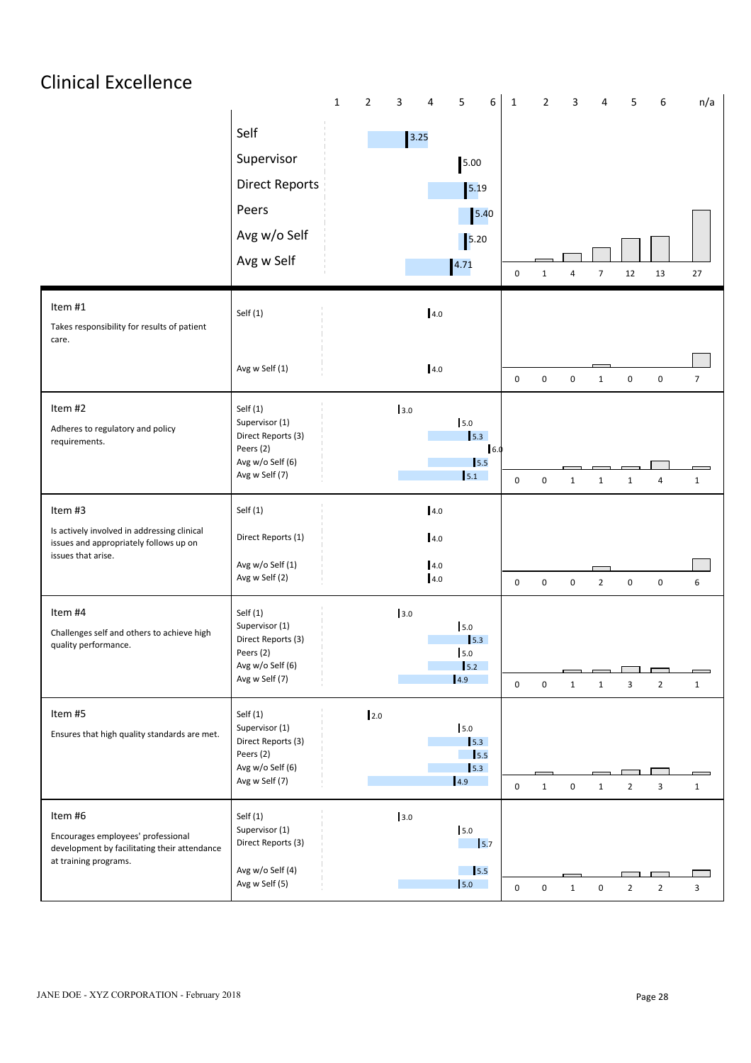# Clinical Excellence

| | Rater Group | Score | 1 | 2 | 3 | 4 | 5 | 6 | n/a |
|---|---|---|---|---|---|---|---|---|---|
| | Self | 3.25 | 0 | 1 | 4 | 7 | 12 | 13 | 27 |
| | Supervisor | 5.00 | | | | | | | |
| | Direct Reports | 5.19 | | | | | | | |
| | Peers | 5.40 | | | | | | | |
| | Avg w/o Self | 5.20 | | | | | | | |
| | Avg w Self | 4.71 | | | | | | | |
| **Item #1** Takes responsibility for results of patient care. | Self (1) | 4.0 | 0 | 0 | 0 | 1 | 0 | 0 | 7 |
| | Avg w Self (1) | 4.0 | | | | | | | |
| **Item #2** Adheres to regulatory and policy requirements. | Self (1) | 3.0 | 0 | 0 | 1 | 1 | 1 | 4 | 1 |
| | Supervisor (1) | 5.0 | | | | | | | |
| | Direct Reports (3) | 5.3 | | | | | | | |
| | Peers (2) | 6.0 | | | | | | | |
| | Avg w/o Self (6) | 5.5 | | | | | | | |
| | Avg w Self (7) | 5.1 | | | | | | | |
| **Item #3** Is actively involved in addressing clinical issues and appropriately follows up on issues that arise. | Self (1) | 4.0 | 0 | 0 | 0 | 2 | 0 | 0 | 6 |
| | Direct Reports (1) | 4.0 | | | | | | | |
| | Avg w/o Self (1) | 4.0 | | | | | | | |
| | Avg w Self (2) | 4.0 | | | | | | | |
| **Item #4** Challenges self and others to achieve high quality performance. | Self (1) | 3.0 | 0 | 0 | 1 | 1 | 3 | 2 | 1 |
| | Supervisor (1) | 5.0 | | | | | | | |
| | Direct Reports (3) | 5.3 | | | | | | | |
| | Peers (2) | 5.0 | | | | | | | |
| | Avg w/o Self (6) | 5.2 | | | | | | | |
| | Avg w Self (7) | 4.9 | | | | | | | |
| **Item #5** Ensures that high quality standards are met. | Self (1) | 2.0 | 0 | 1 | 0 | 1 | 2 | 3 | 1 |
| | Supervisor (1) | 5.0 | | | | | | | |
| | Direct Reports (3) | 5.3 | | | | | | | |
| | Peers (2) | 5.5 | | | | | | | |
| | Avg w/o Self (6) | 5.3 | | | | | | | |
| | Avg w Self (7) | 4.9 | | | | | | | |
| **Item #6** Encourages employees' professional development by facilitating their attendance at training programs. | Self (1) | 3.0 | 0 | 0 | 1 | 0 | 2 | 2 | 3 |
| | Supervisor (1) | 5.0 | | | | | | | |
| | Direct Reports (3) | 5.7 | | | | | | | |
| | Avg w/o Self (4) | 5.5 | | | | | | | |
| | Avg w Self (5) | 5.0 | | | | | | | |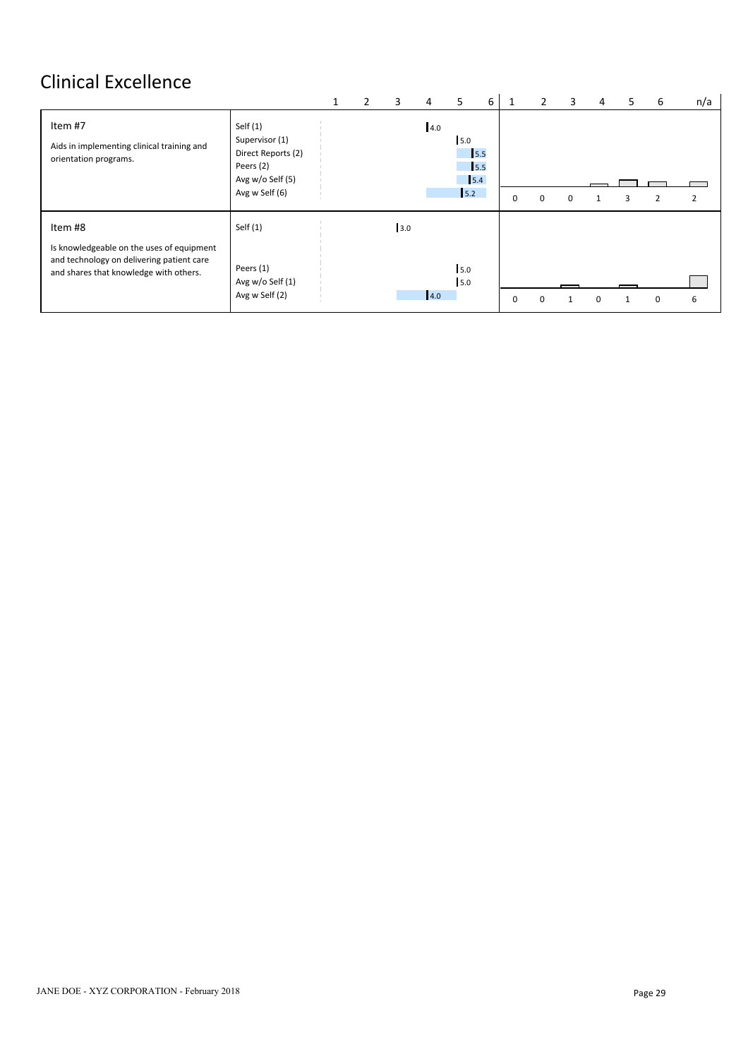# Clinical Excellence

| Item | Rater Group | Score | 1 | 2 | 3 | 4 | 5 | 6 | n/a |
|---|---|---|---|---|---|---|---|---|---|
| Item #7<br>Aids in implementing clinical training and orientation programs. | Self (1) | 4.0 | | | | | | | |
| | Supervisor (1) | 5.0 | | | | | | | |
| | Direct Reports (2) | 5.5 | | | | | | | |
| | Peers (2) | 5.5 | | | | | | | |
| | Avg w/o Self (5) | 5.4 | | | | | | | |
| | Avg w Self (6) | 5.2 | 0 | 0 | 0 | 1 | 3 | 2 | 2 |
| Item #8<br>Is knowledgeable on the uses of equipment and technology on delivering patient care and shares that knowledge with others. | Self (1) | 3.0 | | | | | | | |
| | Peers (1) | 5.0 | | | | | | | |
| | Avg w/o Self (1) | 5.0 | | | | | | | |
| | Avg w Self (2) | 4.0 | 0 | 0 | 1 | 0 | 1 | 0 | 6 |

JANE DOE - XYZ CORPORATION - February 2018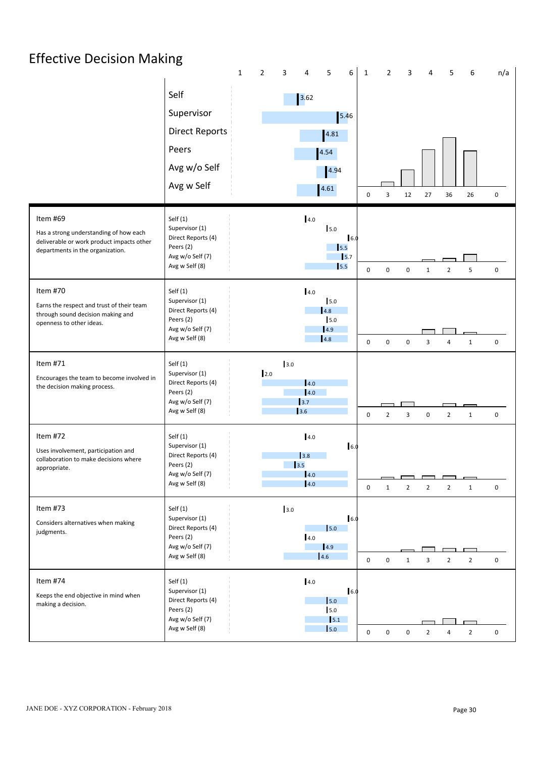# Effective Decision Making

| | Rater | Score | Distribution 1 | 2 | 3 | 4 | 5 | 6 | n/a |
|---|---|---|---|---|---|---|---|---|---|
| | Self | 3.62 | 0 | 3 | 12 | 27 | 36 | 26 | 0 |
| | Supervisor | 5.46 | | | | | | | |
| | Direct Reports | 4.81 | | | | | | | |
| | Peers | 4.54 | | | | | | | |
| | Avg w/o Self | 4.94 | | | | | | | |
| | Avg w Self | 4.61 | | | | | | | |
| **Item #69**<br>Has a strong understanding of how each deliverable or work product impacts other departments in the organization. | Self (1) | 4.0 | 0 | 0 | 0 | 1 | 2 | 5 | 0 |
| | Supervisor (1) | 5.0 | | | | | | | |
| | Direct Reports (4) | 6.0 | | | | | | | |
| | Peers (2) | 5.5 | | | | | | | |
| | Avg w/o Self (7) | 5.7 | | | | | | | |
| | Avg w Self (8) | 5.5 | | | | | | | |
| **Item #70**<br>Earns the respect and trust of their team through sound decision making and openness to other ideas. | Self (1) | 4.0 | 0 | 0 | 0 | 3 | 4 | 1 | 0 |
| | Supervisor (1) | 5.0 | | | | | | | |
| | Direct Reports (4) | 4.8 | | | | | | | |
| | Peers (2) | 5.0 | | | | | | | |
| | Avg w/o Self (7) | 4.9 | | | | | | | |
| | Avg w Self (8) | 4.8 | | | | | | | |
| **Item #71**<br>Encourages the team to become involved in the decision making process. | Self (1) | 3.0 | 0 | 2 | 3 | 0 | 2 | 1 | 0 |
| | Supervisor (1) | 2.0 | | | | | | | |
| | Direct Reports (4) | 4.0 | | | | | | | |
| | Peers (2) | 4.0 | | | | | | | |
| | Avg w/o Self (7) | 3.7 | | | | | | | |
| | Avg w Self (8) | 3.6 | | | | | | | |
| **Item #72**<br>Uses involvement, participation and collaboration to make decisions where appropriate. | Self (1) | 4.0 | 0 | 1 | 2 | 2 | 2 | 1 | 0 |
| | Supervisor (1) | 6.0 | | | | | | | |
| | Direct Reports (4) | 3.8 | | | | | | | |
| | Peers (2) | 3.5 | | | | | | | |
| | Avg w/o Self (7) | 4.0 | | | | | | | |
| | Avg w Self (8) | 4.0 | | | | | | | |
| **Item #73**<br>Considers alternatives when making judgments. | Self (1) | 3.0 | 0 | 0 | 1 | 3 | 2 | 2 | 0 |
| | Supervisor (1) | 6.0 | | | | | | | |
| | Direct Reports (4) | 5.0 | | | | | | | |
| | Peers (2) | 4.0 | | | | | | | |
| | Avg w/o Self (7) | 4.9 | | | | | | | |
| | Avg w Self (8) | 4.6 | | | | | | | |
| **Item #74**<br>Keeps the end objective in mind when making a decision. | Self (1) | 4.0 | 0 | 0 | 0 | 2 | 4 | 2 | 0 |
| | Supervisor (1) | 6.0 | | | | | | | |
| | Direct Reports (4) | 5.0 | | | | | | | |
| | Peers (2) | 5.0 | | | | | | | |
| | Avg w/o Self (7) | 5.1 | | | | | | | |
| | Avg w Self (8) | 5.0 | | | | | | | |

JANE DOE - XYZ CORPORATION - February 2018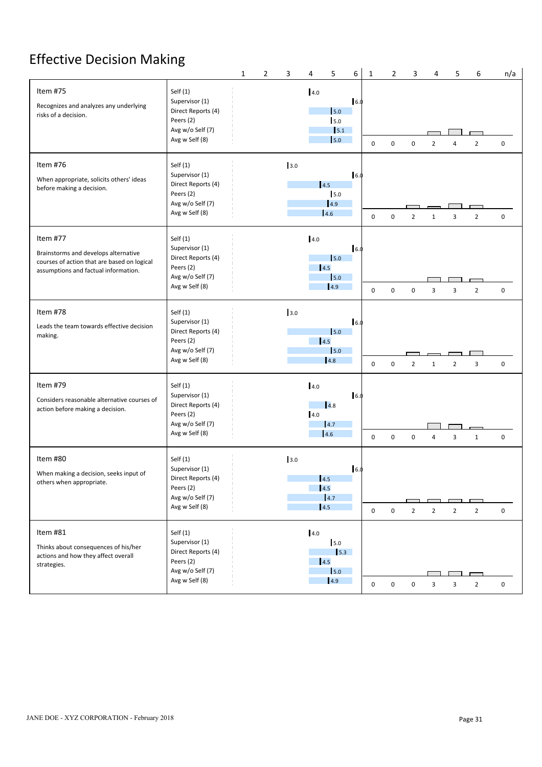# Effective Decision Making

| Item | Rater | Score | 1 | 2 | 3 | 4 | 5 | 6 | n/a |
|---|---|---|---|---|---|---|---|---|---|
| **Item #75**<br>Recognizes and analyzes any underlying risks of a decision. | Self (1) | 4.0 | 0 | 0 | 0 | 2 | 4 | 2 | 0 |
| | Supervisor (1) | 6.0 | | | | | | | |
| | Direct Reports (4) | 5.0 | | | | | | | |
| | Peers (2) | 5.0 | | | | | | | |
| | Avg w/o Self (7) | 5.1 | | | | | | | |
| | Avg w Self (8) | 5.0 | | | | | | | |
| **Item #76**<br>When appropriate, solicits others' ideas before making a decision. | Self (1) | 3.0 | 0 | 0 | 2 | 1 | 3 | 2 | 0 |
| | Supervisor (1) | 6.0 | | | | | | | |
| | Direct Reports (4) | 4.5 | | | | | | | |
| | Peers (2) | 5.0 | | | | | | | |
| | Avg w/o Self (7) | 4.9 | | | | | | | |
| | Avg w Self (8) | 4.6 | | | | | | | |
| **Item #77**<br>Brainstorms and develops alternative courses of action that are based on logical assumptions and factual information. | Self (1) | 4.0 | 0 | 0 | 0 | 3 | 3 | 2 | 0 |
| | Supervisor (1) | 6.0 | | | | | | | |
| | Direct Reports (4) | 5.0 | | | | | | | |
| | Peers (2) | 4.5 | | | | | | | |
| | Avg w/o Self (7) | 5.0 | | | | | | | |
| | Avg w Self (8) | 4.9 | | | | | | | |
| **Item #78**<br>Leads the team towards effective decision making. | Self (1) | 3.0 | 0 | 0 | 2 | 1 | 2 | 3 | 0 |
| | Supervisor (1) | 6.0 | | | | | | | |
| | Direct Reports (4) | 5.0 | | | | | | | |
| | Peers (2) | 4.5 | | | | | | | |
| | Avg w/o Self (7) | 5.0 | | | | | | | |
| | Avg w Self (8) | 4.8 | | | | | | | |
| **Item #79**<br>Considers reasonable alternative courses of action before making a decision. | Self (1) | 4.0 | 0 | 0 | 0 | 4 | 3 | 1 | 0 |
| | Supervisor (1) | 6.0 | | | | | | | |
| | Direct Reports (4) | 4.8 | | | | | | | |
| | Peers (2) | 4.0 | | | | | | | |
| | Avg w/o Self (7) | 4.7 | | | | | | | |
| | Avg w Self (8) | 4.6 | | | | | | | |
| **Item #80**<br>When making a decision, seeks input of others when appropriate. | Self (1) | 3.0 | 0 | 0 | 2 | 2 | 2 | 2 | 0 |
| | Supervisor (1) | 6.0 | | | | | | | |
| | Direct Reports (4) | 4.5 | | | | | | | |
| | Peers (2) | 4.5 | | | | | | | |
| | Avg w/o Self (7) | 4.7 | | | | | | | |
| | Avg w Self (8) | 4.5 | | | | | | | |
| **Item #81**<br>Thinks about consequences of his/her actions and how they affect overall strategies. | Self (1) | 4.0 | 0 | 0 | 0 | 3 | 3 | 2 | 0 |
| | Supervisor (1) | 5.0 | | | | | | | |
| | Direct Reports (4) | 5.3 | | | | | | | |
| | Peers (2) | 4.5 | | | | | | | |
| | Avg w/o Self (7) | 5.0 | | | | | | | |
| | Avg w Self (8) | 4.9 | | | | | | | |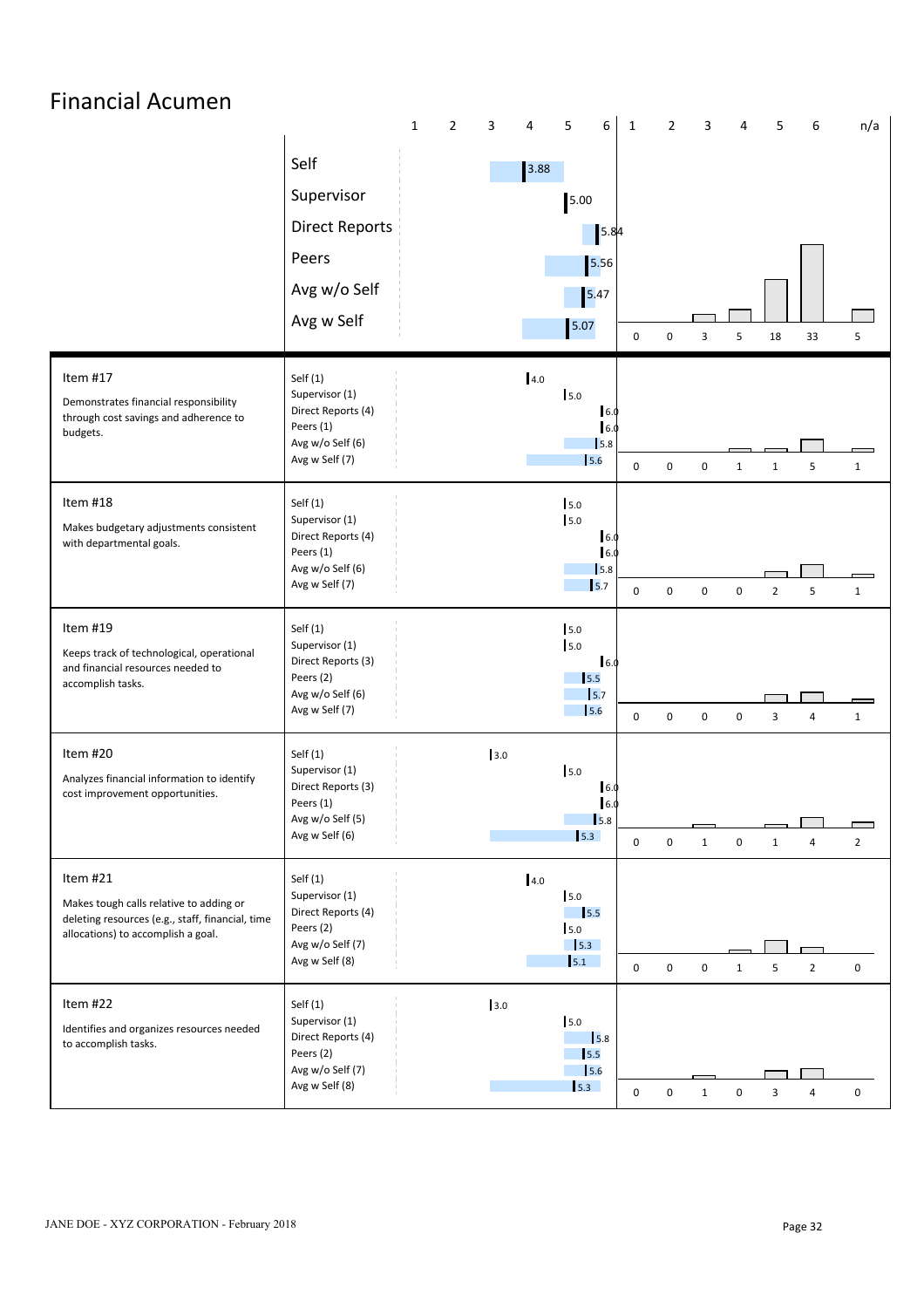# Financial Acumen

| | Rater | Score | 1 | 2 | 3 | 4 | 5 | 6 | n/a |
|---|---|---|---|---|---|---|---|---|---|
| **Overall** | Self | 3.88 | 0 | 0 | 3 | 5 | 18 | 33 | 5 |
| | Supervisor | 5.00 | | | | | | | |
| | Direct Reports | 5.84 | | | | | | | |
| | Peers | 5.56 | | | | | | | |
| | Avg w/o Self | 5.47 | | | | | | | |
| | Avg w Self | 5.07 | | | | | | | |
| **Item #17** Demonstrates financial responsibility through cost savings and adherence to budgets. | Self (1) | 4.0 | 0 | 0 | 0 | 1 | 1 | 5 | 1 |
| | Supervisor (1) | 5.0 | | | | | | | |
| | Direct Reports (4) | 6.0 | | | | | | | |
| | Peers (1) | 6.0 | | | | | | | |
| | Avg w/o Self (6) | 5.8 | | | | | | | |
| | Avg w Self (7) | 5.6 | | | | | | | |
| **Item #18** Makes budgetary adjustments consistent with departmental goals. | Self (1) | 5.0 | 0 | 0 | 0 | 0 | 2 | 5 | 1 |
| | Supervisor (1) | 5.0 | | | | | | | |
| | Direct Reports (4) | 6.0 | | | | | | | |
| | Peers (1) | 6.0 | | | | | | | |
| | Avg w/o Self (6) | 5.8 | | | | | | | |
| | Avg w Self (7) | 5.7 | | | | | | | |
| **Item #19** Keeps track of technological, operational and financial resources needed to accomplish tasks. | Self (1) | 5.0 | 0 | 0 | 0 | 0 | 3 | 4 | 1 |
| | Supervisor (1) | 5.0 | | | | | | | |
| | Direct Reports (3) | 6.0 | | | | | | | |
| | Peers (2) | 5.5 | | | | | | | |
| | Avg w/o Self (6) | 5.7 | | | | | | | |
| | Avg w Self (7) | 5.6 | | | | | | | |
| **Item #20** Analyzes financial information to identify cost improvement opportunities. | Self (1) | 3.0 | 0 | 0 | 1 | 0 | 1 | 4 | 2 |
| | Supervisor (1) | 5.0 | | | | | | | |
| | Direct Reports (3) | 6.0 | | | | | | | |
| | Peers (1) | 6.0 | | | | | | | |
| | Avg w/o Self (5) | 5.8 | | | | | | | |
| | Avg w Self (6) | 5.3 | | | | | | | |
| **Item #21** Makes tough calls relative to adding or deleting resources (e.g., staff, financial, time allocations) to accomplish a goal. | Self (1) | 4.0 | 0 | 0 | 0 | 1 | 5 | 2 | 0 |
| | Supervisor (1) | 5.0 | | | | | | | |
| | Direct Reports (4) | 5.5 | | | | | | | |
| | Peers (2) | 5.0 | | | | | | | |
| | Avg w/o Self (7) | 5.3 | | | | | | | |
| | Avg w Self (8) | 5.1 | | | | | | | |
| **Item #22** Identifies and organizes resources needed to accomplish tasks. | Self (1) | 3.0 | 0 | 0 | 1 | 0 | 3 | 4 | 0 |
| | Supervisor (1) | 5.0 | | | | | | | |
| | Direct Reports (4) | 5.8 | | | | | | | |
| | Peers (2) | 5.5 | | | | | | | |
| | Avg w/o Self (7) | 5.6 | | | | | | | |
| | Avg w Self (8) | 5.3 | | | | | | | |

JANE DOE - XYZ CORPORATION - February 2018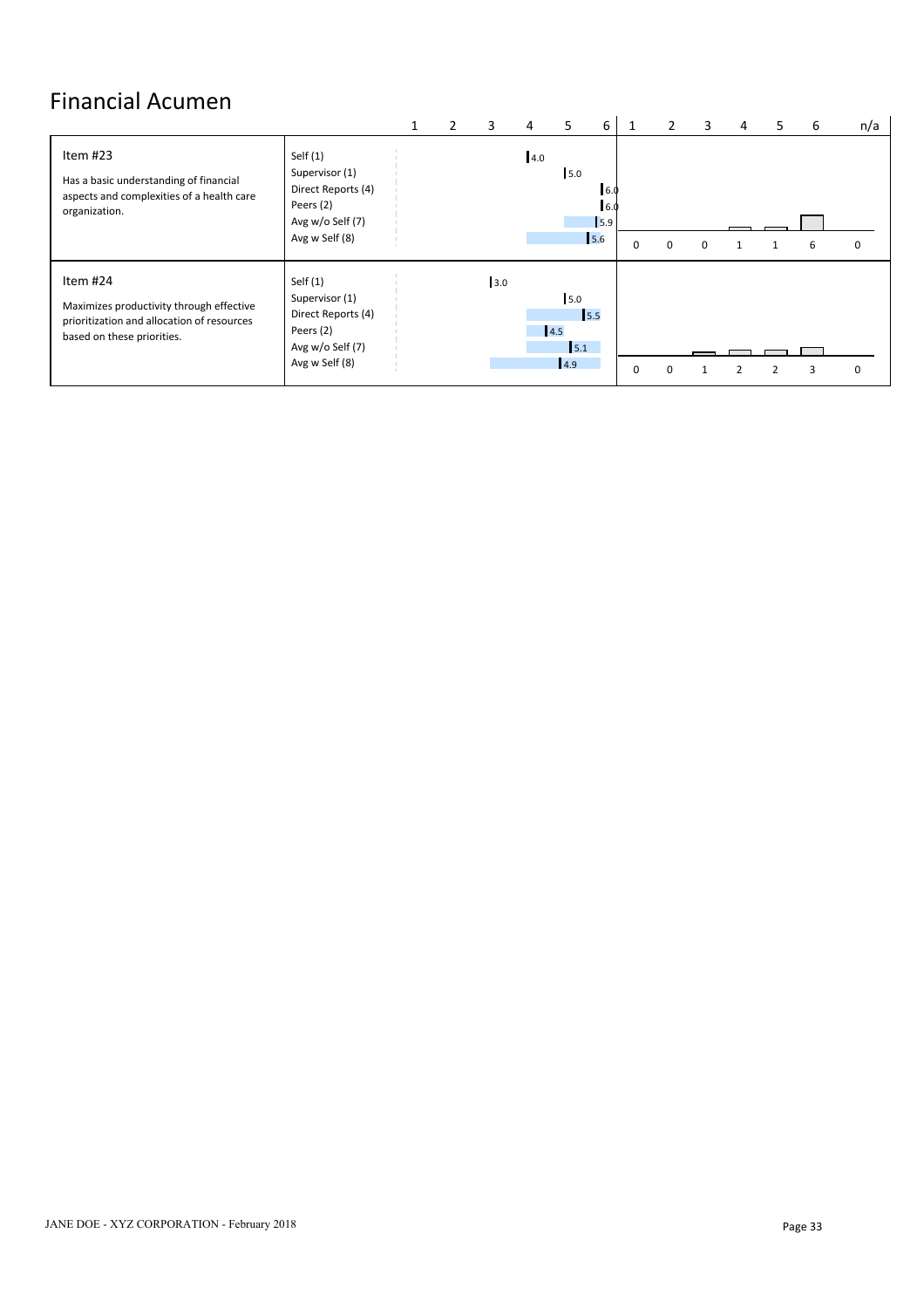# Financial Acumen

| Item | Rater | Score (1–6) | 1 | 2 | 3 | 4 | 5 | 6 | n/a |
|---|---|---|---|---|---|---|---|---|---|
| **Item #23**<br>Has a basic understanding of financial aspects and complexities of a health care organization. | Self (1) | 4.0 | 0 | 0 | 0 | 1 | 1 | 6 | 0 |
| | Supervisor (1) | 5.0 | | | | | | | |
| | Direct Reports (4) | 6.0 | | | | | | | |
| | Peers (2) | 6.0 | | | | | | | |
| | Avg w/o Self (7) | 5.9 | | | | | | | |
| | Avg w Self (8) | 5.6 | | | | | | | |
| **Item #24**<br>Maximizes productivity through effective prioritization and allocation of resources based on these priorities. | Self (1) | 3.0 | 0 | 0 | 1 | 2 | 2 | 3 | 0 |
| | Supervisor (1) | 5.0 | | | | | | | |
| | Direct Reports (4) | 5.5 | | | | | | | |
| | Peers (2) | 4.5 | | | | | | | |
| | Avg w/o Self (7) | 5.1 | | | | | | | |
| | Avg w Self (8) | 4.9 | | | | | | | |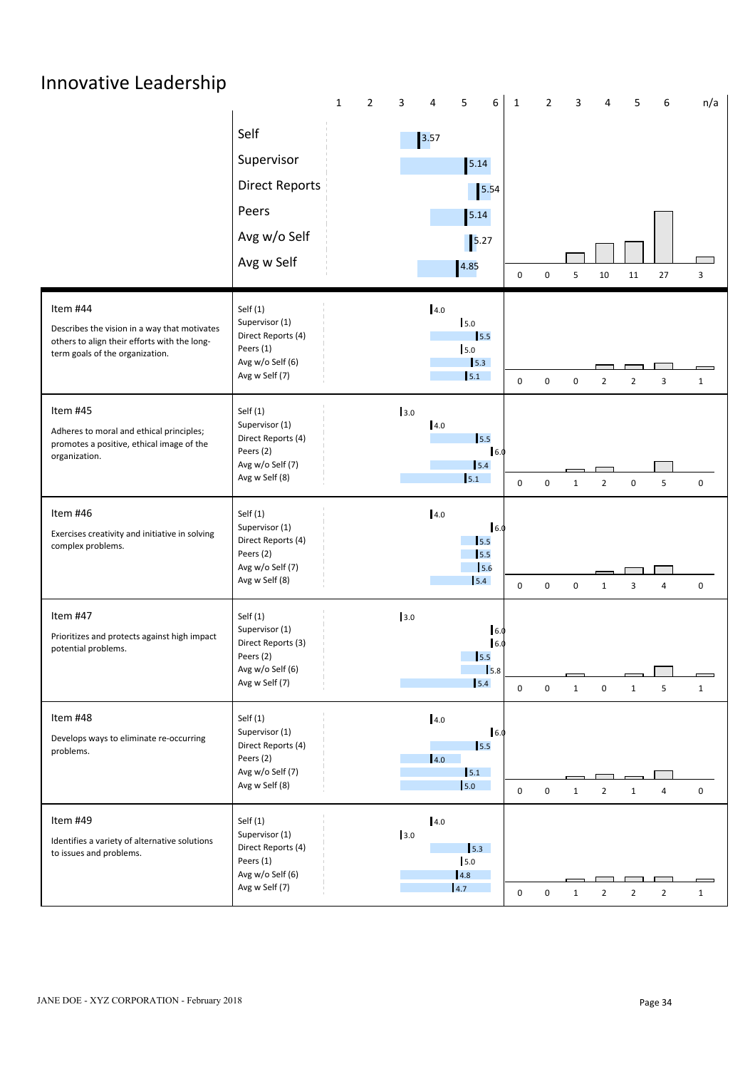# Innovative Leadership

| | Rater | Score |
|---|---|---|
| | Self | 3.57 |
| | Supervisor | 5.14 |
| | Direct Reports | 5.54 |
| | Peers | 5.14 |
| | Avg w/o Self | 5.27 |
| | Avg w Self | 4.85 |

Rating distribution: 1: 0 | 2: 0 | 3: 5 | 4: 10 | 5: 11 | 6: 27 | n/a: 3

| Item | Rater | Score | Distribution (1 / 2 / 3 / 4 / 5 / 6 / n/a) |
|---|---|---|---|
| **Item #44** Describes the vision in a way that motivates others to align their efforts with the long-term goals of the organization. | Self (1) | 4.0 | 0 / 0 / 0 / 2 / 2 / 3 / 1 |
| | Supervisor (1) | 5.0 | |
| | Direct Reports (4) | 5.5 | |
| | Peers (1) | 5.0 | |
| | Avg w/o Self (6) | 5.3 | |
| | Avg w Self (7) | 5.1 | |
| **Item #45** Adheres to moral and ethical principles; promotes a positive, ethical image of the organization. | Self (1) | 3.0 | 0 / 0 / 1 / 2 / 0 / 5 / 0 |
| | Supervisor (1) | 4.0 | |
| | Direct Reports (4) | 5.5 | |
| | Peers (2) | 6.0 | |
| | Avg w/o Self (7) | 5.4 | |
| | Avg w Self (8) | 5.1 | |
| **Item #46** Exercises creativity and initiative in solving complex problems. | Self (1) | 4.0 | 0 / 0 / 0 / 1 / 3 / 4 / 0 |
| | Supervisor (1) | 6.0 | |
| | Direct Reports (4) | 5.5 | |
| | Peers (2) | 5.5 | |
| | Avg w/o Self (7) | 5.6 | |
| | Avg w Self (8) | 5.4 | |
| **Item #47** Prioritizes and protects against high impact potential problems. | Self (1) | 3.0 | 0 / 0 / 1 / 0 / 1 / 5 / 1 |
| | Supervisor (1) | 6.0 | |
| | Direct Reports (3) | 6.0 | |
| | Peers (2) | 5.5 | |
| | Avg w/o Self (6) | 5.8 | |
| | Avg w Self (7) | 5.4 | |
| **Item #48** Develops ways to eliminate re-occurring problems. | Self (1) | 4.0 | 0 / 0 / 1 / 2 / 1 / 4 / 0 |
| | Supervisor (1) | 6.0 | |
| | Direct Reports (4) | 5.5 | |
| | Peers (2) | 4.0 | |
| | Avg w/o Self (7) | 5.1 | |
| | Avg w Self (8) | 5.0 | |
| **Item #49** Identifies a variety of alternative solutions to issues and problems. | Self (1) | 4.0 | 0 / 0 / 1 / 2 / 2 / 2 / 1 |
| | Supervisor (1) | 3.0 | |
| | Direct Reports (4) | 5.3 | |
| | Peers (1) | 5.0 | |
| | Avg w/o Self (6) | 4.8 | |
| | Avg w Self (7) | 4.7 | |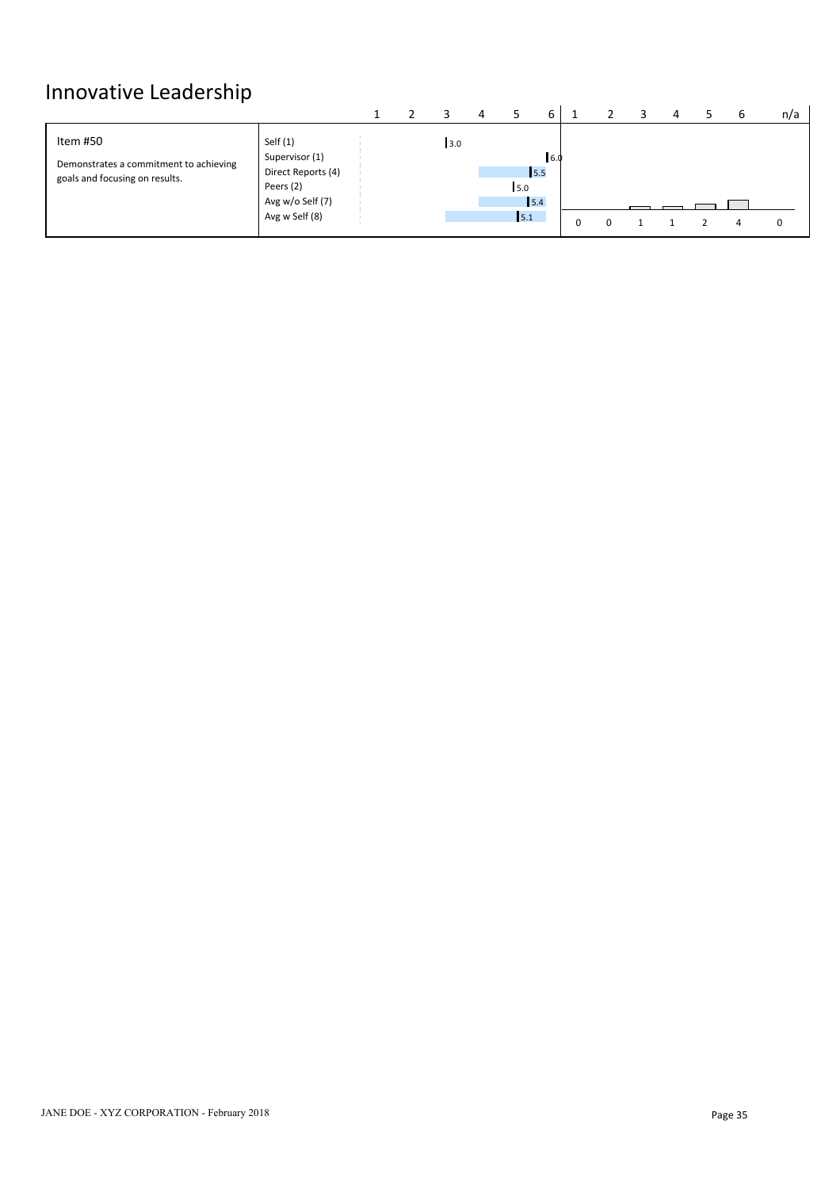# Innovative Leadership

| | | Score (1–6) | 1 | 2 | 3 | 4 | 5 | 6 | n/a |
|---|---|---|---|---|---|---|---|---|---|
| **Item #50** | Self (1) | 3.0 | | | | | | | |
| Demonstrates a commitment to achieving goals and focusing on results. | Supervisor (1) | 6.0 | | | | | | | |
| | Direct Reports (4) | 5.5 | | | | | | | |
| | Peers (2) | 5.0 | | | | | | | |
| | Avg w/o Self (7) | 5.4 | | | | | | | |
| | Avg w Self (8) | 5.1 | 0 | 0 | 1 | 1 | 2 | 4 | 0 |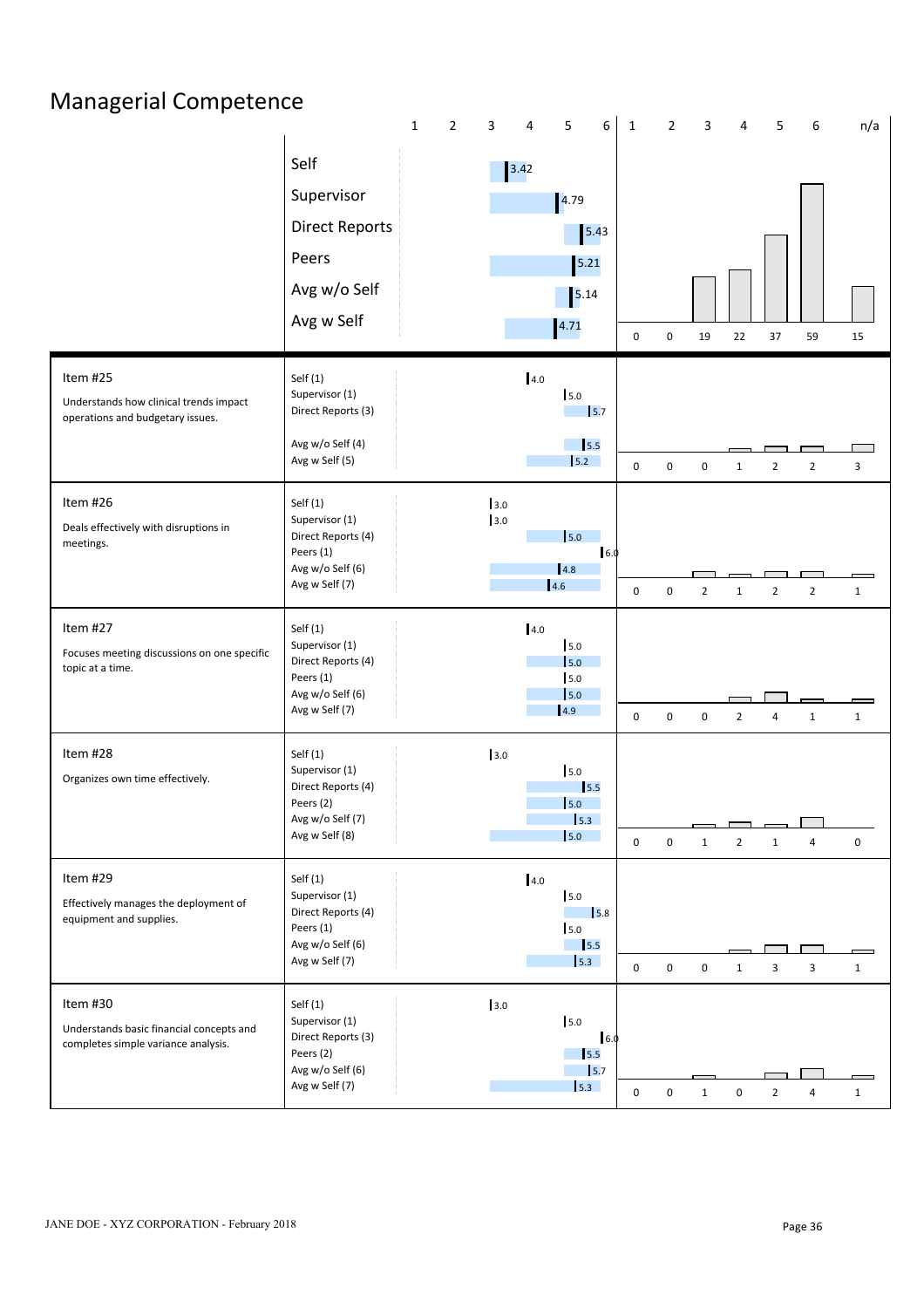# Managerial Competence

| | Rater | Score | 1 | 2 | 3 | 4 | 5 | 6 | n/a |
|---|---|---|---|---|---|---|---|---|---|
| | Self | 3.42 | 0 | 0 | 19 | 22 | 37 | 59 | 15 |
| | Supervisor | 4.79 | | | | | | | |
| | Direct Reports | 5.43 | | | | | | | |
| | Peers | 5.21 | | | | | | | |
| | Avg w/o Self | 5.14 | | | | | | | |
| | Avg w Self | 4.71 | | | | | | | |
| **Item #25** Understands how clinical trends impact operations and budgetary issues. | Self (1) | 4.0 | 0 | 0 | 0 | 1 | 2 | 2 | 3 |
| | Supervisor (1) | 5.0 | | | | | | | |
| | Direct Reports (3) | 5.7 | | | | | | | |
| | Avg w/o Self (4) | 5.5 | | | | | | | |
| | Avg w Self (5) | 5.2 | | | | | | | |
| **Item #26** Deals effectively with disruptions in meetings. | Self (1) | 3.0 | 0 | 0 | 2 | 1 | 2 | 2 | 1 |
| | Supervisor (1) | 3.0 | | | | | | | |
| | Direct Reports (4) | 5.0 | | | | | | | |
| | Peers (1) | 6.0 | | | | | | | |
| | Avg w/o Self (6) | 4.8 | | | | | | | |
| | Avg w Self (7) | 4.6 | | | | | | | |
| **Item #27** Focuses meeting discussions on one specific topic at a time. | Self (1) | 4.0 | 0 | 0 | 0 | 2 | 4 | 1 | 1 |
| | Supervisor (1) | 5.0 | | | | | | | |
| | Direct Reports (4) | 5.0 | | | | | | | |
| | Peers (1) | 5.0 | | | | | | | |
| | Avg w/o Self (6) | 5.0 | | | | | | | |
| | Avg w Self (7) | 4.9 | | | | | | | |
| **Item #28** Organizes own time effectively. | Self (1) | 3.0 | 0 | 0 | 1 | 2 | 1 | 4 | 0 |
| | Supervisor (1) | 5.0 | | | | | | | |
| | Direct Reports (4) | 5.5 | | | | | | | |
| | Peers (2) | 5.0 | | | | | | | |
| | Avg w/o Self (7) | 5.3 | | | | | | | |
| | Avg w Self (8) | 5.0 | | | | | | | |
| **Item #29** Effectively manages the deployment of equipment and supplies. | Self (1) | 4.0 | 0 | 0 | 0 | 1 | 3 | 3 | 1 |
| | Supervisor (1) | 5.0 | | | | | | | |
| | Direct Reports (4) | 5.8 | | | | | | | |
| | Peers (1) | 5.0 | | | | | | | |
| | Avg w/o Self (6) | 5.5 | | | | | | | |
| | Avg w Self (7) | 5.3 | | | | | | | |
| **Item #30** Understands basic financial concepts and completes simple variance analysis. | Self (1) | 3.0 | 0 | 0 | 1 | 0 | 2 | 4 | 1 |
| | Supervisor (1) | 5.0 | | | | | | | |
| | Direct Reports (3) | 6.0 | | | | | | | |
| | Peers (2) | 5.5 | | | | | | | |
| | Avg w/o Self (6) | 5.7 | | | | | | | |
| | Avg w Self (7) | 5.3 | | | | | | | |

JANE DOE - XYZ CORPORATION - February 2018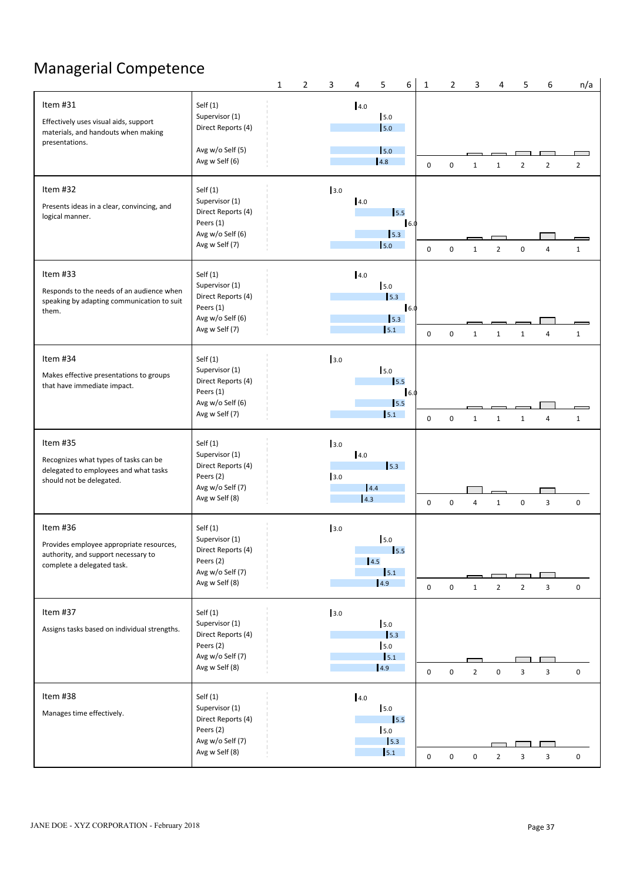# Managerial Competence

| Item | Rater (n) | Score | 1 | 2 | 3 | 4 | 5 | 6 | n/a |
|---|---|---|---|---|---|---|---|---|---|
| **Item #31**<br>Effectively uses visual aids, support materials, and handouts when making presentations. | Self (1) | 4.0 | 0 | 0 | 1 | 1 | 2 | 2 | 2 |
| | Supervisor (1) | 5.0 | | | | | | | |
| | Direct Reports (4) | 5.0 | | | | | | | |
| | Avg w/o Self (5) | 5.0 | | | | | | | |
| | Avg w Self (6) | 4.8 | | | | | | | |
| **Item #32**<br>Presents ideas in a clear, convincing, and logical manner. | Self (1) | 3.0 | 0 | 0 | 1 | 2 | 0 | 4 | 1 |
| | Supervisor (1) | 4.0 | | | | | | | |
| | Direct Reports (4) | 5.5 | | | | | | | |
| | Peers (1) | 6.0 | | | | | | | |
| | Avg w/o Self (6) | 5.3 | | | | | | | |
| | Avg w Self (7) | 5.0 | | | | | | | |
| **Item #33**<br>Responds to the needs of an audience when speaking by adapting communication to suit them. | Self (1) | 4.0 | 0 | 0 | 1 | 1 | 1 | 4 | 1 |
| | Supervisor (1) | 5.0 | | | | | | | |
| | Direct Reports (4) | 5.3 | | | | | | | |
| | Peers (1) | 6.0 | | | | | | | |
| | Avg w/o Self (6) | 5.3 | | | | | | | |
| | Avg w Self (7) | 5.1 | | | | | | | |
| **Item #34**<br>Makes effective presentations to groups that have immediate impact. | Self (1) | 3.0 | 0 | 0 | 1 | 1 | 1 | 4 | 1 |
| | Supervisor (1) | 5.0 | | | | | | | |
| | Direct Reports (4) | 5.5 | | | | | | | |
| | Peers (1) | 6.0 | | | | | | | |
| | Avg w/o Self (6) | 5.5 | | | | | | | |
| | Avg w Self (7) | 5.1 | | | | | | | |
| **Item #35**<br>Recognizes what types of tasks can be delegated to employees and what tasks should not be delegated. | Self (1) | 3.0 | 0 | 0 | 4 | 1 | 0 | 3 | 0 |
| | Supervisor (1) | 4.0 | | | | | | | |
| | Direct Reports (4) | 5.3 | | | | | | | |
| | Peers (2) | 3.0 | | | | | | | |
| | Avg w/o Self (7) | 4.4 | | | | | | | |
| | Avg w Self (8) | 4.3 | | | | | | | |
| **Item #36**<br>Provides employee appropriate resources, authority, and support necessary to complete a delegated task. | Self (1) | 3.0 | 0 | 0 | 1 | 2 | 2 | 3 | 0 |
| | Supervisor (1) | 5.0 | | | | | | | |
| | Direct Reports (4) | 5.5 | | | | | | | |
| | Peers (2) | 4.5 | | | | | | | |
| | Avg w/o Self (7) | 5.1 | | | | | | | |
| | Avg w Self (8) | 4.9 | | | | | | | |
| **Item #37**<br>Assigns tasks based on individual strengths. | Self (1) | 3.0 | 0 | 0 | 2 | 0 | 3 | 3 | 0 |
| | Supervisor (1) | 5.0 | | | | | | | |
| | Direct Reports (4) | 5.3 | | | | | | | |
| | Peers (2) | 5.0 | | | | | | | |
| | Avg w/o Self (7) | 5.1 | | | | | | | |
| | Avg w Self (8) | 4.9 | | | | | | | |
| **Item #38**<br>Manages time effectively. | Self (1) | 4.0 | 0 | 0 | 0 | 2 | 3 | 3 | 0 |
| | Supervisor (1) | 5.0 | | | | | | | |
| | Direct Reports (4) | 5.5 | | | | | | | |
| | Peers (2) | 5.0 | | | | | | | |
| | Avg w/o Self (7) | 5.3 | | | | | | | |
| | Avg w Self (8) | 5.1 | | | | | | | |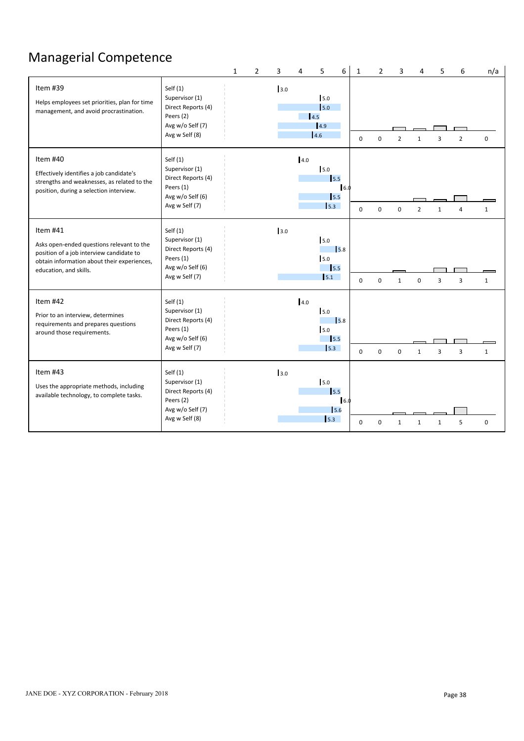# Managerial Competence

| Item | Rater Group | Score | 1 | 2 | 3 | 4 | 5 | 6 | n/a |
|---|---|---|---|---|---|---|---|---|---|
| **Item #39**<br>Helps employees set priorities, plan for time management, and avoid procrastination. | Self (1) | 3.0 | 0 | 0 | 2 | 1 | 3 | 2 | 0 |
| | Supervisor (1) | 5.0 | | | | | | | |
| | Direct Reports (4) | 5.0 | | | | | | | |
| | Peers (2) | 4.5 | | | | | | | |
| | Avg w/o Self (7) | 4.9 | | | | | | | |
| | Avg w Self (8) | 4.6 | | | | | | | |
| **Item #40**<br>Effectively identifies a job candidate's strengths and weaknesses, as related to the position, during a selection interview. | Self (1) | 4.0 | 0 | 0 | 0 | 2 | 1 | 4 | 1 |
| | Supervisor (1) | 5.0 | | | | | | | |
| | Direct Reports (4) | 5.5 | | | | | | | |
| | Peers (1) | 6.0 | | | | | | | |
| | Avg w/o Self (6) | 5.5 | | | | | | | |
| | Avg w Self (7) | 5.3 | | | | | | | |
| **Item #41**<br>Asks open-ended questions relevant to the position of a job interview candidate to obtain information about their experiences, education, and skills. | Self (1) | 3.0 | 0 | 0 | 1 | 0 | 3 | 3 | 1 |
| | Supervisor (1) | 5.0 | | | | | | | |
| | Direct Reports (4) | 5.8 | | | | | | | |
| | Peers (1) | 5.0 | | | | | | | |
| | Avg w/o Self (6) | 5.5 | | | | | | | |
| | Avg w Self (7) | 5.1 | | | | | | | |
| **Item #42**<br>Prior to an interview, determines requirements and prepares questions around those requirements. | Self (1) | 4.0 | 0 | 0 | 0 | 1 | 3 | 3 | 1 |
| | Supervisor (1) | 5.0 | | | | | | | |
| | Direct Reports (4) | 5.8 | | | | | | | |
| | Peers (1) | 5.0 | | | | | | | |
| | Avg w/o Self (6) | 5.5 | | | | | | | |
| | Avg w Self (7) | 5.3 | | | | | | | |
| **Item #43**<br>Uses the appropriate methods, including available technology, to complete tasks. | Self (1) | 3.0 | 0 | 0 | 1 | 1 | 1 | 5 | 0 |
| | Supervisor (1) | 5.0 | | | | | | | |
| | Direct Reports (4) | 5.5 | | | | | | | |
| | Peers (2) | 6.0 | | | | | | | |
| | Avg w/o Self (7) | 5.6 | | | | | | | |
| | Avg w Self (8) | 5.3 | | | | | | | |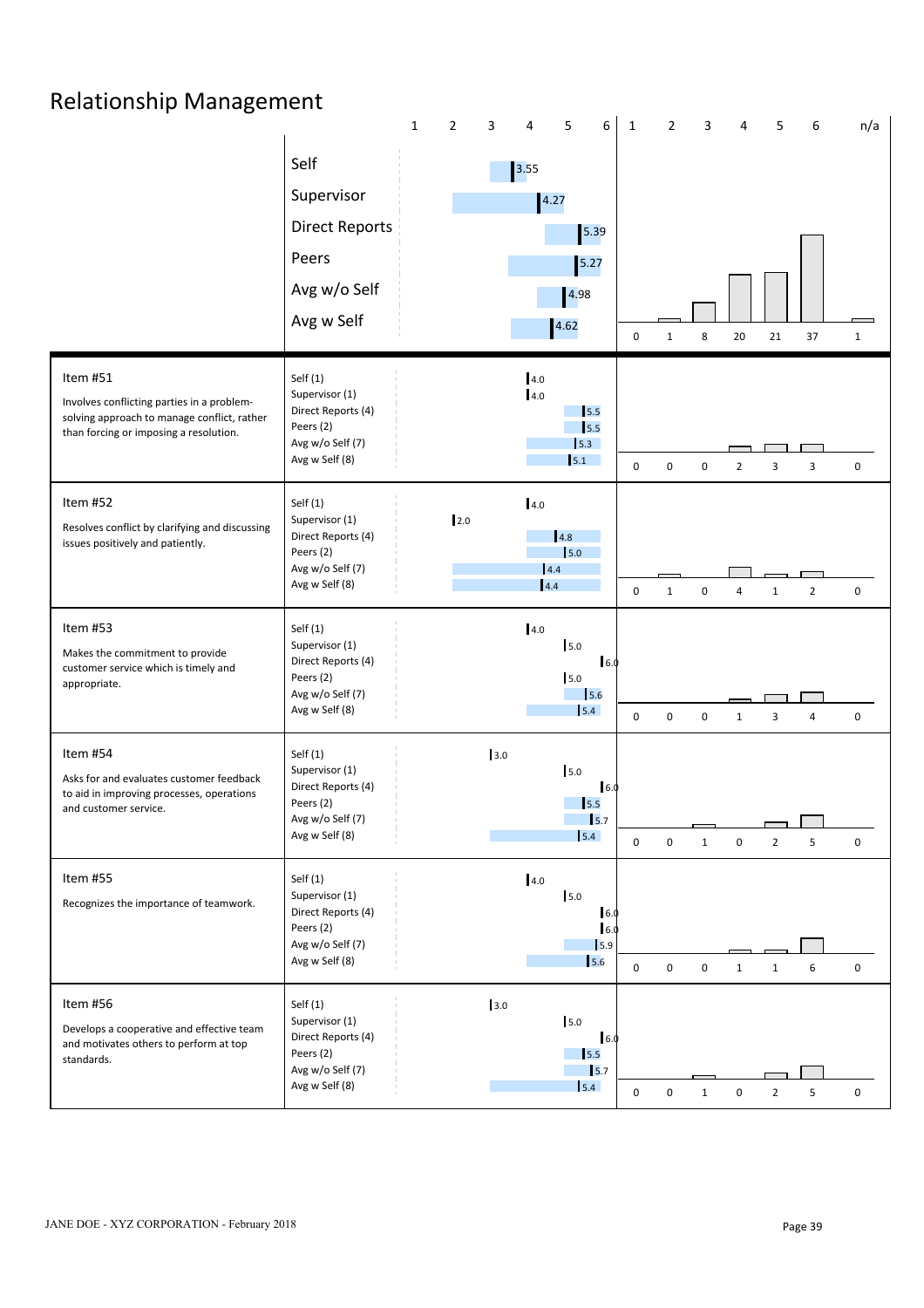# Relationship Management

| | Rater | Score | Distribution (1 / 2 / 3 / 4 / 5 / 6 / n/a) |
|---|---|---|---|
| | Self | 3.55 | 0 / 1 / 8 / 20 / 21 / 37 / 1 |
| | Supervisor | 4.27 | |
| | Direct Reports | 5.39 | |
| | Peers | 5.27 | |
| | Avg w/o Self | 4.98 | |
| | Avg w Self | 4.62 | |

| Item | Rater | Score | Distribution (1 / 2 / 3 / 4 / 5 / 6 / n/a) |
|---|---|---|---|
| **Item #51** Involves conflicting parties in a problem-solving approach to manage conflict, rather than forcing or imposing a resolution. | Self (1) | 4.0 | 0 / 0 / 0 / 2 / 3 / 3 / 0 |
| | Supervisor (1) | 4.0 | |
| | Direct Reports (4) | 5.5 | |
| | Peers (2) | 5.5 | |
| | Avg w/o Self (7) | 5.3 | |
| | Avg w Self (8) | 5.1 | |
| **Item #52** Resolves conflict by clarifying and discussing issues positively and patiently. | Self (1) | 4.0 | 0 / 1 / 0 / 4 / 1 / 2 / 0 |
| | Supervisor (1) | 2.0 | |
| | Direct Reports (4) | 4.8 | |
| | Peers (2) | 5.0 | |
| | Avg w/o Self (7) | 4.4 | |
| | Avg w Self (8) | 4.4 | |
| **Item #53** Makes the commitment to provide customer service which is timely and appropriate. | Self (1) | 4.0 | 0 / 0 / 0 / 1 / 3 / 4 / 0 |
| | Supervisor (1) | 5.0 | |
| | Direct Reports (4) | 6.0 | |
| | Peers (2) | 5.0 | |
| | Avg w/o Self (7) | 5.6 | |
| | Avg w Self (8) | 5.4 | |
| **Item #54** Asks for and evaluates customer feedback to aid in improving processes, operations and customer service. | Self (1) | 3.0 | 0 / 0 / 1 / 0 / 2 / 5 / 0 |
| | Supervisor (1) | 5.0 | |
| | Direct Reports (4) | 6.0 | |
| | Peers (2) | 5.5 | |
| | Avg w/o Self (7) | 5.7 | |
| | Avg w Self (8) | 5.4 | |
| **Item #55** Recognizes the importance of teamwork. | Self (1) | 4.0 | 0 / 0 / 0 / 1 / 1 / 6 / 0 |
| | Supervisor (1) | 5.0 | |
| | Direct Reports (4) | 6.0 | |
| | Peers (2) | 6.0 | |
| | Avg w/o Self (7) | 5.9 | |
| | Avg w Self (8) | 5.6 | |
| **Item #56** Develops a cooperative and effective team and motivates others to perform at top standards. | Self (1) | 3.0 | 0 / 0 / 1 / 0 / 2 / 5 / 0 |
| | Supervisor (1) | 5.0 | |
| | Direct Reports (4) | 6.0 | |
| | Peers (2) | 5.5 | |
| | Avg w/o Self (7) | 5.7 | |
| | Avg w Self (8) | 5.4 | |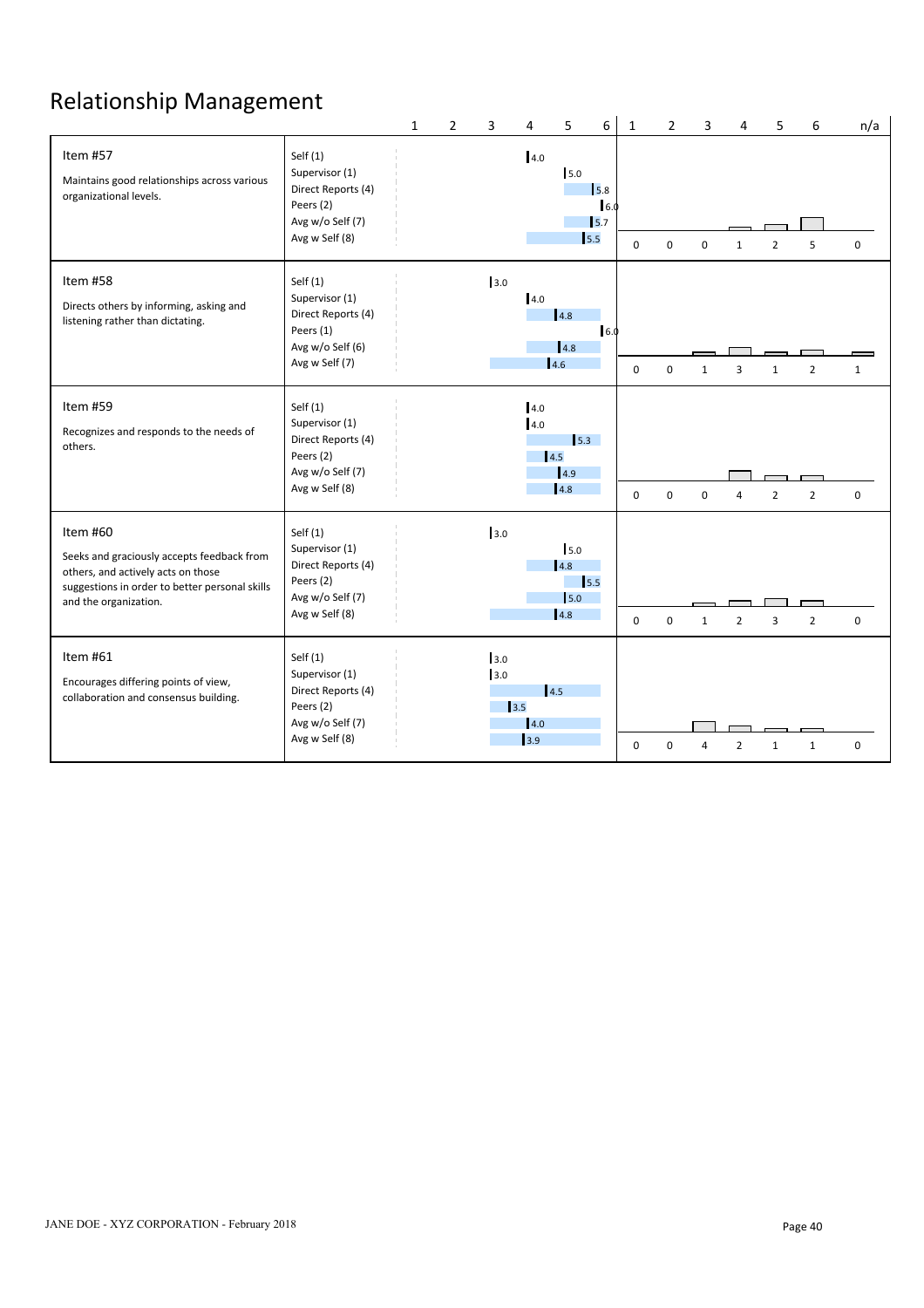# Relationship Management

| Item | Rater | Score | 1 | 2 | 3 | 4 | 5 | 6 | n/a |
|---|---|---|---|---|---|---|---|---|---|
| **Item #57** Maintains good relationships across various organizational levels. | Self (1) | 4.0 | 0 | 0 | 0 | 1 | 2 | 5 | 0 |
| | Supervisor (1) | 5.0 | | | | | | | |
| | Direct Reports (4) | 5.8 | | | | | | | |
| | Peers (2) | 6.0 | | | | | | | |
| | Avg w/o Self (7) | 5.7 | | | | | | | |
| | Avg w Self (8) | 5.5 | | | | | | | |
| **Item #58** Directs others by informing, asking and listening rather than dictating. | Self (1) | 3.0 | 0 | 0 | 1 | 3 | 1 | 2 | 1 |
| | Supervisor (1) | 4.0 | | | | | | | |
| | Direct Reports (4) | 4.8 | | | | | | | |
| | Peers (1) | 6.0 | | | | | | | |
| | Avg w/o Self (6) | 4.8 | | | | | | | |
| | Avg w Self (7) | 4.6 | | | | | | | |
| **Item #59** Recognizes and responds to the needs of others. | Self (1) | 4.0 | 0 | 0 | 0 | 4 | 2 | 2 | 0 |
| | Supervisor (1) | 4.0 | | | | | | | |
| | Direct Reports (4) | 5.3 | | | | | | | |
| | Peers (2) | 4.5 | | | | | | | |
| | Avg w/o Self (7) | 4.9 | | | | | | | |
| | Avg w Self (8) | 4.8 | | | | | | | |
| **Item #60** Seeks and graciously accepts feedback from others, and actively acts on those suggestions in order to better personal skills and the organization. | Self (1) | 3.0 | 0 | 0 | 1 | 2 | 3 | 2 | 0 |
| | Supervisor (1) | 5.0 | | | | | | | |
| | Direct Reports (4) | 4.8 | | | | | | | |
| | Peers (2) | 5.5 | | | | | | | |
| | Avg w/o Self (7) | 5.0 | | | | | | | |
| | Avg w Self (8) | 4.8 | | | | | | | |
| **Item #61** Encourages differing points of view, collaboration and consensus building. | Self (1) | 3.0 | 0 | 0 | 4 | 2 | 1 | 1 | 0 |
| | Supervisor (1) | 3.0 | | | | | | | |
| | Direct Reports (4) | 4.5 | | | | | | | |
| | Peers (2) | 3.5 | | | | | | | |
| | Avg w/o Self (7) | 4.0 | | | | | | | |
| | Avg w Self (8) | 3.9 | | | | | | | |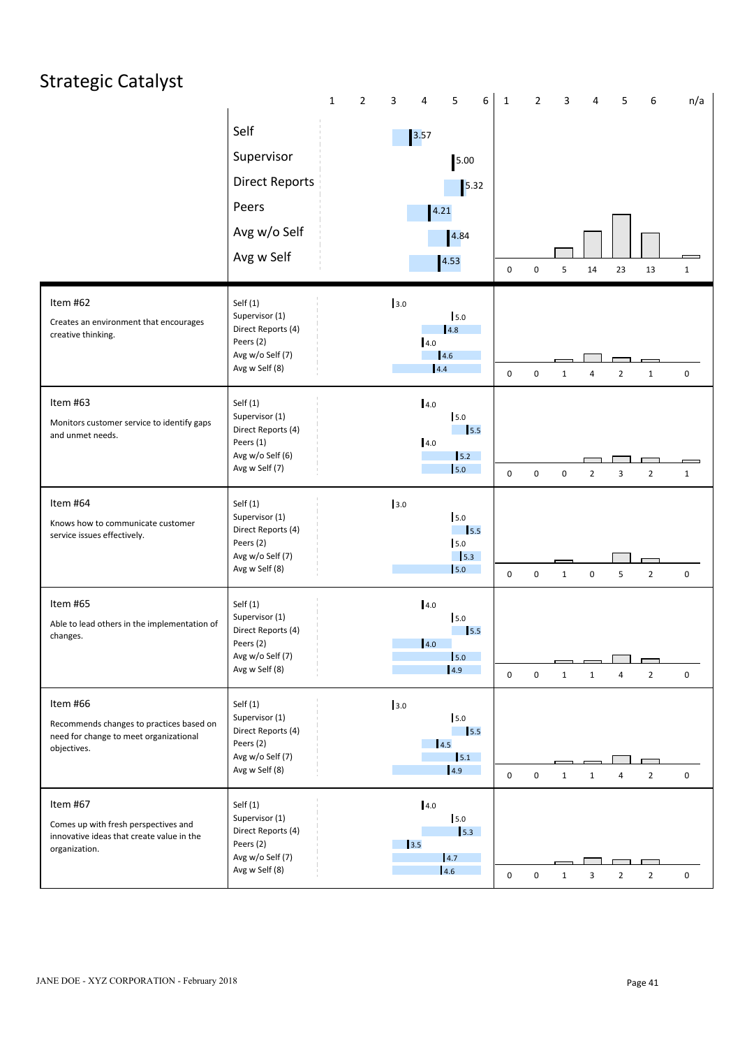# Strategic Catalyst

| | Rater | Score | 1 | 2 | 3 | 4 | 5 | 6 | n/a |
|---|---|---|---|---|---|---|---|---|---|
| | Self | 3.57 | 0 | 0 | 5 | 14 | 23 | 13 | 1 |
| | Supervisor | 5.00 | | | | | | | |
| | Direct Reports | 5.32 | | | | | | | |
| | Peers | 4.21 | | | | | | | |
| | Avg w/o Self | 4.84 | | | | | | | |
| | Avg w Self | 4.53 | | | | | | | |

| Item | Rater | Score | 1 | 2 | 3 | 4 | 5 | 6 | n/a |
|---|---|---|---|---|---|---|---|---|---|
| **Item #62** Creates an environment that encourages creative thinking. | Self (1) | 3.0 | 0 | 0 | 1 | 4 | 2 | 1 | 0 |
| | Supervisor (1) | 5.0 | | | | | | | |
| | Direct Reports (4) | 4.8 | | | | | | | |
| | Peers (2) | 4.0 | | | | | | | |
| | Avg w/o Self (7) | 4.6 | | | | | | | |
| | Avg w Self (8) | 4.4 | | | | | | | |
| **Item #63** Monitors customer service to identify gaps and unmet needs. | Self (1) | 4.0 | 0 | 0 | 0 | 2 | 3 | 2 | 1 |
| | Supervisor (1) | 5.0 | | | | | | | |
| | Direct Reports (4) | 5.5 | | | | | | | |
| | Peers (1) | 4.0 | | | | | | | |
| | Avg w/o Self (6) | 5.2 | | | | | | | |
| | Avg w Self (7) | 5.0 | | | | | | | |
| **Item #64** Knows how to communicate customer service issues effectively. | Self (1) | 3.0 | 0 | 0 | 1 | 0 | 5 | 2 | 0 |
| | Supervisor (1) | 5.0 | | | | | | | |
| | Direct Reports (4) | 5.5 | | | | | | | |
| | Peers (2) | 5.0 | | | | | | | |
| | Avg w/o Self (7) | 5.3 | | | | | | | |
| | Avg w Self (8) | 5.0 | | | | | | | |
| **Item #65** Able to lead others in the implementation of changes. | Self (1) | 4.0 | 0 | 0 | 1 | 1 | 4 | 2 | 0 |
| | Supervisor (1) | 5.0 | | | | | | | |
| | Direct Reports (4) | 5.5 | | | | | | | |
| | Peers (2) | 4.0 | | | | | | | |
| | Avg w/o Self (7) | 5.0 | | | | | | | |
| | Avg w Self (8) | 4.9 | | | | | | | |
| **Item #66** Recommends changes to practices based on need for change to meet organizational objectives. | Self (1) | 3.0 | 0 | 0 | 1 | 1 | 4 | 2 | 0 |
| | Supervisor (1) | 5.0 | | | | | | | |
| | Direct Reports (4) | 5.5 | | | | | | | |
| | Peers (2) | 4.5 | | | | | | | |
| | Avg w/o Self (7) | 5.1 | | | | | | | |
| | Avg w Self (8) | 4.9 | | | | | | | |
| **Item #67** Comes up with fresh perspectives and innovative ideas that create value in the organization. | Self (1) | 4.0 | 0 | 0 | 1 | 3 | 2 | 2 | 0 |
| | Supervisor (1) | 5.0 | | | | | | | |
| | Direct Reports (4) | 5.3 | | | | | | | |
| | Peers (2) | 3.5 | | | | | | | |
| | Avg w/o Self (7) | 4.7 | | | | | | | |
| | Avg w Self (8) | 4.6 | | | | | | | |

JANE DOE - XYZ CORPORATION - February 2018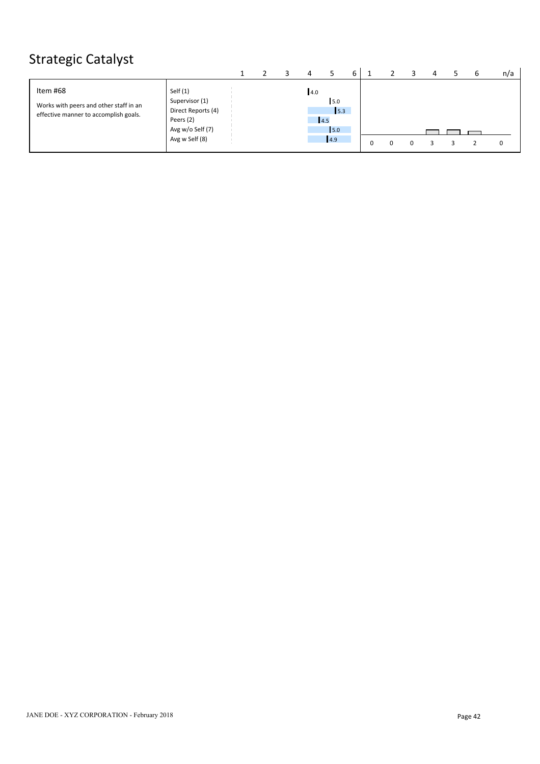# Strategic Catalyst

| Item | Rater | Score (1–6) | 1 | 2 | 3 | 4 | 5 | 6 | n/a |
|---|---|---|---|---|---|---|---|---|---|
| Item #68<br>Works with peers and other staff in an effective manner to accomplish goals. | Self (1) | 4.0 | | | | | | | |
| | Supervisor (1) | 5.0 | | | | | | | |
| | Direct Reports (4) | 5.3 | | | | | | | |
| | Peers (2) | 4.5 | | | | | | | |
| | Avg w/o Self (7) | 5.0 | | | | | | | |
| | Avg w Self (8) | 4.9 | 0 | 0 | 0 | 3 | 3 | 2 | 0 |

JANE DOE - XYZ CORPORATION - February 2018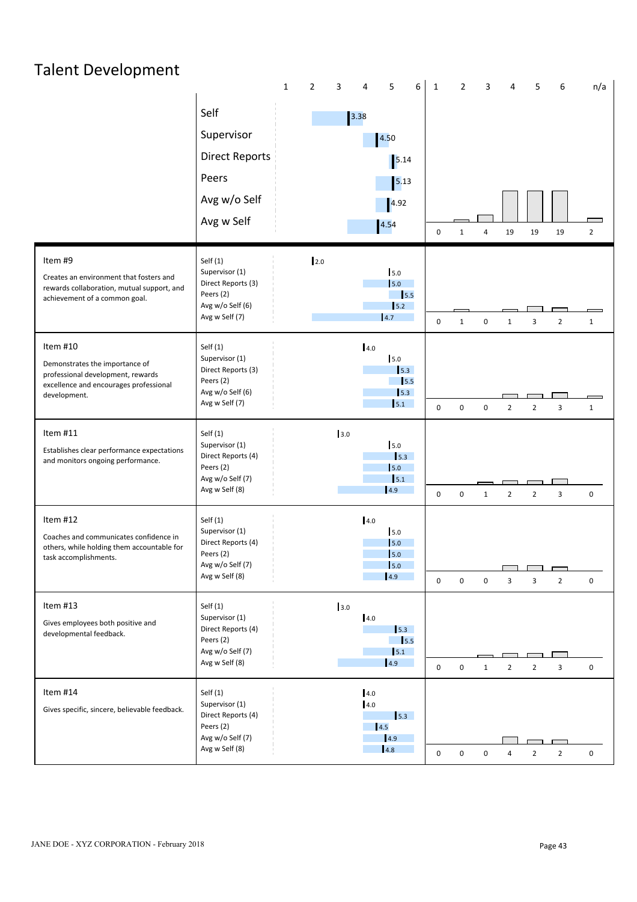# Talent Development

| | Rater | Score |
|---|---|---|
| | Self | 3.38 |
| | Supervisor | 4.50 |
| | Direct Reports | 5.14 |
| | Peers | 5.13 |
| | Avg w/o Self | 4.92 |
| | Avg w Self | 4.54 |

Distribution of ratings (1 / 2 / 3 / 4 / 5 / 6 / n/a): 0 / 1 / 4 / 19 / 19 / 19 / 2

| Item | Rater | Score | 1 | 2 | 3 | 4 | 5 | 6 | n/a |
|---|---|---|---|---|---|---|---|---|---|
| **Item #9** Creates an environment that fosters and rewards collaboration, mutual support, and achievement of a common goal. | Self (1) | 2.0 | 0 | 1 | 0 | 1 | 3 | 2 | 1 |
| | Supervisor (1) | 5.0 | | | | | | | |
| | Direct Reports (3) | 5.0 | | | | | | | |
| | Peers (2) | 5.5 | | | | | | | |
| | Avg w/o Self (6) | 5.2 | | | | | | | |
| | Avg w Self (7) | 4.7 | | | | | | | |
| **Item #10** Demonstrates the importance of professional development, rewards excellence and encourages professional development. | Self (1) | 4.0 | 0 | 0 | 0 | 2 | 2 | 3 | 1 |
| | Supervisor (1) | 5.0 | | | | | | | |
| | Direct Reports (3) | 5.3 | | | | | | | |
| | Peers (2) | 5.5 | | | | | | | |
| | Avg w/o Self (6) | 5.3 | | | | | | | |
| | Avg w Self (7) | 5.1 | | | | | | | |
| **Item #11** Establishes clear performance expectations and monitors ongoing performance. | Self (1) | 3.0 | 0 | 0 | 1 | 2 | 2 | 3 | 0 |
| | Supervisor (1) | 5.0 | | | | | | | |
| | Direct Reports (4) | 5.3 | | | | | | | |
| | Peers (2) | 5.0 | | | | | | | |
| | Avg w/o Self (7) | 5.1 | | | | | | | |
| | Avg w Self (8) | 4.9 | | | | | | | |
| **Item #12** Coaches and communicates confidence in others, while holding them accountable for task accomplishments. | Self (1) | 4.0 | 0 | 0 | 0 | 3 | 3 | 2 | 0 |
| | Supervisor (1) | 5.0 | | | | | | | |
| | Direct Reports (4) | 5.0 | | | | | | | |
| | Peers (2) | 5.0 | | | | | | | |
| | Avg w/o Self (7) | 5.0 | | | | | | | |
| | Avg w Self (8) | 4.9 | | | | | | | |
| **Item #13** Gives employees both positive and developmental feedback. | Self (1) | 3.0 | 0 | 0 | 1 | 2 | 2 | 3 | 0 |
| | Supervisor (1) | 4.0 | | | | | | | |
| | Direct Reports (4) | 5.3 | | | | | | | |
| | Peers (2) | 5.5 | | | | | | | |
| | Avg w/o Self (7) | 5.1 | | | | | | | |
| | Avg w Self (8) | 4.9 | | | | | | | |
| **Item #14** Gives specific, sincere, believable feedback. | Self (1) | 4.0 | 0 | 0 | 0 | 4 | 2 | 2 | 0 |
| | Supervisor (1) | 4.0 | | | | | | | |
| | Direct Reports (4) | 5.3 | | | | | | | |
| | Peers (2) | 4.5 | | | | | | | |
| | Avg w/o Self (7) | 4.9 | | | | | | | |
| | Avg w Self (8) | 4.8 | | | | | | | |

JANE DOE - XYZ CORPORATION - February 2018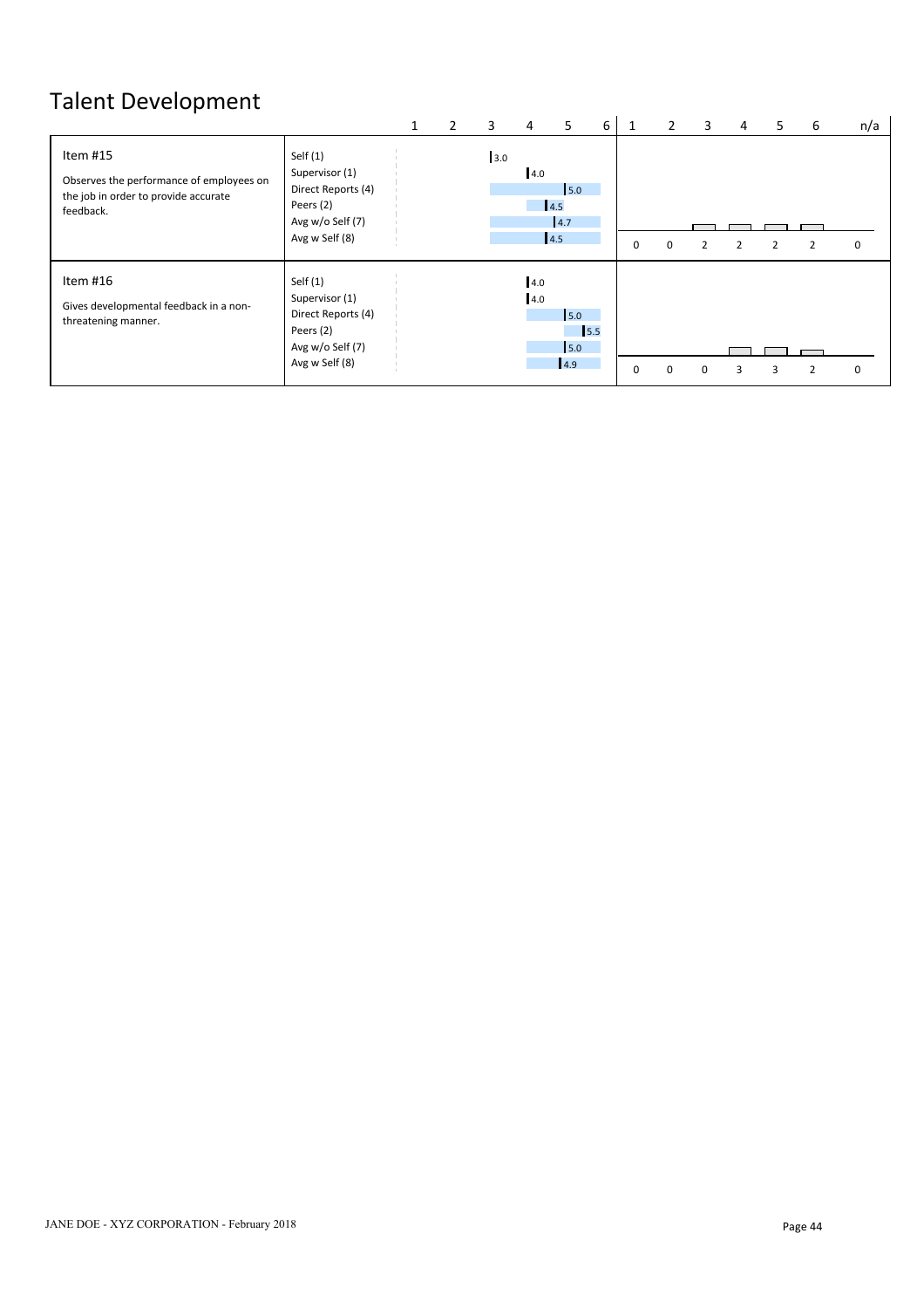# Talent Development

| Item | Rater Group | Score | 1 | 2 | 3 | 4 | 5 | 6 | n/a |
|---|---|---|---|---|---|---|---|---|---|
| **Item #15**<br>Observes the performance of employees on the job in order to provide accurate feedback. | Self (1) | 3.0 | 0 | 0 | 2 | 2 | 2 | 2 | 0 |
| | Supervisor (1) | 4.0 | | | | | | | |
| | Direct Reports (4) | 5.0 | | | | | | | |
| | Peers (2) | 4.5 | | | | | | | |
| | Avg w/o Self (7) | 4.7 | | | | | | | |
| | Avg w Self (8) | 4.5 | | | | | | | |
| **Item #16**<br>Gives developmental feedback in a non-threatening manner. | Self (1) | 4.0 | 0 | 0 | 0 | 3 | 3 | 2 | 0 |
| | Supervisor (1) | 4.0 | | | | | | | |
| | Direct Reports (4) | 5.0 | | | | | | | |
| | Peers (2) | 5.5 | | | | | | | |
| | Avg w/o Self (7) | 5.0 | | | | | | | |
| | Avg w Self (8) | 4.9 | | | | | | | |

JANE DOE - XYZ CORPORATION - February 2018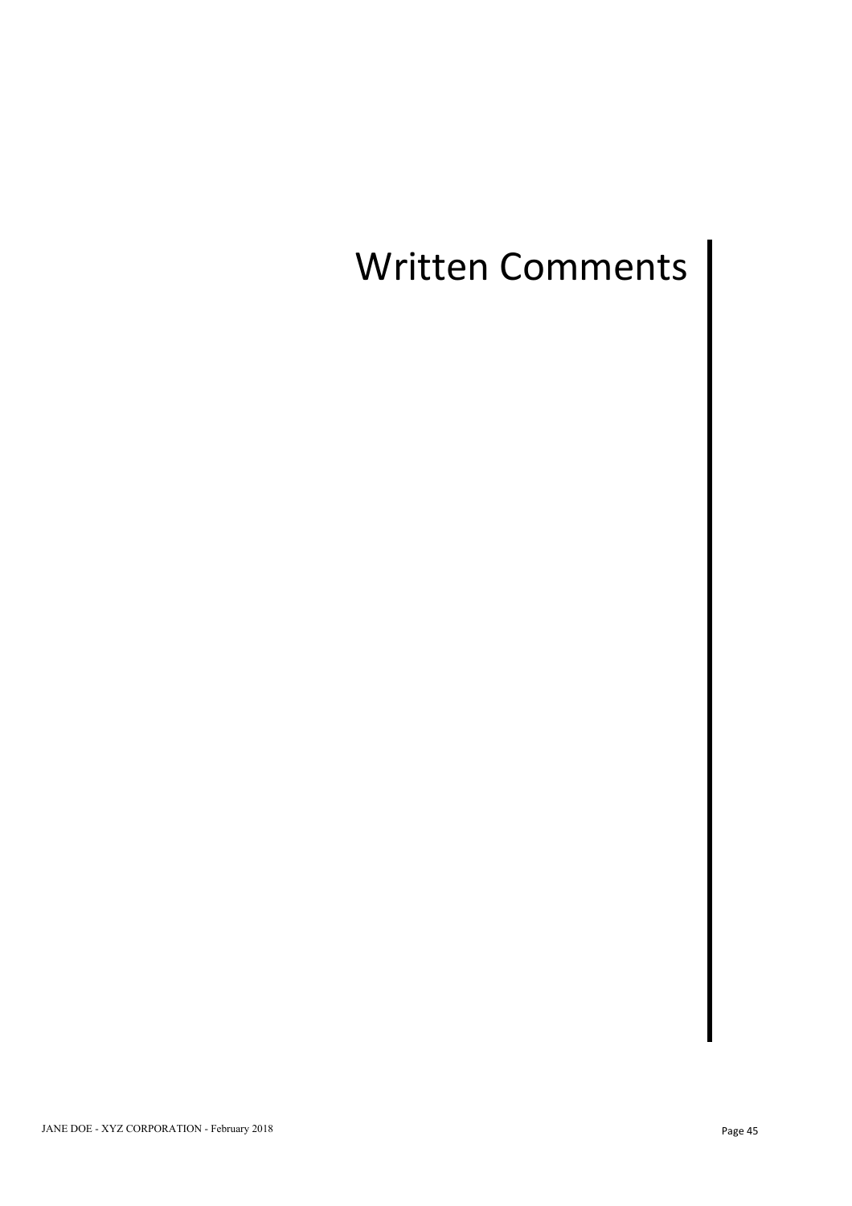# Written Comments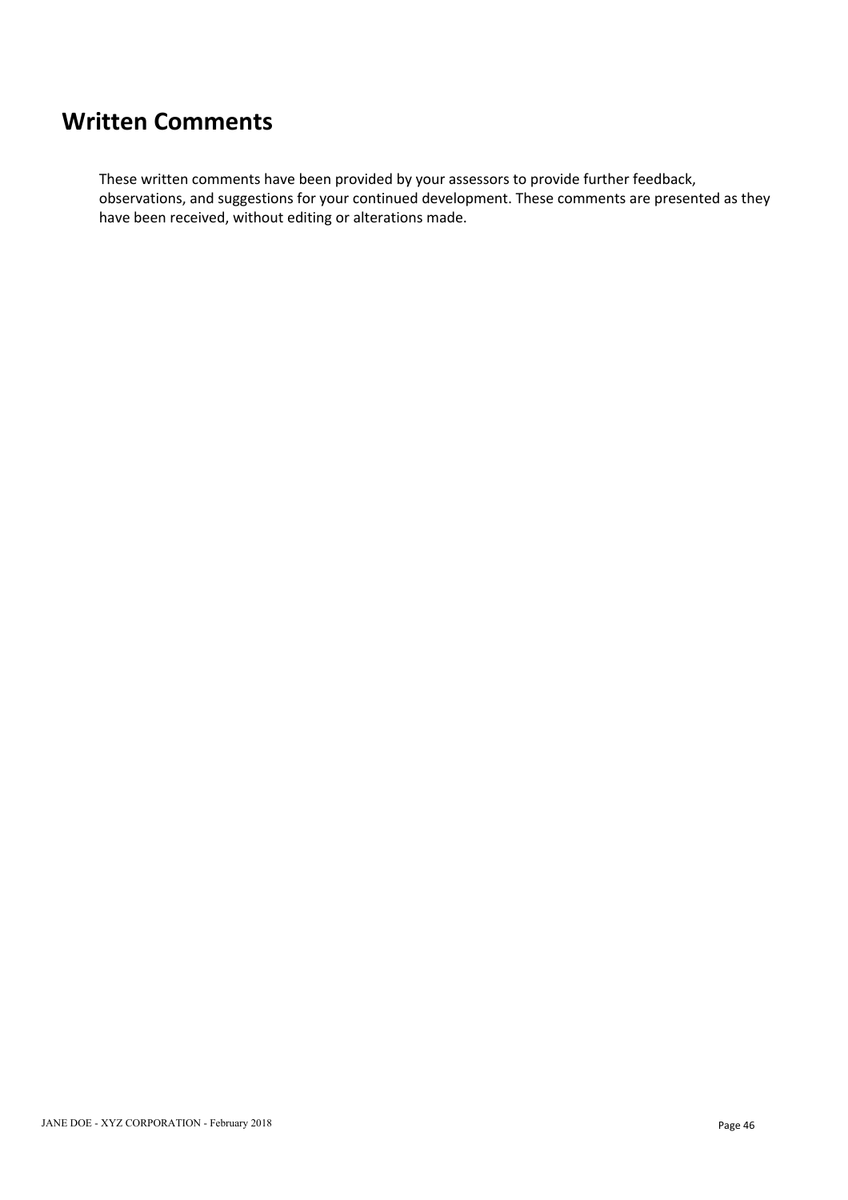# Written Comments

These written comments have been provided by your assessors to provide further feedback, observations, and suggestions for your continued development. These comments are presented as they have been received, without editing or alterations made.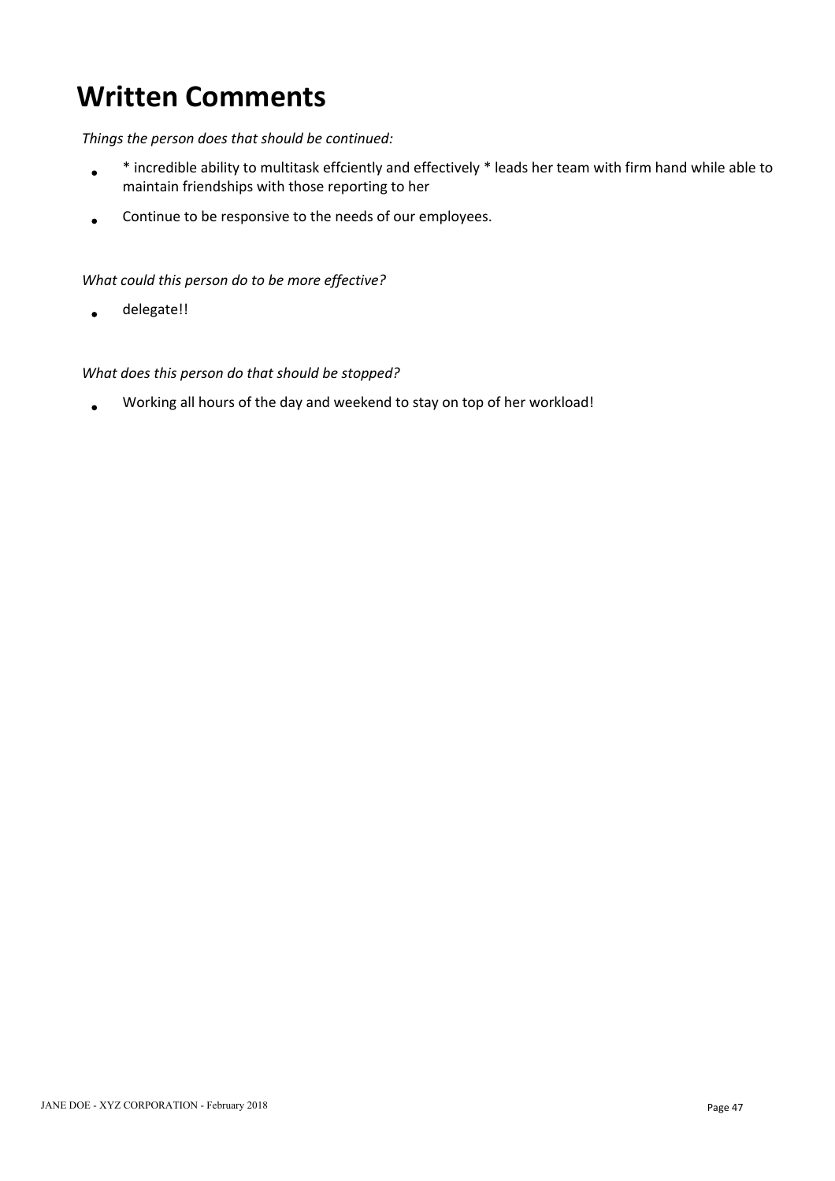# Written Comments

*Things the person does that should be continued:*

- * incredible ability to multitask effciently and effectively * leads her team with firm hand while able to maintain friendships with those reporting to her
- Continue to be responsive to the needs of our employees.

*What could this person do to be more effective?*

- delegate!!

*What does this person do that should be stopped?*

- Working all hours of the day and weekend to stay on top of her workload!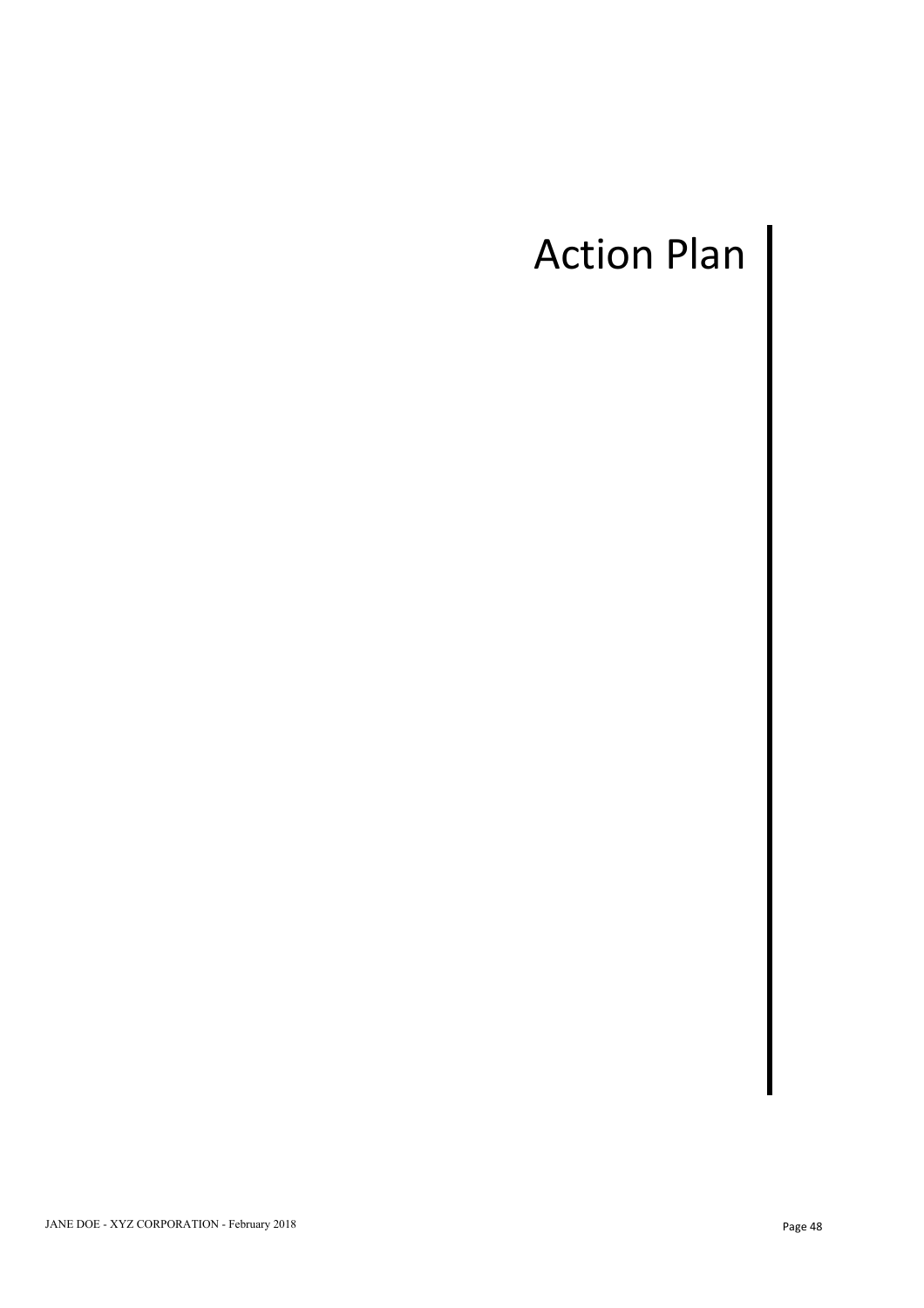# Action Plan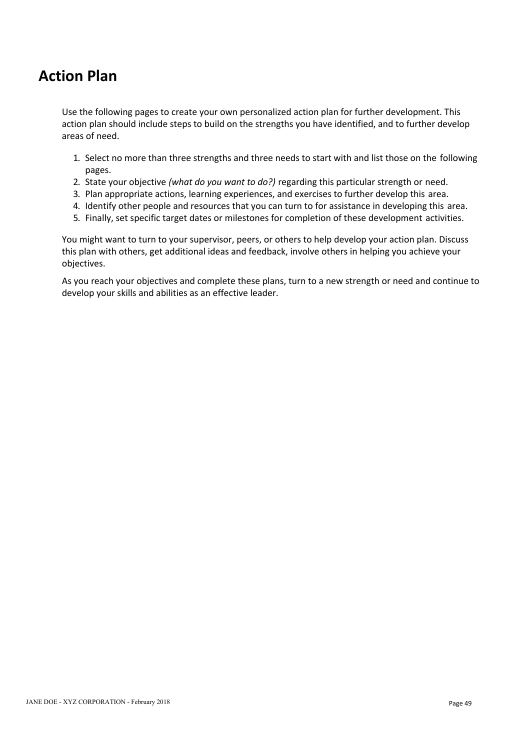# Action Plan

Use the following pages to create your own personalized action plan for further development. This action plan should include steps to build on the strengths you have identified, and to further develop areas of need.

1. Select no more than three strengths and three needs to start with and list those on the following pages.
2. State your objective *(what do you want to do?)* regarding this particular strength or need.
3. Plan appropriate actions, learning experiences, and exercises to further develop this area.
4. Identify other people and resources that you can turn to for assistance in developing this area.
5. Finally, set specific target dates or milestones for completion of these development activities.

You might want to turn to your supervisor, peers, or others to help develop your action plan. Discuss this plan with others, get additional ideas and feedback, involve others in helping you achieve your objectives.

As you reach your objectives and complete these plans, turn to a new strength or need and continue to develop your skills and abilities as an effective leader.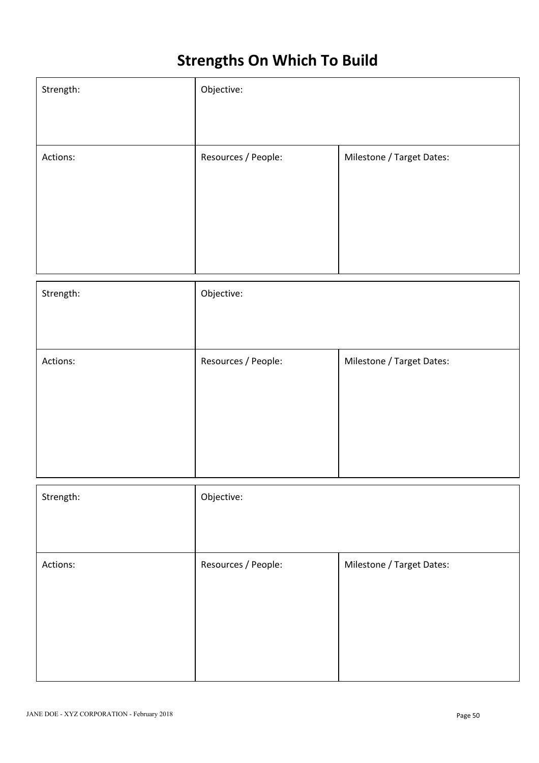# Strengths On Which To Build

| Strength: | Objective: | |
|---|---|---|
| Actions: | Resources / People: | Milestone / Target Dates: |

| Strength: | Objective: | |
|---|---|---|
| Actions: | Resources / People: | Milestone / Target Dates: |

| Strength: | Objective: | |
|---|---|---|
| Actions: | Resources / People: | Milestone / Target Dates: |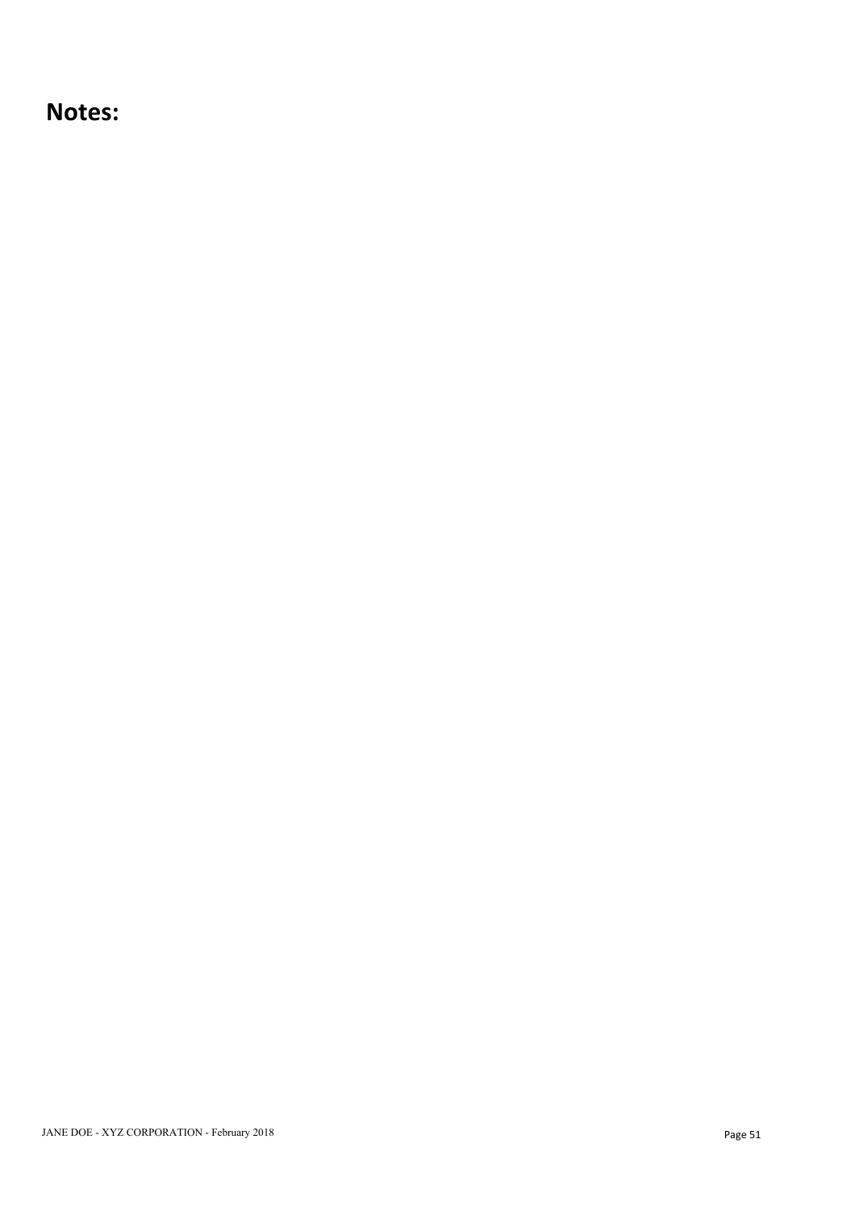# Notes: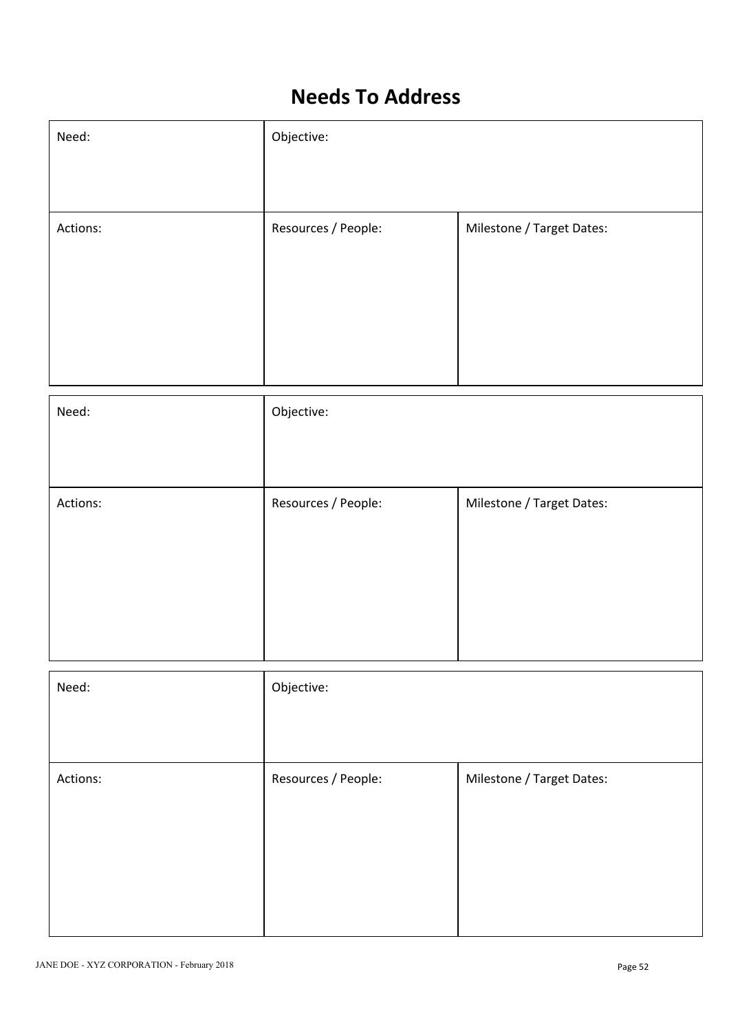# Needs To Address

| Need: | Objective: | |
|---|---|---|
| Actions: | Resources / People: | Milestone / Target Dates: |

| Need: | Objective: | |
|---|---|---|
| Actions: | Resources / People: | Milestone / Target Dates: |

| Need: | Objective: | |
|---|---|---|
| Actions: | Resources / People: | Milestone / Target Dates: |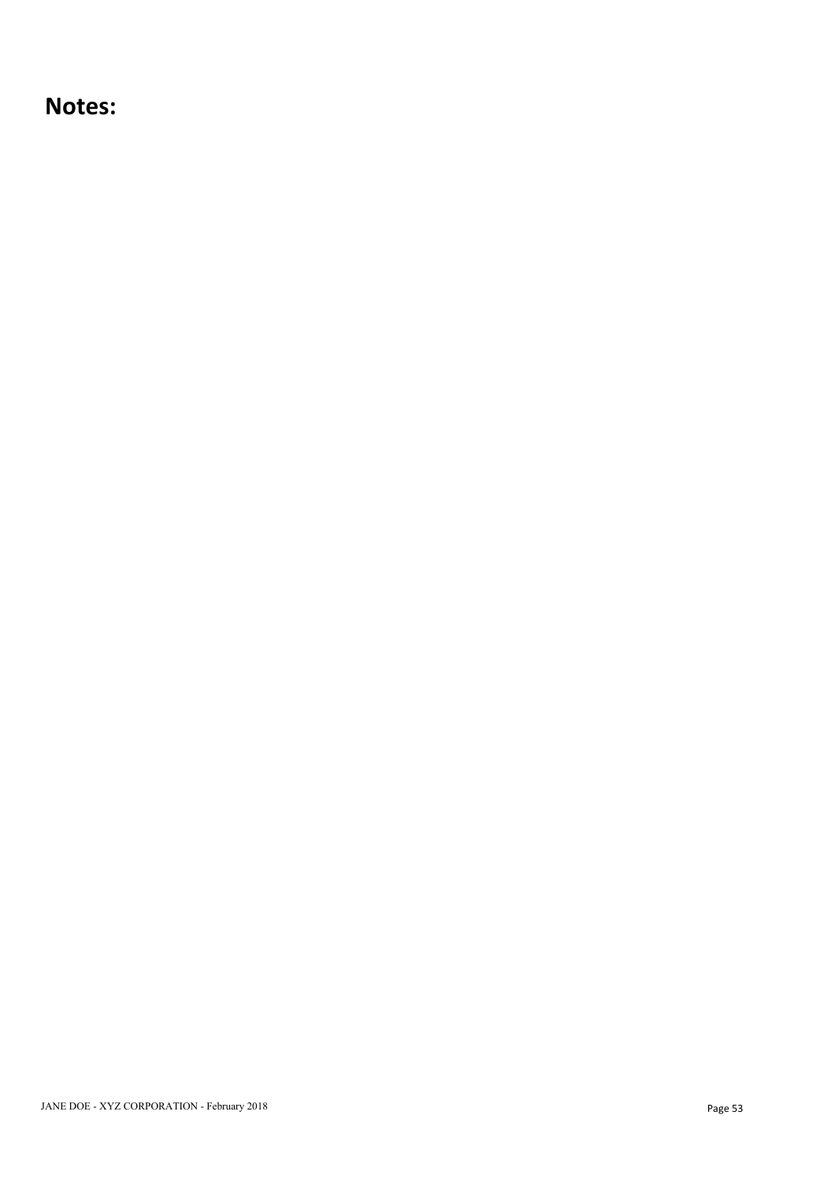# Notes: